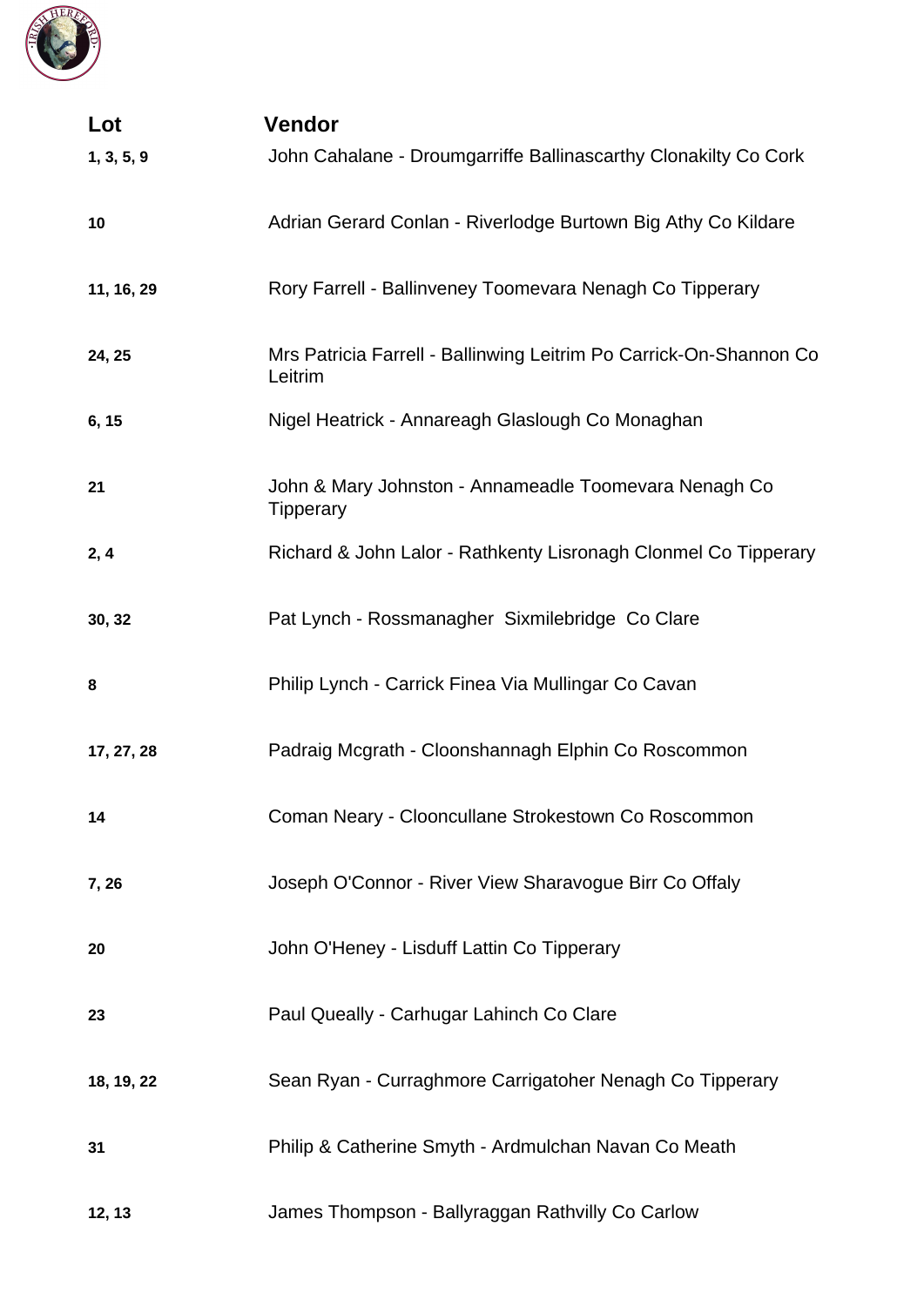| Lot | Vendor |
|---|---|
| 1, 3, 5, 9 | John Cahalane - Droumgarriffe Ballinascarthy Clonakilty Co Cork |
| 10 | Adrian Gerard Conlan - Riverlodge Burtown Big Athy Co Kildare |
| 11, 16, 29 | Rory Farrell - Ballinveney Toomevara Nenagh Co Tipperary |
| 24, 25 | Mrs Patricia Farrell - Ballinwing Leitrim Po Carrick-On-Shannon Co Leitrim |
| 6, 15 | Nigel Heatrick - Annareagh Glaslough Co Monaghan |
| 21 | John & Mary Johnston - Annameadle Toomevara Nenagh Co Tipperary |
| 2, 4 | Richard & John Lalor - Rathkenty Lisronagh Clonmel Co Tipperary |
| 30, 32 | Pat Lynch - Rossmanagher Sixmilebridge Co Clare |
| 8 | Philip Lynch - Carrick Finea Via Mullingar Co Cavan |
| 17, 27, 28 | Padraig Mcgrath - Cloonshannagh Elphin Co Roscommon |
| 14 | Coman Neary - Clooncullane Strokestown Co Roscommon |
| 7, 26 | Joseph O'Connor - River View Sharavogue Birr Co Offaly |
| 20 | John O'Heney - Lisduff Lattin Co Tipperary |
| 23 | Paul Queally - Carhugar Lahinch Co Clare |
| 18, 19, 22 | Sean Ryan - Curraghmore Carrigatoher Nenagh Co Tipperary |
| 31 | Philip & Catherine Smyth - Ardmulchan Navan Co Meath |
| 12, 13 | James Thompson - Ballyraggan Rathvilly Co Carlow |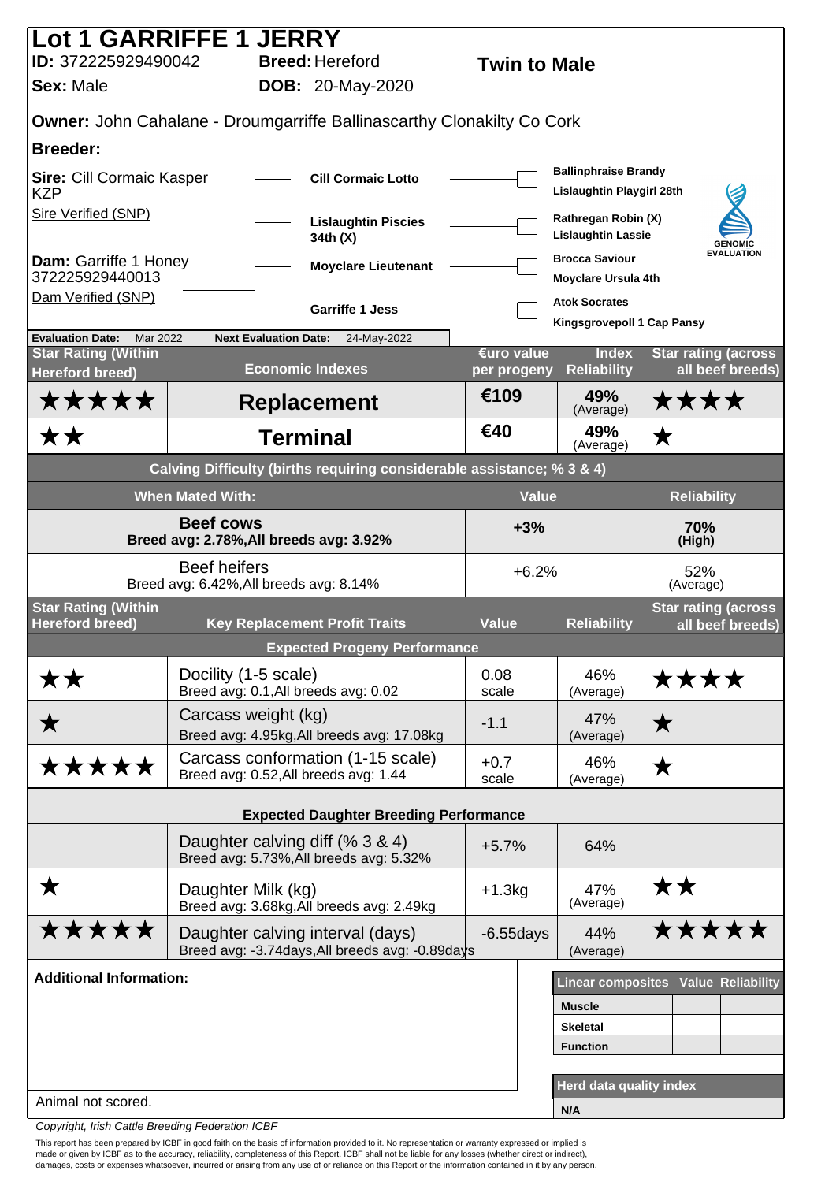# Lot 1 GARRIFFE 1 JERRY

**ID:** 372225929490042 **Breed:** Hereford **Twin to Male**

**Sex:** Male **DOB:** 20-May-2020

**Owner:** John Cahalane - Droumgarriffe Ballinascarthy Clonakilty Co Cork

**Breeder:**

**Sire:** Cill Cormaic Kasper KZP
Sire Verified (SNP)

- Cill Cormaic Lotto
  - Ballinphraise Brandy
  - Lislaughtin Playgirl 28th
- Lislaughtin Piscies 34th (X)
  - Rathregan Robin (X)
  - Lislaughtin Lassie

**Dam:** Garriffe 1 Honey 372225929440013
Dam Verified (SNP)

- Moyclare Lieutenant
  - Brocca Saviour
  - Moyclare Ursula 4th
- Garriffe 1 Jess
  - Atok Socrates
  - Kingsgrovepoll 1 Cap Pansy

GENOMIC EVALUATION

**Evaluation Date:** Mar 2022 **Next Evaluation Date:** 24-May-2022

| Star Rating (Within Hereford breed) | Economic Indexes | €uro value per progeny | Index Reliability | Star rating (across all beef breeds) |
|---|---|---|---|---|
| ★★★★★ | **Replacement** | €109 | 49% (Average) | ★★★★ |
| ★★ | **Terminal** | €40 | 49% (Average) | ★ |

**Calving Difficulty (births requiring considerable assistance; % 3 & 4)**

| When Mated With: | Value | Reliability |
|---|---|---|
| **Beef cows** Breed avg: 2.78%,All breeds avg: 3.92% | +3% | 70% (High) |
| Beef heifers Breed avg: 6.42%,All breeds avg: 8.14% | +6.2% | 52% (Average) |

| Star Rating (Within Hereford breed) | Key Replacement Profit Traits | Value | Reliability | Star rating (across all beef breeds) |
|---|---|---|---|---|
| | **Expected Progeny Performance** | | | |
| ★★ | Docility (1-5 scale) Breed avg: 0.1,All breeds avg: 0.02 | 0.08 scale | 46% (Average) | ★★★★ |
| ★ | Carcass weight (kg) Breed avg: 4.95kg,All breeds avg: 17.08kg | -1.1 | 47% (Average) | ★ |
| ★★★★★ | Carcass conformation (1-15 scale) Breed avg: 0.52,All breeds avg: 1.44 | +0.7 scale | 46% (Average) | ★ |
| | **Expected Daughter Breeding Performance** | | | |
| | Daughter calving diff (% 3 & 4) Breed avg: 5.73%,All breeds avg: 5.32% | +5.7% | 64% | |
| ★ | Daughter Milk (kg) Breed avg: 3.68kg,All breeds avg: 2.49kg | +1.3kg | 47% (Average) | ★★ |
| ★★★★★ | Daughter calving interval (days) Breed avg: -3.74days,All breeds avg: -0.89days | -6.55days | 44% (Average) | ★★★★★ |

**Additional Information:**

Animal not scored.

| Linear composites | Value | Reliability |
|---|---|---|
| Muscle | | |
| Skeletal | | |
| Function | | |

| Herd data quality index |
|---|
| N/A |

*Copyright, Irish Cattle Breeding Federation ICBF*

This report has been prepared by ICBF in good faith on the basis of information provided to it. No representation or warranty expressed or implied is made or given by ICBF as to the accuracy, reliability, completeness of this Report. ICBF shall not be liable for any losses (whether direct or indirect), damages, costs or expenses whatsoever, incurred or arising from any use of or reliance on this Report or the information contained in it by any person.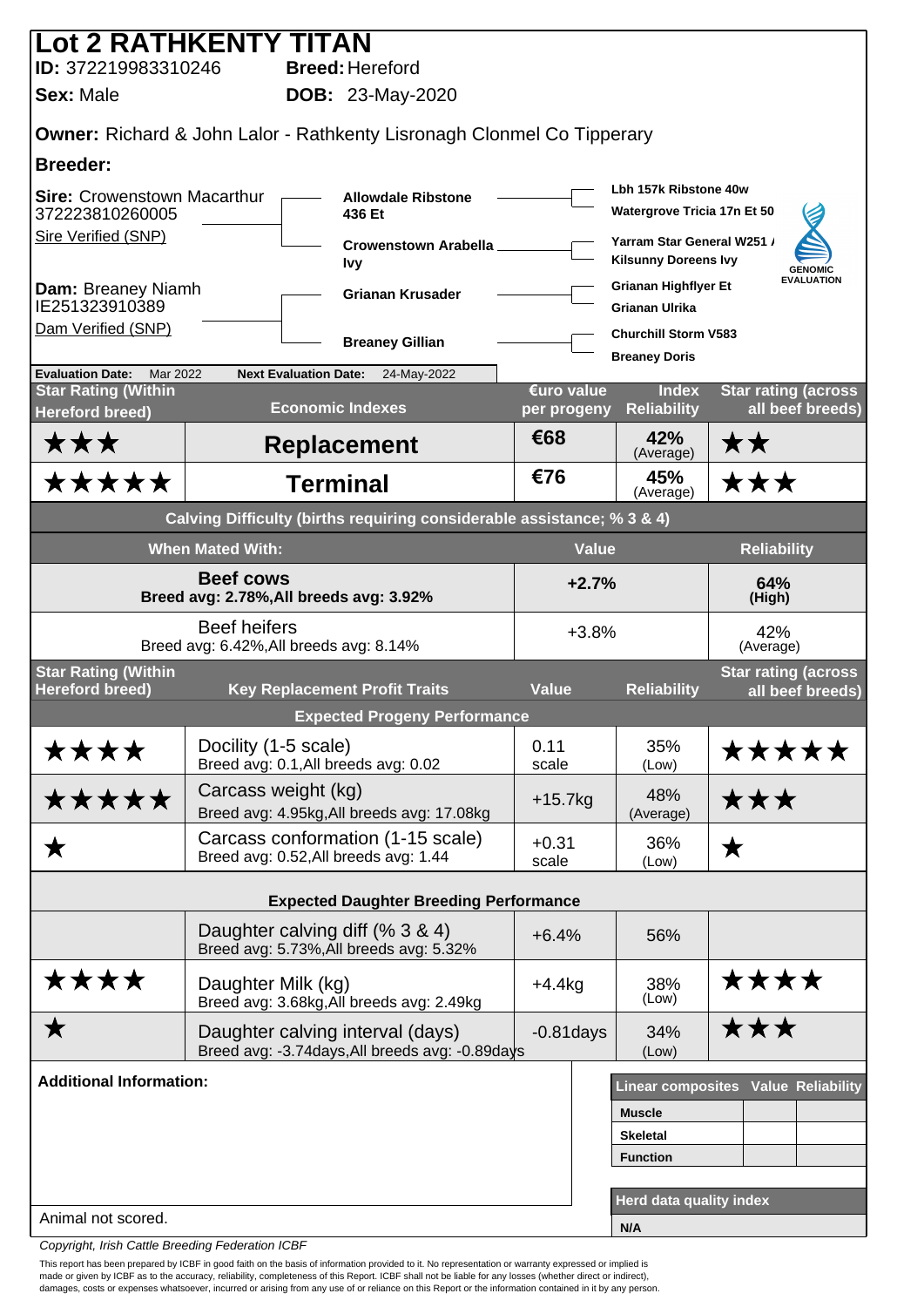# Lot 2 RATHKENTY TITAN

**ID:** 372219983310246 **Breed:** Hereford

**Sex:** Male **DOB:** 23-May-2020

**Owner:** Richard & John Lalor - Rathkenty Lisronagh Clonmel Co Tipperary

**Breeder:**

**Sire:** Crowenstown Macarthur 372223810260005
Sire Verified (SNP)

- Allowdale Ribstone 436 Et
  - Lbh 157k Ribstone 40w
  - Watergrove Tricia 17n Et 50
- Crowenstown Arabella Ivy
  - Yarram Star General W251 /
  - Kilsunny Doreens Ivy

**Dam:** Breaney Niamh IE251323910389
Dam Verified (SNP)

- Grianan Krusader
  - Grianan Highflyer Et
  - Grianan Ulrika
- Breaney Gillian
  - Churchill Storm V583
  - Breaney Doris

GENOMIC EVALUATION

**Evaluation Date:** Mar 2022 **Next Evaluation Date:** 24-May-2022

| Star Rating (Within Hereford breed) | Economic Indexes | €uro value per progeny | Index Reliability | Star rating (across all beef breeds) |
|---|---|---|---|---|
| ★★★ | **Replacement** | €68 | 42% (Average) | ★★ |
| ★★★★★ | **Terminal** | €76 | 45% (Average) | ★★★ |

**Calving Difficulty (births requiring considerable assistance; % 3 & 4)**

| When Mated With: | Value | Reliability |
|---|---|---|
| **Beef cows** Breed avg: 2.78%,All breeds avg: 3.92% | **+2.7%** | **64% (High)** |
| Beef heifers Breed avg: 6.42%,All breeds avg: 8.14% | +3.8% | 42% (Average) |

| Star Rating (Within Hereford breed) | Key Replacement Profit Traits | Value | Reliability | Star rating (across all beef breeds) |
|---|---|---|---|---|
| | **Expected Progeny Performance** | | | |
| ★★★★ | Docility (1-5 scale) Breed avg: 0.1,All breeds avg: 0.02 | 0.11 scale | 35% (Low) | ★★★★★ |
| ★★★★★ | Carcass weight (kg) Breed avg: 4.95kg,All breeds avg: 17.08kg | +15.7kg | 48% (Average) | ★★★ |
| ★ | Carcass conformation (1-15 scale) Breed avg: 0.52,All breeds avg: 1.44 | +0.31 scale | 36% (Low) | ★ |
| | **Expected Daughter Breeding Performance** | | | |
| | Daughter calving diff (% 3 & 4) Breed avg: 5.73%,All breeds avg: 5.32% | +6.4% | 56% | |
| ★★★★ | Daughter Milk (kg) Breed avg: 3.68kg,All breeds avg: 2.49kg | +4.4kg | 38% (Low) | ★★★★ |
| ★ | Daughter calving interval (days) Breed avg: -3.74days,All breeds avg: -0.89days | -0.81days | 34% (Low) | ★★★ |

**Additional Information:**

Animal not scored.

| Linear composites | Value | Reliability |
|---|---|---|
| Muscle | | |
| Skeletal | | |
| Function | | |

| Herd data quality index |
|---|
| N/A |

*Copyright, Irish Cattle Breeding Federation ICBF*

This report has been prepared by ICBF in good faith on the basis of information provided to it. No representation or warranty expressed or implied is made or given by ICBF as to the accuracy, reliability, completeness of this Report. ICBF shall not be liable for any losses (whether direct or indirect), damages, costs or expenses whatsoever, incurred or arising from any use of or reliance on this Report or the information contained in it by any person.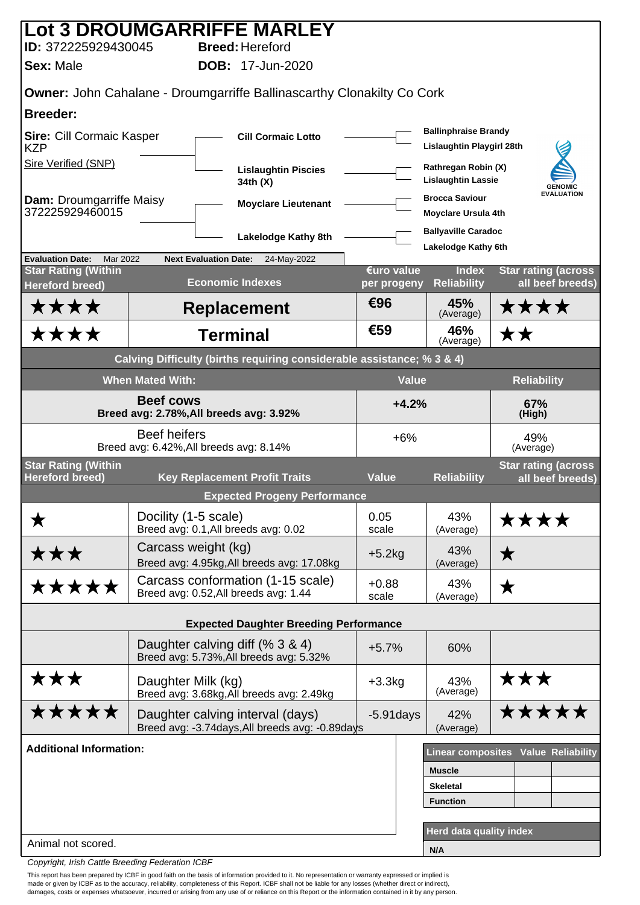# Lot 3 DROUMGARRIFFE MARLEY

**ID:** 372225929430045 **Breed:** Hereford

**Sex:** Male **DOB:** 17-Jun-2020

**Owner:** John Cahalane - Droumgarriffe Ballinascarthy Clonakilty Co Cork

**Breeder:**

**Sire:** Cill Cormaic Kasper KZP
Sire Verified (SNP)

- Cill Cormaic Lotto
  - Ballinphraise Brandy
  - Lislaughtin Playgirl 28th
- Lislaughtin Piscies 34th (X)
  - Rathregan Robin (X)
  - Lislaughtin Lassie

**Dam:** Droumgarriffe Maisy 372225929460015

- Moyclare Lieutenant
  - Brocca Saviour
  - Moyclare Ursula 4th
- Lakelodge Kathy 8th
  - Ballyaville Caradoc
  - Lakelodge Kathy 6th

GENOMIC EVALUATION

**Evaluation Date:** Mar 2022 **Next Evaluation Date:** 24-May-2022

| Star Rating (Within Hereford breed) | Economic Indexes | €uro value per progeny | Index Reliability | Star rating (across all beef breeds) |
|---|---|---|---|---|
| ★★★★ | **Replacement** | €96 | 45% (Average) | ★★★★ |
| ★★★★ | **Terminal** | €59 | 46% (Average) | ★★ |

**Calving Difficulty (births requiring considerable assistance; % 3 & 4)**

| When Mated With: | Value | Reliability |
|---|---|---|
| **Beef cows** Breed avg: 2.78%,All breeds avg: 3.92% | **+4.2%** | **67% (High)** |
| Beef heifers Breed avg: 6.42%,All breeds avg: 8.14% | +6% | 49% (Average) |

| Star Rating (Within Hereford breed) | Key Replacement Profit Traits | Value | Reliability | Star rating (across all beef breeds) |
|---|---|---|---|---|
| | **Expected Progeny Performance** | | | |
| ★ | Docility (1-5 scale) Breed avg: 0.1,All breeds avg: 0.02 | 0.05 scale | 43% (Average) | ★★★★ |
| ★★★ | Carcass weight (kg) Breed avg: 4.95kg,All breeds avg: 17.08kg | +5.2kg | 43% (Average) | ★ |
| ★★★★★ | Carcass conformation (1-15 scale) Breed avg: 0.52,All breeds avg: 1.44 | +0.88 scale | 43% (Average) | ★ |
| | **Expected Daughter Breeding Performance** | | | |
| | Daughter calving diff (% 3 & 4) Breed avg: 5.73%,All breeds avg: 5.32% | +5.7% | 60% | |
| ★★★ | Daughter Milk (kg) Breed avg: 3.68kg,All breeds avg: 2.49kg | +3.3kg | 43% (Average) | ★★★ |
| ★★★★★ | Daughter calving interval (days) Breed avg: -3.74days,All breeds avg: -0.89days | -5.91days | 42% (Average) | ★★★★★ |

**Additional Information:**

Animal not scored.

| Linear composites | Value | Reliability |
|---|---|---|
| **Muscle** | | |
| **Skeletal** | | |
| **Function** | | |

| Herd data quality index |
|---|
| N/A |

*Copyright, Irish Cattle Breeding Federation ICBF*

This report has been prepared by ICBF in good faith on the basis of information provided to it. No representation or warranty expressed or implied is made or given by ICBF as to the accuracy, reliability, completeness of this Report. ICBF shall not be liable for any losses (whether direct or indirect), damages, costs or expenses whatsoever, incurred or arising from any use of or reliance on this Report or the information contained in it by any person.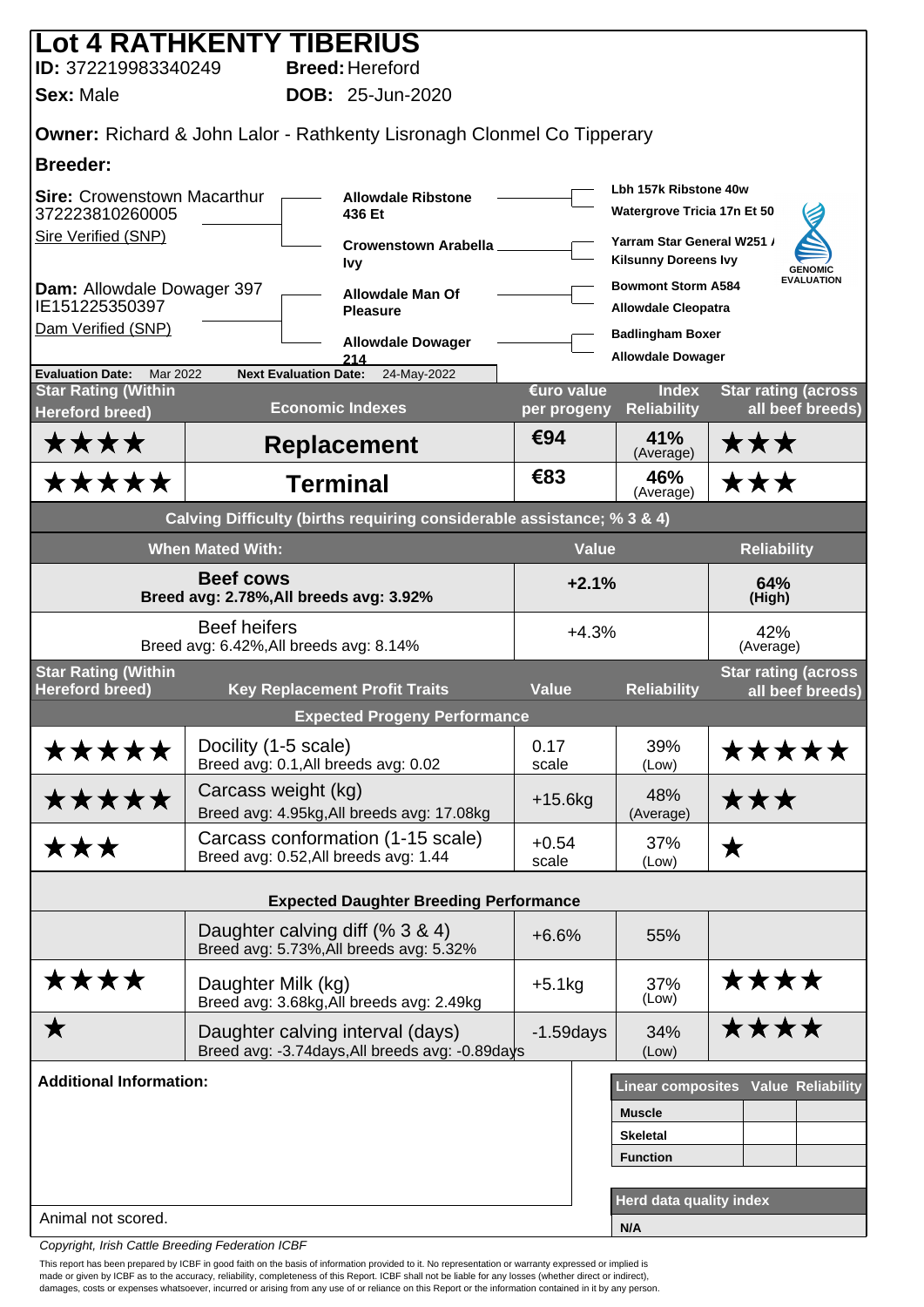# Lot 4 RATHKENTY TIBERIUS

**ID:** 372219983340249 **Breed:** Hereford

**Sex:** Male **DOB:** 25-Jun-2020

**Owner:** Richard & John Lalor - Rathkenty Lisronagh Clonmel Co Tipperary

**Breeder:**

**Sire:** Crowenstown Macarthur 372223810260005
Sire Verified (SNP)

- Allowdale Ribstone 436 Et
  - Lbh 157k Ribstone 40w
  - Watergrove Tricia 17n Et 50
- Crowenstown Arabella Ivy
  - Yarram Star General W251 /
  - Kilsunny Doreens Ivy

**Dam:** Allowdale Dowager 397 IE151225350397
Dam Verified (SNP)

- Allowdale Man Of Pleasure
  - Bowmont Storm A584
  - Allowdale Cleopatra
- Allowdale Dowager 214
  - Badlingham Boxer
  - Allowdale Dowager

GENOMIC EVALUATION

**Evaluation Date:** Mar 2022 **Next Evaluation Date:** 24-May-2022

| Star Rating (Within Hereford breed) | Economic Indexes | €uro value per progeny | Index Reliability | Star rating (across all beef breeds) |
|---|---|---|---|---|
| ★★★★ | **Replacement** | €94 | 41% (Average) | ★★★ |
| ★★★★★ | **Terminal** | €83 | 46% (Average) | ★★★ |

**Calving Difficulty (births requiring considerable assistance; % 3 & 4)**

| When Mated With: | Value | Reliability |
|---|---|---|
| **Beef cows** Breed avg: 2.78%,All breeds avg: 3.92% | +2.1% | 64% (High) |
| Beef heifers Breed avg: 6.42%,All breeds avg: 8.14% | +4.3% | 42% (Average) |

| Star Rating (Within Hereford breed) | Key Replacement Profit Traits | Value | Reliability | Star rating (across all beef breeds) |
|---|---|---|---|---|
| | **Expected Progeny Performance** | | | |
| ★★★★★ | Docility (1-5 scale) Breed avg: 0.1,All breeds avg: 0.02 | 0.17 scale | 39% (Low) | ★★★★★ |
| ★★★★★ | Carcass weight (kg) Breed avg: 4.95kg,All breeds avg: 17.08kg | +15.6kg | 48% (Average) | ★★★ |
| ★★★ | Carcass conformation (1-15 scale) Breed avg: 0.52,All breeds avg: 1.44 | +0.54 scale | 37% (Low) | ★ |
| | **Expected Daughter Breeding Performance** | | | |
| | Daughter calving diff (% 3 & 4) Breed avg: 5.73%,All breeds avg: 5.32% | +6.6% | 55% | |
| ★★★★ | Daughter Milk (kg) Breed avg: 3.68kg,All breeds avg: 2.49kg | +5.1kg | 37% (Low) | ★★★★ |
| ★ | Daughter calving interval (days) Breed avg: -3.74days,All breeds avg: -0.89days | -1.59days | 34% (Low) | ★★★★ |

**Additional Information:**

Animal not scored.

| Linear composites | Value | Reliability |
|---|---|---|
| Muscle | | |
| Skeletal | | |
| Function | | |

| Herd data quality index |
|---|
| N/A |

*Copyright, Irish Cattle Breeding Federation ICBF*

This report has been prepared by ICBF in good faith on the basis of information provided to it. No representation or warranty expressed or implied is made or given by ICBF as to the accuracy, reliability, completeness of this Report. ICBF shall not be liable for any losses (whether direct or indirect), damages, costs or expenses whatsoever, incurred or arising from any use of or reliance on this Report or the information contained in it by any person.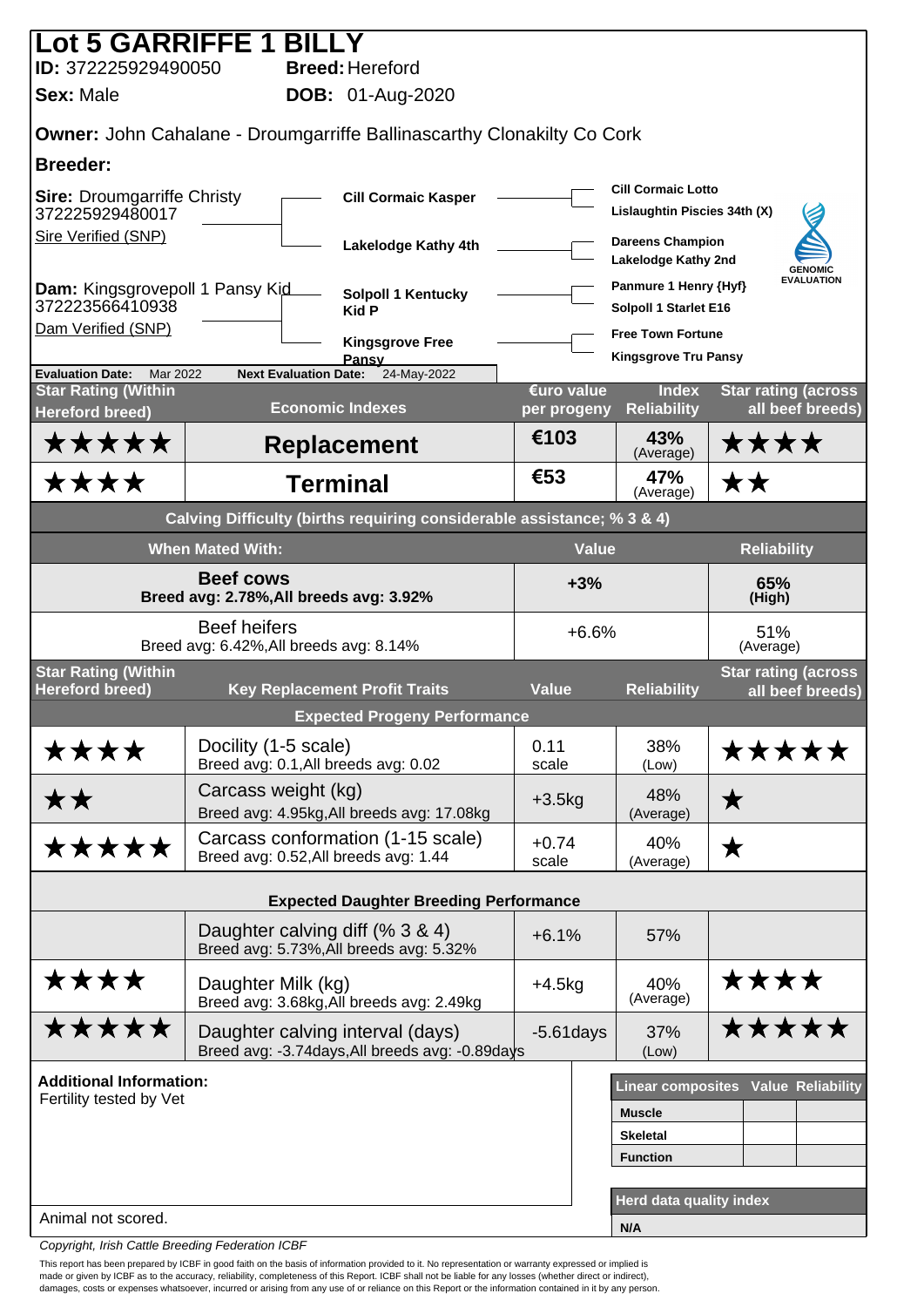# Lot 5 GARRIFFE 1 BILLY

**ID:** 372225929490050 **Breed:** Hereford

**Sex:** Male **DOB:** 01-Aug-2020

**Owner:** John Cahalane - Droumgarriffe Ballinascarthy Clonakilty Co Cork

**Breeder:**

**Sire:** Droumgarriffe Christy 372225929480017
Sire Verified (SNP)

- Cill Cormaic Kasper
  - Cill Cormaic Lotto
  - Lislaughtin Piscies 34th (X)
- Lakelodge Kathy 4th
  - Dareens Champion
  - Lakelodge Kathy 2nd

**Dam:** Kingsgrovepoll 1 Pansy Kid 372223566410938
Dam Verified (SNP)

- Solpoll 1 Kentucky Kid P
  - Panmure 1 Henry {Hyf}
  - Solpoll 1 Starlet E16
- Kingsgrove Free Pansy
  - Free Town Fortune
  - Kingsgrove Tru Pansy

GENOMIC EVALUATION

**Evaluation Date:** Mar 2022 **Next Evaluation Date:** 24-May-2022

| Star Rating (Within Hereford breed) | Economic Indexes | €uro value per progeny | Index Reliability | Star rating (across all beef breeds) |
|---|---|---|---|---|
| ★★★★★ | **Replacement** | €103 | 43% (Average) | ★★★★ |
| ★★★★ | **Terminal** | €53 | 47% (Average) | ★★ |

**Calving Difficulty (births requiring considerable assistance; % 3 & 4)**

| When Mated With: | Value | Reliability |
|---|---|---|
| **Beef cows** Breed avg: 2.78%,All breeds avg: 3.92% | +3% | 65% (High) |
| Beef heifers Breed avg: 6.42%,All breeds avg: 8.14% | +6.6% | 51% (Average) |

| Star Rating (Within Hereford breed) | Key Replacement Profit Traits | Value | Reliability | Star rating (across all beef breeds) |
|---|---|---|---|---|
| | **Expected Progeny Performance** | | | |
| ★★★★ | Docility (1-5 scale) Breed avg: 0.1,All breeds avg: 0.02 | 0.11 scale | 38% (Low) | ★★★★★ |
| ★★ | Carcass weight (kg) Breed avg: 4.95kg,All breeds avg: 17.08kg | +3.5kg | 48% (Average) | ★ |
| ★★★★★ | Carcass conformation (1-15 scale) Breed avg: 0.52,All breeds avg: 1.44 | +0.74 scale | 40% (Average) | ★ |
| | **Expected Daughter Breeding Performance** | | | |
| | Daughter calving diff (% 3 & 4) Breed avg: 5.73%,All breeds avg: 5.32% | +6.1% | 57% | |
| ★★★★ | Daughter Milk (kg) Breed avg: 3.68kg,All breeds avg: 2.49kg | +4.5kg | 40% (Average) | ★★★★ |
| ★★★★★ | Daughter calving interval (days) Breed avg: -3.74days,All breeds avg: -0.89days | -5.61days | 37% (Low) | ★★★★★ |

**Additional Information:**
Fertility tested by Vet

Animal not scored.

| Linear composites | Value | Reliability |
|---|---|---|
| Muscle | | |
| Skeletal | | |
| Function | | |

| Herd data quality index |
|---|
| N/A |

*Copyright, Irish Cattle Breeding Federation ICBF*

This report has been prepared by ICBF in good faith on the basis of information provided to it. No representation or warranty expressed or implied is made or given by ICBF as to the accuracy, reliability, completeness of this Report. ICBF shall not be liable for any losses (whether direct or indirect), damages, costs or expenses whatsoever, incurred or arising from any use of or reliance on this Report or the information contained in it by any person.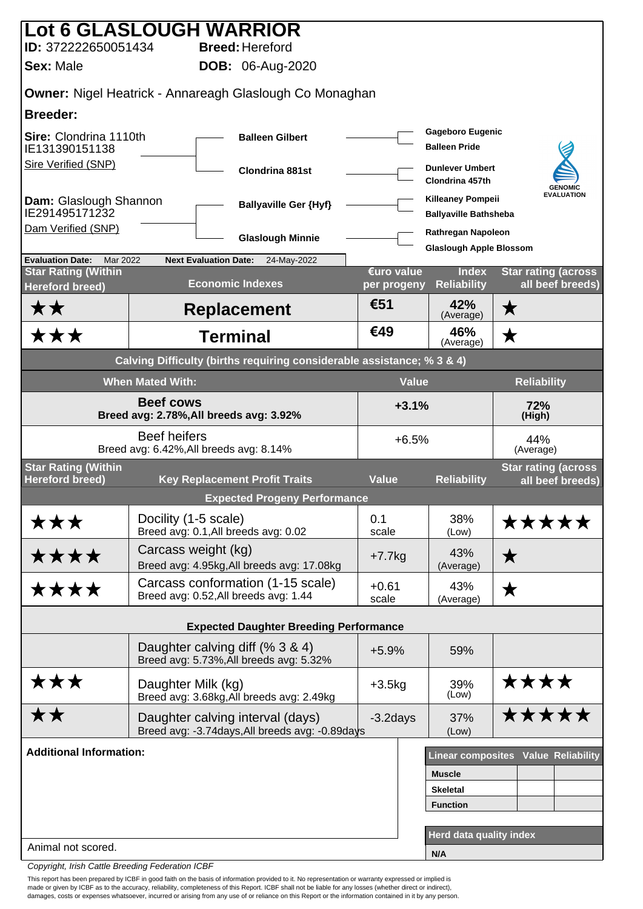# Lot 6 GLASLOUGH WARRIOR

**ID:** 372222650051434 **Breed:** Hereford

**Sex:** Male **DOB:** 06-Aug-2020

**Owner:** Nigel Heatrick - Annareagh Glaslough Co Monaghan

**Breeder:**

**Sire:** Clondrina 1110th
IE131390151138
Sire Verified (SNP)

**Dam:** Glaslough Shannon
IE291495171232
Dam Verified (SNP)

| Parent | Grandparent | Great-grandparents |
|---|---|---|
| Sire: Clondrina 1110th | Balleen Gilbert | Gageboro Eugenic / Balleen Pride |
| | Clondrina 881st | Dunlever Umbert / Clondrina 457th |
| Dam: Glaslough Shannon | Ballyaville Ger {Hyf} | Killeaney Pompeii / Ballyaville Bathsheba |
| | Glaslough Minnie | Rathregan Napoleon / Glaslough Apple Blossom |

GENOMIC EVALUATION

**Evaluation Date:** Mar 2022 **Next Evaluation Date:** 24-May-2022

| Star Rating (Within Hereford breed) | Economic Indexes | €uro value per progeny | Index Reliability | Star rating (across all beef breeds) |
|---|---|---|---|---|
| ★★ | **Replacement** | €51 | 42% (Average) | ★ |
| ★★★ | **Terminal** | €49 | 46% (Average) | ★ |

**Calving Difficulty (births requiring considerable assistance; % 3 & 4)**

| When Mated With: | Value | Reliability |
|---|---|---|
| **Beef cows** Breed avg: 2.78%,All breeds avg: 3.92% | +3.1% | 72% (High) |
| Beef heifers Breed avg: 6.42%,All breeds avg: 8.14% | +6.5% | 44% (Average) |

| Star Rating (Within Hereford breed) | Key Replacement Profit Traits | Value | Reliability | Star rating (across all beef breeds) |
|---|---|---|---|---|
| | **Expected Progeny Performance** | | | |
| ★★★ | Docility (1-5 scale) Breed avg: 0.1,All breeds avg: 0.02 | 0.1 scale | 38% (Low) | ★★★★★ |
| ★★★★ | Carcass weight (kg) Breed avg: 4.95kg,All breeds avg: 17.08kg | +7.7kg | 43% (Average) | ★ |
| ★★★★ | Carcass conformation (1-15 scale) Breed avg: 0.52,All breeds avg: 1.44 | +0.61 scale | 43% (Average) | ★ |
| | **Expected Daughter Breeding Performance** | | | |
| | Daughter calving diff (% 3 & 4) Breed avg: 5.73%,All breeds avg: 5.32% | +5.9% | 59% | |
| ★★★ | Daughter Milk (kg) Breed avg: 3.68kg,All breeds avg: 2.49kg | +3.5kg | 39% (Low) | ★★★★ |
| ★★ | Daughter calving interval (days) Breed avg: -3.74days,All breeds avg: -0.89days | -3.2days | 37% (Low) | ★★★★★ |

**Additional Information:**

Animal not scored.

| Linear composites | Value | Reliability |
|---|---|---|
| Muscle | | |
| Skeletal | | |
| Function | | |

| Herd data quality index |
|---|
| N/A |

*Copyright, Irish Cattle Breeding Federation ICBF*

This report has been prepared by ICBF in good faith on the basis of information provided to it. No representation or warranty expressed or implied is made or given by ICBF as to the accuracy, reliability, completeness of this Report. ICBF shall not be liable for any losses (whether direct or indirect), damages, costs or expenses whatsoever, incurred or arising from any use of or reliance on this Report or the information contained in it by any person.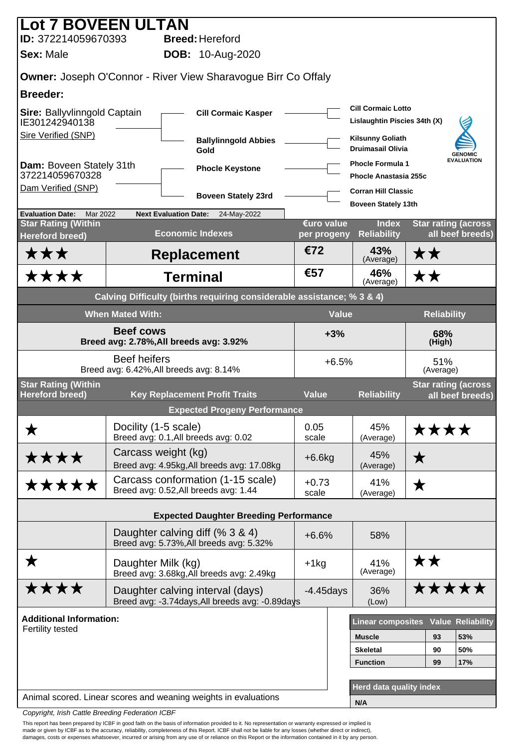# Lot 7 BOVEEN ULTAN

**ID:** 372214059670393 **Breed:** Hereford

**Sex:** Male **DOB:** 10-Aug-2020

**Owner:** Joseph O'Connor - River View Sharavogue Birr Co Offaly

**Breeder:**

**Sire:** Ballyvlinngold Captain IE301242940138
Sire Verified (SNP)

- **Cill Cormaic Kasper**
  - **Cill Cormaic Lotto**
  - **Lislaughtin Piscies 34th (X)**
- **Ballylinngold Abbies Gold**
  - **Kilsunny Goliath**
  - **Druimasail Olivia**

**Dam:** Boveen Stately 31th 372214059670328
Dam Verified (SNP)

- **Phocle Keystone**
  - **Phocle Formula 1**
  - **Phocle Anastasia 255c**
- **Boveen Stately 23rd**
  - **Corran Hill Classic**
  - **Boveen Stately 13th**

GENOMIC EVALUATION

**Evaluation Date:** Mar 2022 **Next Evaluation Date:** 24-May-2022

| Star Rating (Within Hereford breed) | Economic Indexes | €uro value per progeny | Index Reliability | Star rating (across all beef breeds) |
|---|---|---|---|---|
| ★★★ | **Replacement** | €72 | 43% (Average) | ★★ |
| ★★★★ | **Terminal** | €57 | 46% (Average) | ★★ |

**Calving Difficulty (births requiring considerable assistance; % 3 & 4)**

| When Mated With: | Value | Reliability |
|---|---|---|
| **Beef cows** Breed avg: 2.78%,All breeds avg: 3.92% | +3% | 68% (High) |
| Beef heifers Breed avg: 6.42%,All breeds avg: 8.14% | +6.5% | 51% (Average) |

| Star Rating (Within Hereford breed) | Key Replacement Profit Traits | Value | Reliability | Star rating (across all beef breeds) |
|---|---|---|---|---|
| | **Expected Progeny Performance** | | | |
| ★ | Docility (1-5 scale) Breed avg: 0.1,All breeds avg: 0.02 | 0.05 scale | 45% (Average) | ★★★★ |
| ★★★★ | Carcass weight (kg) Breed avg: 4.95kg,All breeds avg: 17.08kg | +6.6kg | 45% (Average) | ★ |
| ★★★★★ | Carcass conformation (1-15 scale) Breed avg: 0.52,All breeds avg: 1.44 | +0.73 scale | 41% (Average) | ★ |
| | **Expected Daughter Breeding Performance** | | | |
| | Daughter calving diff (% 3 & 4) Breed avg: 5.73%,All breeds avg: 5.32% | +6.6% | 58% | |
| ★ | Daughter Milk (kg) Breed avg: 3.68kg,All breeds avg: 2.49kg | +1kg | 41% (Average) | ★★ |
| ★★★★ | Daughter calving interval (days) Breed avg: -3.74days,All breeds avg: -0.89days | -4.45days | 36% (Low) | ★★★★★ |

**Additional Information:**
Fertility tested

| Linear composites | Value | Reliability |
|---|---|---|
| **Muscle** | 93 | 53% |
| **Skeletal** | 90 | 50% |
| **Function** | 99 | 17% |

| Herd data quality index |
|---|
| N/A |

Animal scored. Linear scores and weaning weights in evaluations

*Copyright, Irish Cattle Breeding Federation ICBF*

This report has been prepared by ICBF in good faith on the basis of information provided to it. No representation or warranty expressed or implied is made or given by ICBF as to the accuracy, reliability, completeness of this Report. ICBF shall not be liable for any losses (whether direct or indirect), damages, costs or expenses whatsoever, incurred or arising from any use of or reliance on this Report or the information contained in it by any person.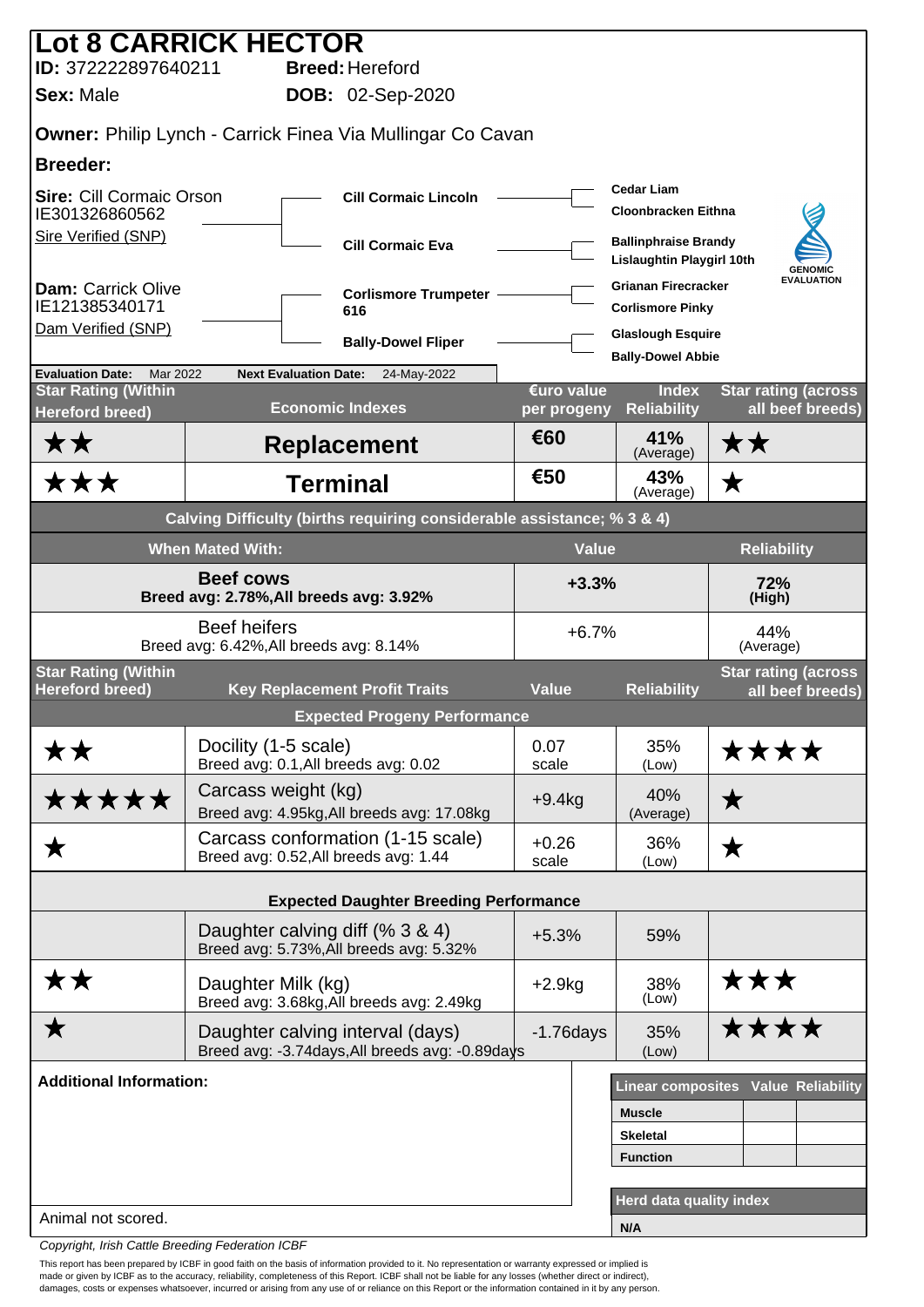# Lot 8 CARRICK HECTOR

**ID:** 372222897640211 **Breed:** Hereford

**Sex:** Male **DOB:** 02-Sep-2020

**Owner:** Philip Lynch - Carrick Finea Via Mullingar Co Cavan

**Breeder:**

**Sire:** Cill Cormaic Orson
IE301326860562
Sire Verified (SNP)

- **Cill Cormaic Lincoln**
  - Cedar Liam
  - Cloonbracken Eithna
- **Cill Cormaic Eva**
  - Ballinphraise Brandy
  - Lislaughtin Playgirl 10th

**Dam:** Carrick Olive
IE121385340171
Dam Verified (SNP)

- **Corlismore Trumpeter 616**
  - Grianan Firecracker
  - Corlismore Pinky
- **Bally-Dowel Fliper**
  - Glaslough Esquire
  - Bally-Dowel Abbie

GENOMIC EVALUATION

**Evaluation Date:** Mar 2022 **Next Evaluation Date:** 24-May-2022

| Star Rating (Within Hereford breed) | Economic Indexes | €uro value per progeny | Index Reliability | Star rating (across all beef breeds) |
|---|---|---|---|---|
| ★★ | **Replacement** | €60 | 41% (Average) | ★★ |
| ★★★ | **Terminal** | €50 | 43% (Average) | ★ |

**Calving Difficulty (births requiring considerable assistance; % 3 & 4)**

| When Mated With: | Value | Reliability |
|---|---|---|
| **Beef cows** Breed avg: 2.78%,All breeds avg: 3.92% | **+3.3%** | **72% (High)** |
| Beef heifers Breed avg: 6.42%,All breeds avg: 8.14% | +6.7% | 44% (Average) |

| Star Rating (Within Hereford breed) | Key Replacement Profit Traits | Value | Reliability | Star rating (across all beef breeds) |
|---|---|---|---|---|
| | **Expected Progeny Performance** | | | |
| ★★ | Docility (1-5 scale) Breed avg: 0.1,All breeds avg: 0.02 | 0.07 scale | 35% (Low) | ★★★★ |
| ★★★★★ | Carcass weight (kg) Breed avg: 4.95kg,All breeds avg: 17.08kg | +9.4kg | 40% (Average) | ★ |
| ★ | Carcass conformation (1-15 scale) Breed avg: 0.52,All breeds avg: 1.44 | +0.26 scale | 36% (Low) | ★ |
| | **Expected Daughter Breeding Performance** | | | |
| | Daughter calving diff (% 3 & 4) Breed avg: 5.73%,All breeds avg: 5.32% | +5.3% | 59% | |
| ★★ | Daughter Milk (kg) Breed avg: 3.68kg,All breeds avg: 2.49kg | +2.9kg | 38% (Low) | ★★★ |
| ★ | Daughter calving interval (days) Breed avg: -3.74days,All breeds avg: -0.89days | -1.76days | 35% (Low) | ★★★★ |

**Additional Information:**

Animal not scored.

| Linear composites | Value | Reliability |
|---|---|---|
| **Muscle** | | |
| **Skeletal** | | |
| **Function** | | |

| Herd data quality index |
|---|
| **N/A** |

*Copyright, Irish Cattle Breeding Federation ICBF*

This report has been prepared by ICBF in good faith on the basis of information provided to it. No representation or warranty expressed or implied is made or given by ICBF as to the accuracy, reliability, completeness of this Report. ICBF shall not be liable for any losses (whether direct or indirect), damages, costs or expenses whatsoever, incurred or arising from any use of or reliance on this Report or the information contained in it by any person.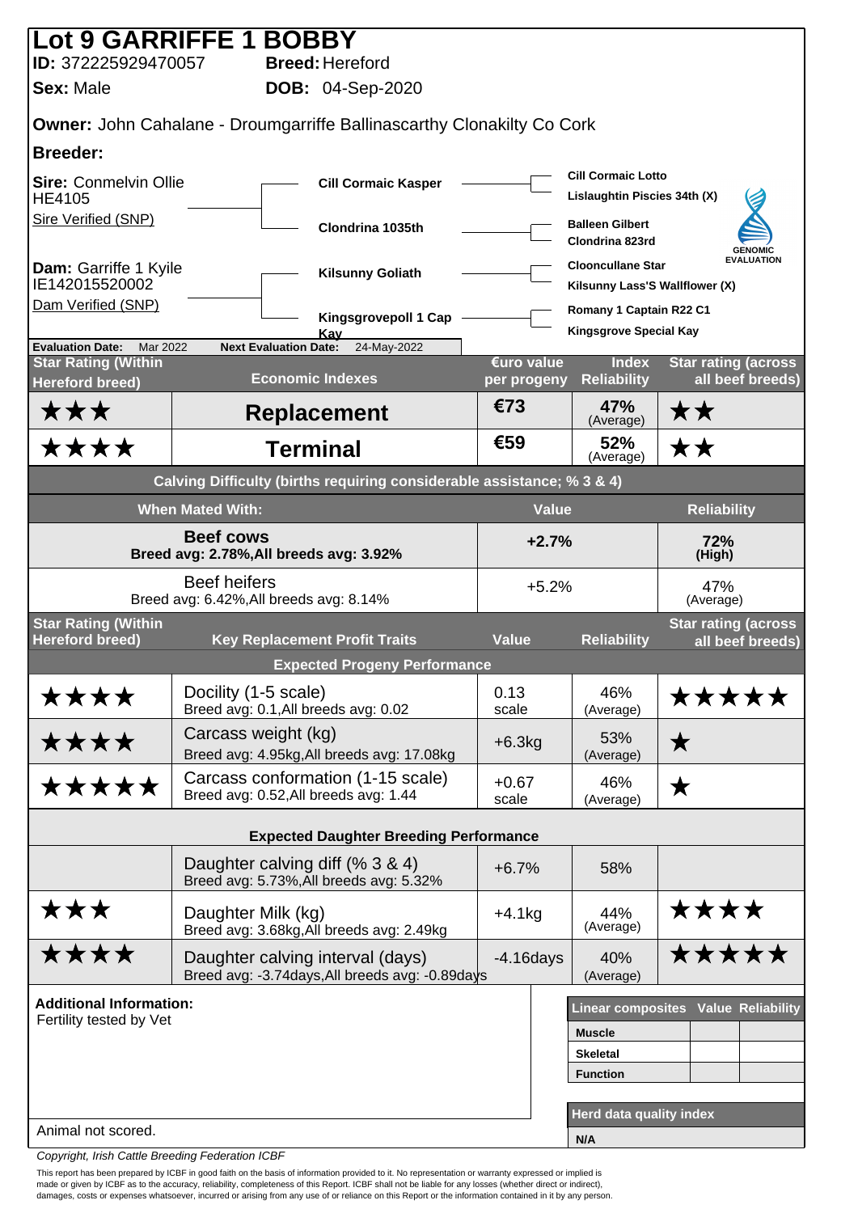# Lot 9 GARRIFFE 1 BOBBY

**ID:** 372225929470057 **Breed:** Hereford

**Sex:** Male **DOB:** 04-Sep-2020

**Owner:** John Cahalane - Droumgarriffe Ballinascarthy Clonakilty Co Cork

**Breeder:**

**Sire:** Conmelvin Ollie HE4105
Sire Verified (SNP)

- **Cill Cormaic Kasper**
  - Cill Cormaic Lotto
  - Lislaughtin Piscies 34th (X)
- **Clondrina 1035th**
  - Balleen Gilbert
  - Clondrina 823rd

**Dam:** Garriffe 1 Kyile IE142015520002
Dam Verified (SNP)

- **Kilsunny Goliath**
  - Clooncullane Star
  - Kilsunny Lass'S Wallflower (X)
- **Kingsgrovepoll 1 Cap Kay**
  - Romany 1 Captain R22 C1
  - Kingsgrove Special Kay

GENOMIC EVALUATION

**Evaluation Date:** Mar 2022 **Next Evaluation Date:** 24-May-2022

| Star Rating (Within Hereford breed) | Economic Indexes | €uro value per progeny | Index Reliability | Star rating (across all beef breeds) |
|---|---|---|---|---|
| ★★★ | **Replacement** | €73 | 47% (Average) | ★★ |
| ★★★★ | **Terminal** | €59 | 52% (Average) | ★★ |

**Calving Difficulty (births requiring considerable assistance; % 3 & 4)**

| When Mated With: | Value | Reliability |
|---|---|---|
| **Beef cows** Breed avg: 2.78%,All breeds avg: 3.92% | **+2.7%** | **72% (High)** |
| Beef heifers Breed avg: 6.42%,All breeds avg: 8.14% | +5.2% | 47% (Average) |

| Star Rating (Within Hereford breed) | Key Replacement Profit Traits | Value | Reliability | Star rating (across all beef breeds) |
|---|---|---|---|---|
| | **Expected Progeny Performance** | | | |
| ★★★★ | Docility (1-5 scale) Breed avg: 0.1,All breeds avg: 0.02 | 0.13 scale | 46% (Average) | ★★★★★ |
| ★★★★ | Carcass weight (kg) Breed avg: 4.95kg,All breeds avg: 17.08kg | +6.3kg | 53% (Average) | ★ |
| ★★★★★ | Carcass conformation (1-15 scale) Breed avg: 0.52,All breeds avg: 1.44 | +0.67 scale | 46% (Average) | ★ |
| | **Expected Daughter Breeding Performance** | | | |
| | Daughter calving diff (% 3 & 4) Breed avg: 5.73%,All breeds avg: 5.32% | +6.7% | 58% | |
| ★★★ | Daughter Milk (kg) Breed avg: 3.68kg,All breeds avg: 2.49kg | +4.1kg | 44% (Average) | ★★★★ |
| ★★★★ | Daughter calving interval (days) Breed avg: -3.74days,All breeds avg: -0.89days | -4.16days | 40% (Average) | ★★★★★ |

**Additional Information:**
Fertility tested by Vet

Animal not scored.

| Linear composites | Value | Reliability |
|---|---|---|
| Muscle | | |
| Skeletal | | |
| Function | | |

| Herd data quality index |
|---|
| N/A |

*Copyright, Irish Cattle Breeding Federation ICBF*

This report has been prepared by ICBF in good faith on the basis of information provided to it. No representation or warranty expressed or implied is made or given by ICBF as to the accuracy, reliability, completeness of this Report. ICBF shall not be liable for any losses (whether direct or indirect), damages, costs or expenses whatsoever, incurred or arising from any use of or reliance on this Report or the information contained in it by any person.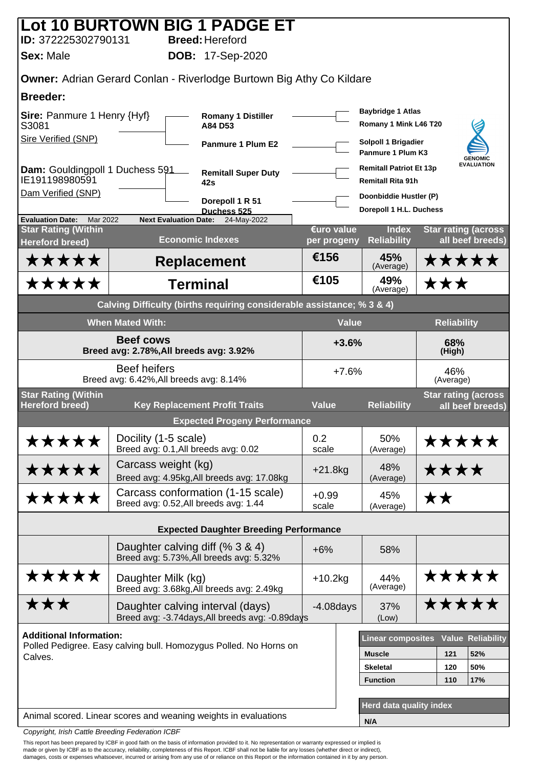# Lot 10 BURTOWN BIG 1 PADGE ET

**ID:** 372225302790131 **Breed:** Hereford

**Sex:** Male **DOB:** 17-Sep-2020

**Owner:** Adrian Gerard Conlan - Riverlodge Burtown Big Athy Co Kildare

**Breeder:**

**Sire:** Panmure 1 Henry {Hyf} S3081
Sire Verified (SNP)

- **Romany 1 Distiller A84 D53**
  - Baybridge 1 Atlas
  - Romany 1 Mink L46 T20
- **Panmure 1 Plum E2**
  - Solpoll 1 Brigadier
  - Panmure 1 Plum K3

**Dam:** Gouldingpoll 1 Duchess 591 IE191198980591
Dam Verified (SNP)

- **Remitall Super Duty 42s**
  - Remitall Patriot Et 13p
  - Remitall Rita 91h
- **Dorepoll 1 R 51 Duchess 525**
  - Doonbiddie Hustler (P)
  - Dorepoll 1 H.L. Duchess

GENOMIC EVALUATION

**Evaluation Date:** Mar 2022 **Next Evaluation Date:** 24-May-2022

| Star Rating (Within Hereford breed) | Economic Indexes | €uro value per progeny | Index Reliability | Star rating (across all beef breeds) |
|---|---|---|---|---|
| ★★★★★ | **Replacement** | €156 | 45% (Average) | ★★★★★ |
| ★★★★★ | **Terminal** | €105 | 49% (Average) | ★★★ |

**Calving Difficulty (births requiring considerable assistance; % 3 & 4)**

| When Mated With: | Value | Reliability |
|---|---|---|
| **Beef cows**<br>Breed avg: 2.78%,All breeds avg: 3.92% | **+3.6%** | **68% (High)** |
| Beef heifers<br>Breed avg: 6.42%,All breeds avg: 8.14% | +7.6% | 46% (Average) |

| Star Rating (Within Hereford breed) | Key Replacement Profit Traits | Value | Reliability | Star rating (across all beef breeds) |
|---|---|---|---|---|
| | **Expected Progeny Performance** | | | |
| ★★★★★ | Docility (1-5 scale)<br>Breed avg: 0.1,All breeds avg: 0.02 | 0.2 scale | 50% (Average) | ★★★★★ |
| ★★★★★ | Carcass weight (kg)<br>Breed avg: 4.95kg,All breeds avg: 17.08kg | +21.8kg | 48% (Average) | ★★★★ |
| ★★★★★ | Carcass conformation (1-15 scale)<br>Breed avg: 0.52,All breeds avg: 1.44 | +0.99 scale | 45% (Average) | ★★ |
| | **Expected Daughter Breeding Performance** | | | |
| | Daughter calving diff (% 3 & 4)<br>Breed avg: 5.73%,All breeds avg: 5.32% | +6% | 58% | |
| ★★★★★ | Daughter Milk (kg)<br>Breed avg: 3.68kg,All breeds avg: 2.49kg | +10.2kg | 44% (Average) | ★★★★★ |
| ★★★ | Daughter calving interval (days)<br>Breed avg: -3.74days,All breeds avg: -0.89days | -4.08days | 37% (Low) | ★★★★★ |

**Additional Information:**
Polled Pedigree. Easy calving bull. Homozygus Polled. No Horns on Calves.

| Linear composites | Value | Reliability |
|---|---|---|
| Muscle | 121 | 52% |
| Skeletal | 120 | 50% |
| Function | 110 | 17% |

| Herd data quality index |
|---|
| N/A |

Animal scored. Linear scores and weaning weights in evaluations

Copyright, Irish Cattle Breeding Federation ICBF

This report has been prepared by ICBF in good faith on the basis of information provided to it. No representation or warranty expressed or implied is made or given by ICBF as to the accuracy, reliability, completeness of this Report. ICBF shall not be liable for any losses (whether direct or indirect), damages, costs or expenses whatsoever, incurred or arising from any use of or reliance on this Report or the information contained in it by any person.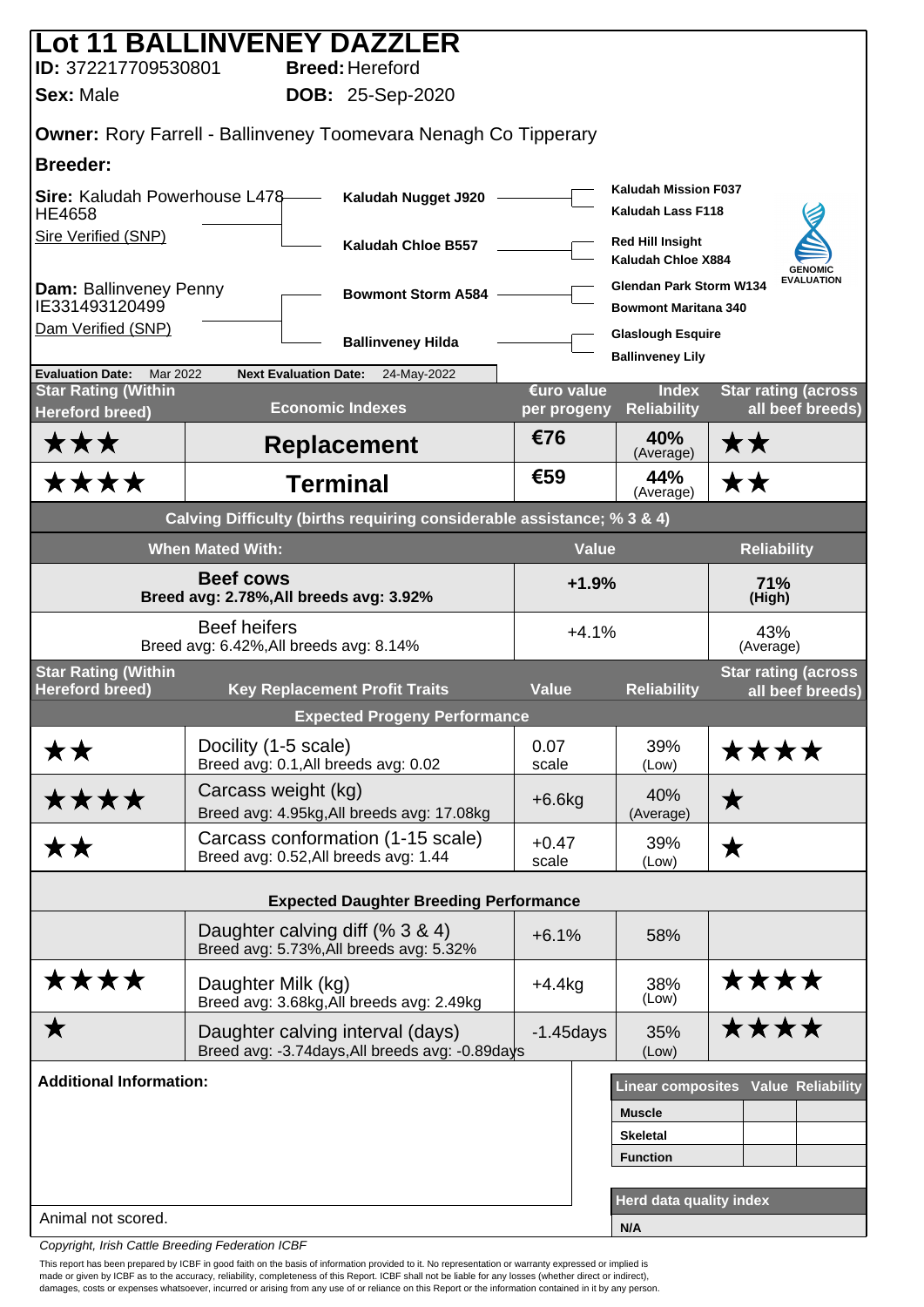# Lot 11 BALLINVENEY DAZZLER

**ID:** 372217709530801 **Breed:** Hereford

**Sex:** Male **DOB:** 25-Sep-2020

**Owner:** Rory Farrell - Ballinveney Toomevara Nenagh Co Tipperary

**Breeder:**

**Sire:** Kaludah Powerhouse L478 HE4658
Sire Verified (SNP)

- Kaludah Nugget J920
  - Kaludah Mission F037
  - Kaludah Lass F118
- Kaludah Chloe B557
  - Red Hill Insight
  - Kaludah Chloe X884

**Dam:** Ballinveney Penny IE331493120499
Dam Verified (SNP)

- Bowmont Storm A584
  - Glendan Park Storm W134
  - Bowmont Maritana 340
- Ballinveney Hilda
  - Glaslough Esquire
  - Ballinveney Lily

GENOMIC EVALUATION

**Evaluation Date:** Mar 2022 **Next Evaluation Date:** 24-May-2022

| Star Rating (Within Hereford breed) | Economic Indexes | €uro value per progeny | Index Reliability | Star rating (across all beef breeds) |
|---|---|---|---|---|
| ★★★ | **Replacement** | €76 | 40% (Average) | ★★ |
| ★★★★ | **Terminal** | €59 | 44% (Average) | ★★ |

**Calving Difficulty (births requiring considerable assistance; % 3 & 4)**

| When Mated With: | Value | Reliability |
|---|---|---|
| **Beef cows** Breed avg: 2.78%,All breeds avg: 3.92% | **+1.9%** | **71% (High)** |
| Beef heifers Breed avg: 6.42%,All breeds avg: 8.14% | +4.1% | 43% (Average) |

| Star Rating (Within Hereford breed) | Key Replacement Profit Traits | Value | Reliability | Star rating (across all beef breeds) |
|---|---|---|---|---|
| | **Expected Progeny Performance** | | | |
| ★★ | Docility (1-5 scale) Breed avg: 0.1,All breeds avg: 0.02 | 0.07 scale | 39% (Low) | ★★★★ |
| ★★★★ | Carcass weight (kg) Breed avg: 4.95kg,All breeds avg: 17.08kg | +6.6kg | 40% (Average) | ★ |
| ★★ | Carcass conformation (1-15 scale) Breed avg: 0.52,All breeds avg: 1.44 | +0.47 scale | 39% (Low) | ★ |
| | **Expected Daughter Breeding Performance** | | | |
| | Daughter calving diff (% 3 & 4) Breed avg: 5.73%,All breeds avg: 5.32% | +6.1% | 58% | |
| ★★★★ | Daughter Milk (kg) Breed avg: 3.68kg,All breeds avg: 2.49kg | +4.4kg | 38% (Low) | ★★★★ |
| ★ | Daughter calving interval (days) Breed avg: -3.74days,All breeds avg: -0.89days | -1.45days | 35% (Low) | ★★★★ |

**Additional Information:**

Animal not scored.

| Linear composites | Value | Reliability |
|---|---|---|
| **Muscle** | | |
| **Skeletal** | | |
| **Function** | | |

| Herd data quality index |
|---|
| N/A |

*Copyright, Irish Cattle Breeding Federation ICBF*

This report has been prepared by ICBF in good faith on the basis of information provided to it. No representation or warranty expressed or implied is made or given by ICBF as to the accuracy, reliability, completeness of this Report. ICBF shall not be liable for any losses (whether direct or indirect), damages, costs or expenses whatsoever, incurred or arising from any use of or reliance on this Report or the information contained in it by any person.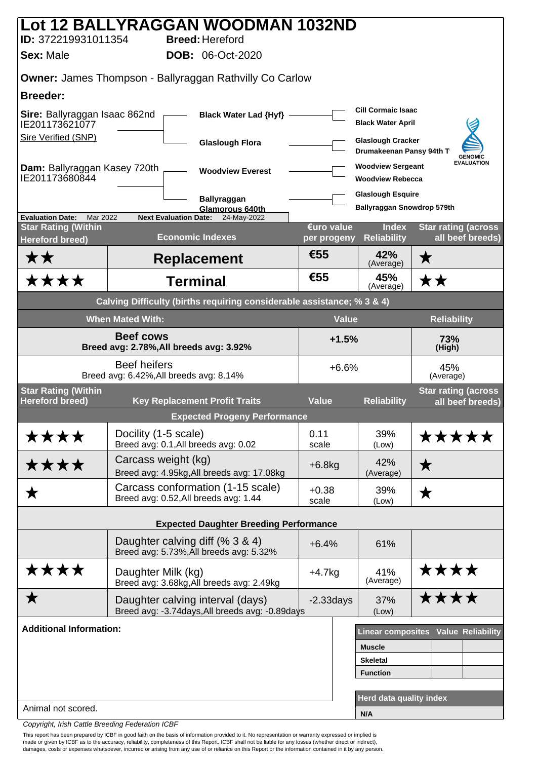# Lot 12 BALLYRAGGAN WOODMAN 1032ND

**ID:** 372219931011354 **Breed:** Hereford

**Sex:** Male **DOB:** 06-Oct-2020

**Owner:** James Thompson - Ballyraggan Rathvilly Co Carlow

**Breeder:**

**Sire:** Ballyraggan Isaac 862nd IE201173621077
Sire Verified (SNP)

- **Black Water Lad {Hyf}**
  - Cill Cormaic Isaac
  - Black Water April
- **Glaslough Flora**
  - Glaslough Cracker
  - Drumakeenan Pansy 94th T

**Dam:** Ballyraggan Kasey 720th IE201173680844

- **Woodview Everest**
  - Woodview Sergeant
  - Woodview Rebecca
- **Ballyraggan Glamorous 640th**
  - Glaslough Esquire
  - Ballyraggan Snowdrop 579th

GENOMIC EVALUATION

**Evaluation Date:** Mar 2022 **Next Evaluation Date:** 24-May-2022

| Star Rating (Within Hereford breed) | Economic Indexes | €uro value per progeny | Index Reliability | Star rating (across all beef breeds) |
|---|---|---|---|---|
| ★★ | **Replacement** | €55 | 42% (Average) | ★ |
| ★★★★ | **Terminal** | €55 | 45% (Average) | ★★ |

**Calving Difficulty (births requiring considerable assistance; % 3 & 4)**

| When Mated With: | Value | Reliability |
|---|---|---|
| **Beef cows** Breed avg: 2.78%,All breeds avg: 3.92% | +1.5% | 73% (High) |
| Beef heifers Breed avg: 6.42%,All breeds avg: 8.14% | +6.6% | 45% (Average) |

| Star Rating (Within Hereford breed) | Key Replacement Profit Traits | Value | Reliability | Star rating (across all beef breeds) |
|---|---|---|---|---|
| | **Expected Progeny Performance** | | | |
| ★★★★ | Docility (1-5 scale) Breed avg: 0.1,All breeds avg: 0.02 | 0.11 scale | 39% (Low) | ★★★★★ |
| ★★★★ | Carcass weight (kg) Breed avg: 4.95kg,All breeds avg: 17.08kg | +6.8kg | 42% (Average) | ★ |
| ★ | Carcass conformation (1-15 scale) Breed avg: 0.52,All breeds avg: 1.44 | +0.38 scale | 39% (Low) | ★ |
| | **Expected Daughter Breeding Performance** | | | |
| | Daughter calving diff (% 3 & 4) Breed avg: 5.73%,All breeds avg: 5.32% | +6.4% | 61% | |
| ★★★★ | Daughter Milk (kg) Breed avg: 3.68kg,All breeds avg: 2.49kg | +4.7kg | 41% (Average) | ★★★★ |
| ★ | Daughter calving interval (days) Breed avg: -3.74days,All breeds avg: -0.89days | -2.33days | 37% (Low) | ★★★★ |

**Additional Information:**

Animal not scored.

| Linear composites | Value | Reliability |
|---|---|---|
| Muscle | | |
| Skeletal | | |
| Function | | |

| Herd data quality index |
|---|
| N/A |

*Copyright, Irish Cattle Breeding Federation ICBF*

This report has been prepared by ICBF in good faith on the basis of information provided to it. No representation or warranty expressed or implied is made or given by ICBF as to the accuracy, reliability, completeness of this Report. ICBF shall not be liable for any losses (whether direct or indirect), damages, costs or expenses whatsoever, incurred or arising from any use of or reliance on this Report or the information contained in it by any person.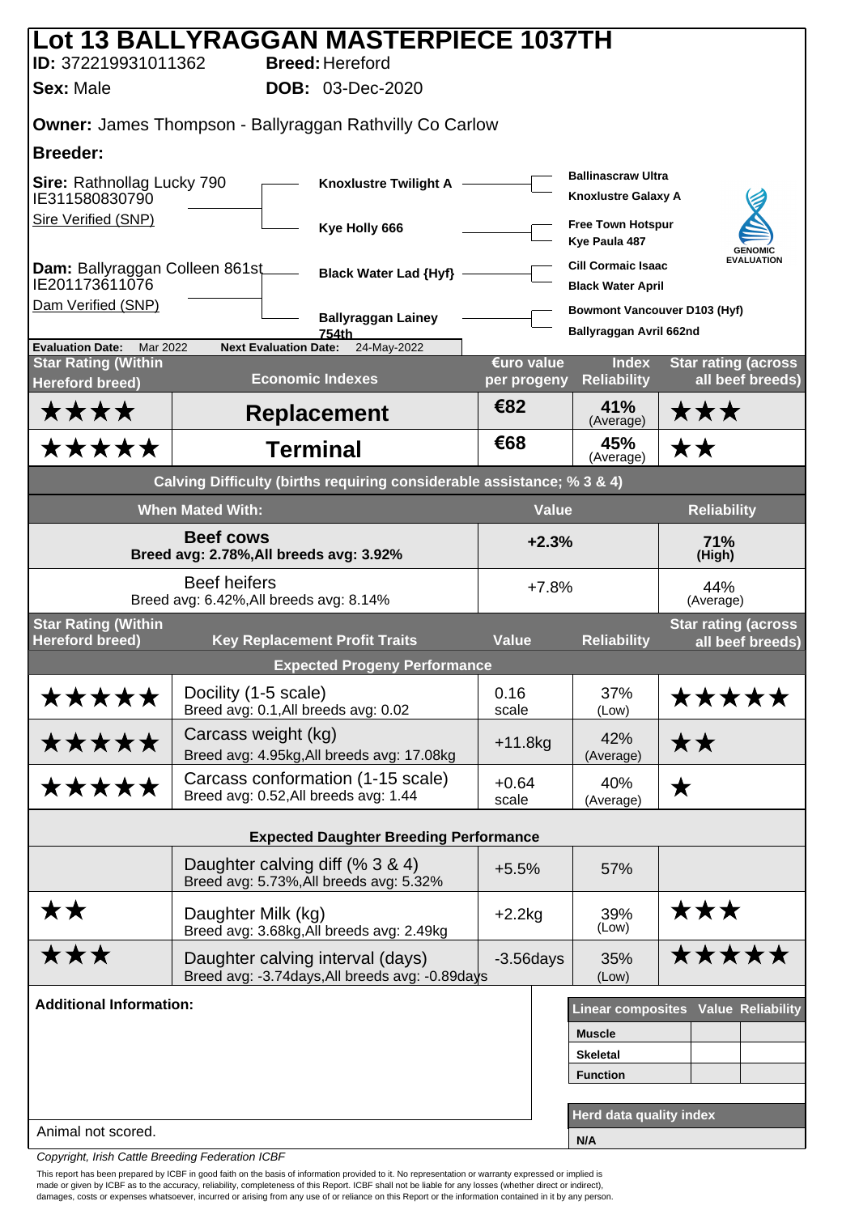# Lot 13 BALLYRAGGAN MASTERPIECE 1037TH

**ID:** 372219931011362 **Breed:** Hereford

**Sex:** Male **DOB:** 03-Dec-2020

**Owner:** James Thompson - Ballyraggan Rathvilly Co Carlow

**Breeder:**

**Sire:** Rathnollag Lucky 790
IE311580830790
Sire Verified (SNP)

- Knoxlustre Twilight A
  - Ballinascraw Ultra
  - Knoxlustre Galaxy A
- Kye Holly 666
  - Free Town Hotspur
  - Kye Paula 487

**Dam:** Ballyraggan Colleen 861st
IE201173611076
Dam Verified (SNP)

- Black Water Lad {Hyf}
  - Cill Cormaic Isaac
  - Black Water April
- Ballyraggan Lainey 754th
  - Bowmont Vancouver D103 (Hyf)
  - Ballyraggan Avril 662nd

GENOMIC EVALUATION

**Evaluation Date:** Mar 2022 **Next Evaluation Date:** 24-May-2022

| Star Rating (Within Hereford breed) | Economic Indexes | €uro value per progeny | Index Reliability | Star rating (across all beef breeds) |
|---|---|---|---|---|
| ★★★★ | **Replacement** | €82 | 41% (Average) | ★★★ |
| ★★★★★ | **Terminal** | €68 | 45% (Average) | ★★ |

| Calving Difficulty (births requiring considerable assistance; % 3 & 4) | | |
|---|---|---|
| **When Mated With:** | **Value** | **Reliability** |
| **Beef cows** Breed avg: 2.78%,All breeds avg: 3.92% | +2.3% | 71% (High) |
| Beef heifers Breed avg: 6.42%,All breeds avg: 8.14% | +7.8% | 44% (Average) |

| Star Rating (Within Hereford breed) | Key Replacement Profit Traits | Value | Reliability | Star rating (across all beef breeds) |
|---|---|---|---|---|
| | **Expected Progeny Performance** | | | |
| ★★★★★ | Docility (1-5 scale) Breed avg: 0.1,All breeds avg: 0.02 | 0.16 scale | 37% (Low) | ★★★★★ |
| ★★★★★ | Carcass weight (kg) Breed avg: 4.95kg,All breeds avg: 17.08kg | +11.8kg | 42% (Average) | ★★ |
| ★★★★★ | Carcass conformation (1-15 scale) Breed avg: 0.52,All breeds avg: 1.44 | +0.64 scale | 40% (Average) | ★ |
| | **Expected Daughter Breeding Performance** | | | |
| | Daughter calving diff (% 3 & 4) Breed avg: 5.73%,All breeds avg: 5.32% | +5.5% | 57% | |
| ★★ | Daughter Milk (kg) Breed avg: 3.68kg,All breeds avg: 2.49kg | +2.2kg | 39% (Low) | ★★★ |
| ★★★ | Daughter calving interval (days) Breed avg: -3.74days,All breeds avg: -0.89days | -3.56days | 35% (Low) | ★★★★★ |

**Additional Information:**

Animal not scored.

| Linear composites | Value | Reliability |
|---|---|---|
| Muscle | | |
| Skeletal | | |
| Function | | |

| Herd data quality index |
|---|
| N/A |

*Copyright, Irish Cattle Breeding Federation ICBF*

This report has been prepared by ICBF in good faith on the basis of information provided to it. No representation or warranty expressed or implied is made or given by ICBF as to the accuracy, reliability, completeness of this Report. ICBF shall not be liable for any losses (whether direct or indirect), damages, costs or expenses whatsoever, incurred or arising from any use of or reliance on this Report or the information contained in it by any person.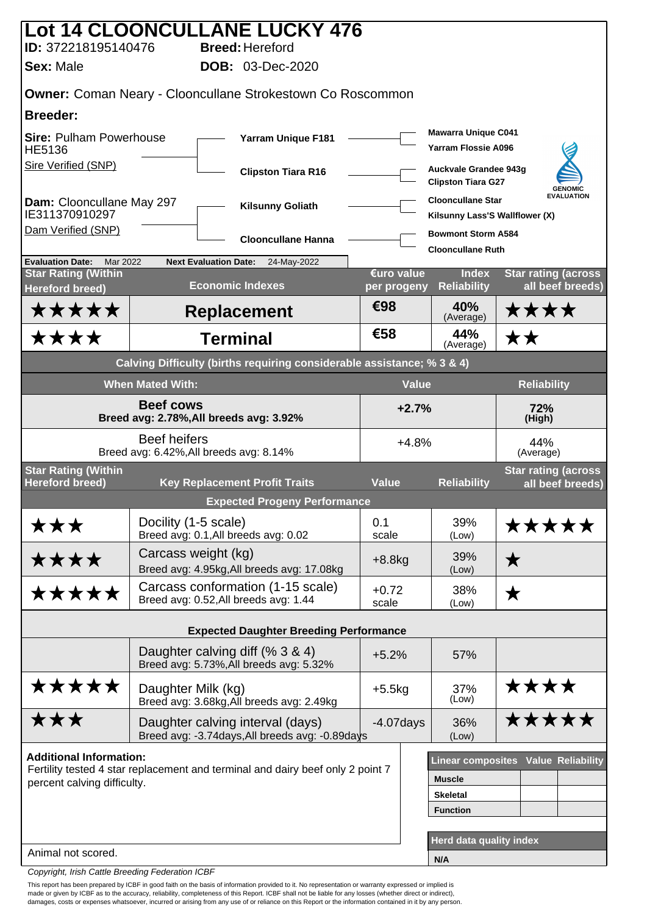# Lot 14 CLOONCULLANE LUCKY 476

**ID:** 372218195140476 **Breed:** Hereford

**Sex:** Male **DOB:** 03-Dec-2020

**Owner:** Coman Neary - Clooncullane Strokestown Co Roscommon

**Breeder:**

**Sire:** Pulham Powerhouse HE5136
Sire Verified (SNP)

- Yarram Unique F181
  - Mawarra Unique C041
  - Yarram Flossie A096
- Clipston Tiara R16
  - Auckvale Grandee 943g
  - Clipston Tiara G27

**Dam:** Clooncullane May 297 IE311370910297
Dam Verified (SNP)

- Kilsunny Goliath
  - Clooncullane Star
  - Kilsunny Lass'S Wallflower (X)
- Clooncullane Hanna
  - Bowmont Storm A584
  - Clooncullane Ruth

GENOMIC EVALUATION

**Evaluation Date:** Mar 2022 **Next Evaluation Date:** 24-May-2022

| Star Rating (Within Hereford breed) | Economic Indexes | €uro value per progeny | Index Reliability | Star rating (across all beef breeds) |
|---|---|---|---|---|
| ★★★★★ | **Replacement** | €98 | 40% (Average) | ★★★★ |
| ★★★★ | **Terminal** | €58 | 44% (Average) | ★★ |

| Calving Difficulty (births requiring considerable assistance; % 3 & 4) | | |
|---|---|---|
| **When Mated With:** | **Value** | **Reliability** |
| **Beef cows** Breed avg: 2.78%,All breeds avg: 3.92% | **+2.7%** | **72% (High)** |
| Beef heifers Breed avg: 6.42%,All breeds avg: 8.14% | +4.8% | 44% (Average) |

| Star Rating (Within Hereford breed) | Key Replacement Profit Traits | Value | Reliability | Star rating (across all beef breeds) |
|---|---|---|---|---|
| | **Expected Progeny Performance** | | | |
| ★★★ | Docility (1-5 scale) Breed avg: 0.1,All breeds avg: 0.02 | 0.1 scale | 39% (Low) | ★★★★★ |
| ★★★★ | Carcass weight (kg) Breed avg: 4.95kg,All breeds avg: 17.08kg | +8.8kg | 39% (Low) | ★ |
| ★★★★★ | Carcass conformation (1-15 scale) Breed avg: 0.52,All breeds avg: 1.44 | +0.72 scale | 38% (Low) | ★ |
| | **Expected Daughter Breeding Performance** | | | |
| | Daughter calving diff (% 3 & 4) Breed avg: 5.73%,All breeds avg: 5.32% | +5.2% | 57% | |
| ★★★★★ | Daughter Milk (kg) Breed avg: 3.68kg,All breeds avg: 2.49kg | +5.5kg | 37% (Low) | ★★★★ |
| ★★★ | Daughter calving interval (days) Breed avg: -3.74days,All breeds avg: -0.89days | -4.07days | 36% (Low) | ★★★★★ |

**Additional Information:**
Fertility tested 4 star replacement and terminal and dairy beef only 2 point 7 percent calving difficulty.

Animal not scored.

| Linear composites | Value | Reliability |
|---|---|---|
| Muscle | | |
| Skeletal | | |
| Function | | |

| Herd data quality index |
|---|
| N/A |

*Copyright, Irish Cattle Breeding Federation ICBF*

This report has been prepared by ICBF in good faith on the basis of information provided to it. No representation or warranty expressed or implied is made or given by ICBF as to the accuracy, reliability, completeness of this Report. ICBF shall not be liable for any losses (whether direct or indirect), damages, costs or expenses whatsoever, incurred or arising from any use of or reliance on this Report or the information contained in it by any person.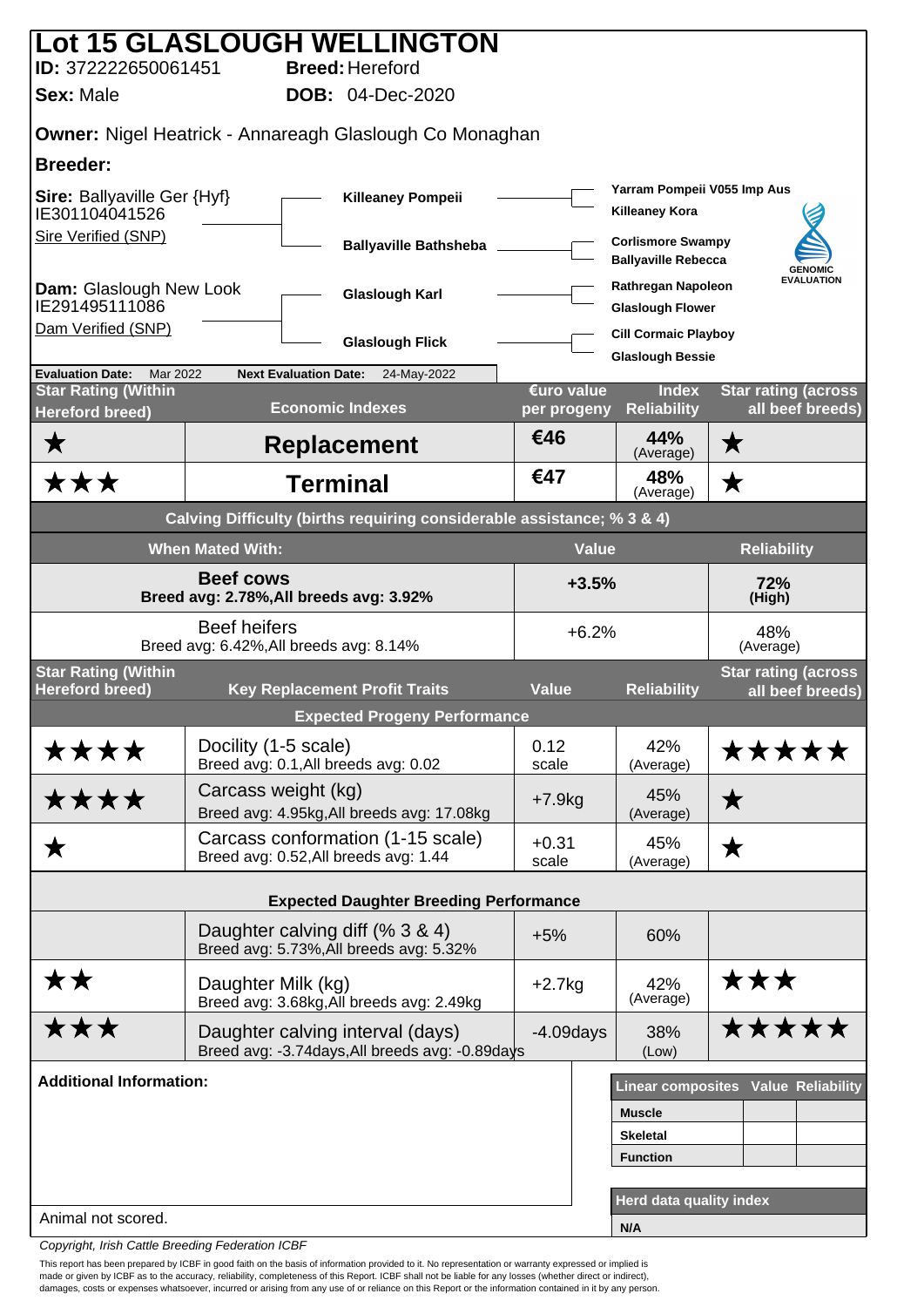# Lot 15 GLASLOUGH WELLINGTON

**ID:** 372222650061451 **Breed:** Hereford

**Sex:** Male **DOB:** 04-Dec-2020

**Owner:** Nigel Heatrick - Annareagh Glaslough Co Monaghan

**Breeder:**

**Sire:** Ballyaville Ger {Hyf}
IE301104041526
Sire Verified (SNP)

- **Killeaney Pompeii**
  - Yarram Pompeii V055 Imp Aus
  - Killeaney Kora
- **Ballyaville Bathsheba**
  - Corlismore Swampy
  - Ballyaville Rebecca

**Dam:** Glaslough New Look
IE291495111086
Dam Verified (SNP)

- **Glaslough Karl**
  - Rathregan Napoleon
  - Glaslough Flower
- **Glaslough Flick**
  - Cill Cormaic Playboy
  - Glaslough Bessie

GENOMIC EVALUATION

**Evaluation Date:** Mar 2022 **Next Evaluation Date:** 24-May-2022

| Star Rating (Within Hereford breed) | Economic Indexes | €uro value per progeny | Index Reliability | Star rating (across all beef breeds) |
|---|---|---|---|---|
| ★ | **Replacement** | €46 | 44% (Average) | ★ |
| ★★★ | **Terminal** | €47 | 48% (Average) | ★ |

**Calving Difficulty (births requiring considerable assistance; % 3 & 4)**

| When Mated With: | Value | Reliability |
|---|---|---|
| **Beef cows** Breed avg: 2.78%,All breeds avg: 3.92% | +3.5% | 72% (High) |
| Beef heifers Breed avg: 6.42%,All breeds avg: 8.14% | +6.2% | 48% (Average) |

| Star Rating (Within Hereford breed) | Key Replacement Profit Traits | Value | Reliability | Star rating (across all beef breeds) |
|---|---|---|---|---|
| | **Expected Progeny Performance** | | | |
| ★★★★ | Docility (1-5 scale) Breed avg: 0.1,All breeds avg: 0.02 | 0.12 scale | 42% (Average) | ★★★★★ |
| ★★★★ | Carcass weight (kg) Breed avg: 4.95kg,All breeds avg: 17.08kg | +7.9kg | 45% (Average) | ★ |
| ★ | Carcass conformation (1-15 scale) Breed avg: 0.52,All breeds avg: 1.44 | +0.31 scale | 45% (Average) | ★ |
| | **Expected Daughter Breeding Performance** | | | |
| | Daughter calving diff (% 3 & 4) Breed avg: 5.73%,All breeds avg: 5.32% | +5% | 60% | |
| ★★ | Daughter Milk (kg) Breed avg: 3.68kg,All breeds avg: 2.49kg | +2.7kg | 42% (Average) | ★★★ |
| ★★★ | Daughter calving interval (days) Breed avg: -3.74days,All breeds avg: -0.89days | -4.09days | 38% (Low) | ★★★★★ |

**Additional Information:**

Animal not scored.

| Linear composites | Value | Reliability |
|---|---|---|
| **Muscle** | | |
| **Skeletal** | | |
| **Function** | | |

| Herd data quality index |
|---|
| N/A |

*Copyright, Irish Cattle Breeding Federation ICBF*

This report has been prepared by ICBF in good faith on the basis of information provided to it. No representation or warranty expressed or implied is made or given by ICBF as to the accuracy, reliability, completeness of this Report. ICBF shall not be liable for any losses (whether direct or indirect), damages, costs or expenses whatsoever, incurred or arising from any use of or reliance on this Report or the information contained in it by any person.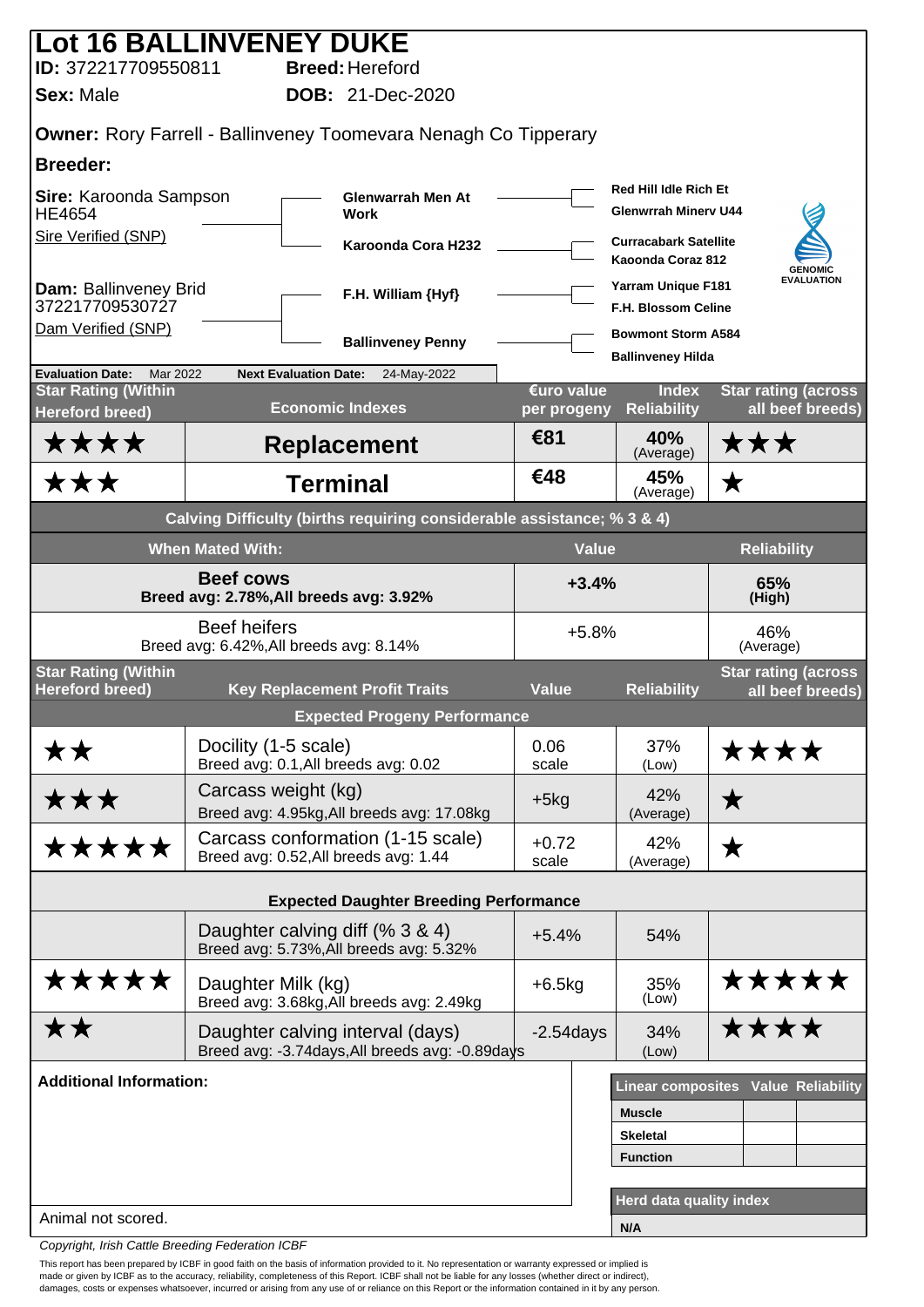# Lot 16 BALLINVENEY DUKE

**ID:** 372217709550811 **Breed:** Hereford

**Sex:** Male **DOB:** 21-Dec-2020

**Owner:** Rory Farrell - Ballinveney Toomevara Nenagh Co Tipperary

**Breeder:**

**Sire:** Karoonda Sampson HE4654
Sire Verified (SNP)

- Glenwarrah Men At Work
  - Red Hill Idle Rich Et
  - Glenwrrah Minerv U44
- Karoonda Cora H232
  - Curracabark Satellite
  - Kaoonda Coraz 812

**Dam:** Ballinveney Brid 372217709530727
Dam Verified (SNP)

- F.H. William {Hyf}
  - Yarram Unique F181
  - F.H. Blossom Celine
- Ballinveney Penny
  - Bowmont Storm A584
  - Ballinveney Hilda

GENOMIC EVALUATION

**Evaluation Date:** Mar 2022 **Next Evaluation Date:** 24-May-2022

| Star Rating (Within Hereford breed) | Economic Indexes | €uro value per progeny | Index Reliability | Star rating (across all beef breeds) |
|---|---|---|---|---|
| ★★★★ | **Replacement** | €81 | 40% (Average) | ★★★ |
| ★★★ | **Terminal** | €48 | 45% (Average) | ★ |

**Calving Difficulty (births requiring considerable assistance; % 3 & 4)**

| When Mated With: | Value | Reliability |
|---|---|---|
| **Beef cows** Breed avg: 2.78%,All breeds avg: 3.92% | **+3.4%** | **65% (High)** |
| Beef heifers Breed avg: 6.42%,All breeds avg: 8.14% | +5.8% | 46% (Average) |

| Star Rating (Within Hereford breed) | Key Replacement Profit Traits | Value | Reliability | Star rating (across all beef breeds) |
|---|---|---|---|---|
| | **Expected Progeny Performance** | | | |
| ★★ | Docility (1-5 scale) Breed avg: 0.1,All breeds avg: 0.02 | 0.06 scale | 37% (Low) | ★★★★ |
| ★★★ | Carcass weight (kg) Breed avg: 4.95kg,All breeds avg: 17.08kg | +5kg | 42% (Average) | ★ |
| ★★★★★ | Carcass conformation (1-15 scale) Breed avg: 0.52,All breeds avg: 1.44 | +0.72 scale | 42% (Average) | ★ |
| | **Expected Daughter Breeding Performance** | | | |
| | Daughter calving diff (% 3 & 4) Breed avg: 5.73%,All breeds avg: 5.32% | +5.4% | 54% | |
| ★★★★★ | Daughter Milk (kg) Breed avg: 3.68kg,All breeds avg: 2.49kg | +6.5kg | 35% (Low) | ★★★★★ |
| ★★ | Daughter calving interval (days) Breed avg: -3.74days,All breeds avg: -0.89days | -2.54days | 34% (Low) | ★★★★ |

**Additional Information:**

Animal not scored.

| Linear composites | Value | Reliability |
|---|---|---|
| Muscle | | |
| Skeletal | | |
| Function | | |

| Herd data quality index |
|---|
| N/A |

*Copyright, Irish Cattle Breeding Federation ICBF*

This report has been prepared by ICBF in good faith on the basis of information provided to it. No representation or warranty expressed or implied is made or given by ICBF as to the accuracy, reliability, completeness of this Report. ICBF shall not be liable for any losses (whether direct or indirect), damages, costs or expenses whatsoever, incurred or arising from any use of or reliance on this Report or the information contained in it by any person.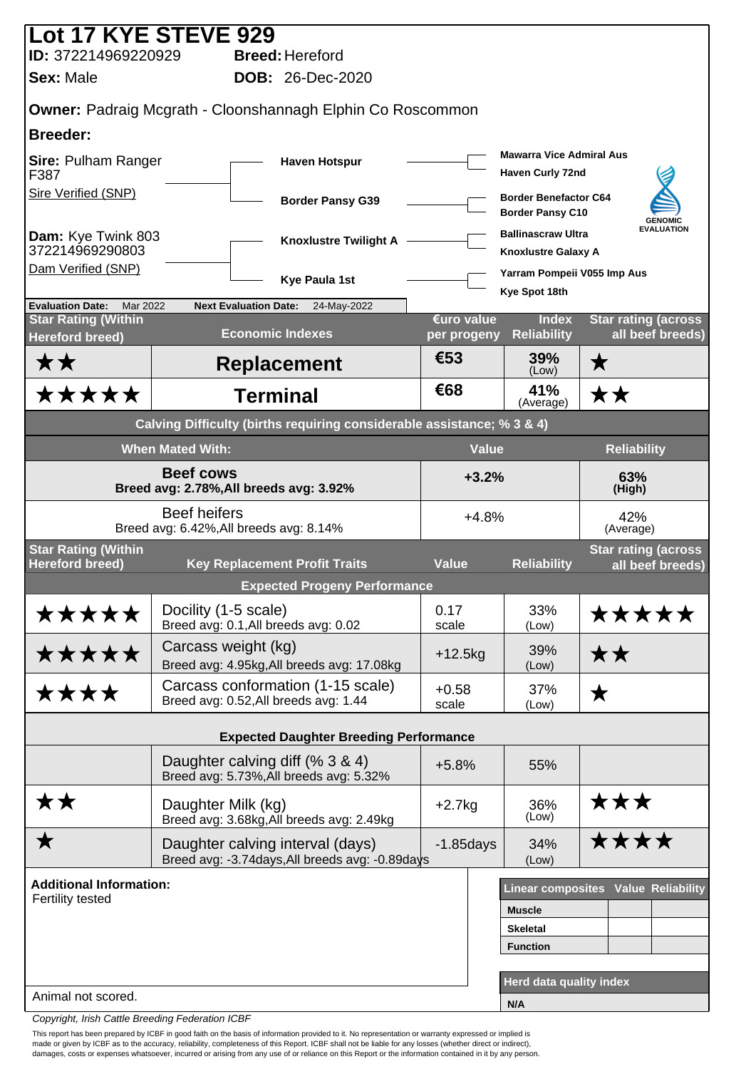# Lot 17 KYE STEVE 929

**ID:** 372214969220929 **Breed:** Hereford

**Sex:** Male **DOB:** 26-Dec-2020

**Owner:** Padraig Mcgrath - Cloonshannagh Elphin Co Roscommon

**Breeder:**

**Sire:** Pulham Ranger F387
Sire Verified (SNP)

- **Haven Hotspur**
  - Mawarra Vice Admiral Aus
  - Haven Curly 72nd
- **Border Pansy G39**
  - Border Benefactor C64
  - Border Pansy C10

**Dam:** Kye Twink 803 372214969290803
Dam Verified (SNP)

- **Knoxlustre Twilight A**
  - Ballinascraw Ultra
  - Knoxlustre Galaxy A
- **Kye Paula 1st**
  - Yarram Pompeii V055 Imp Aus
  - Kye Spot 18th

GENOMIC EVALUATION

**Evaluation Date:** Mar 2022 **Next Evaluation Date:** 24-May-2022

| Star Rating (Within Hereford breed) | Economic Indexes | €uro value per progeny | Index Reliability | Star rating (across all beef breeds) |
|---|---|---|---|---|
| ★★ | **Replacement** | €53 | 39% (Low) | ★ |
| ★★★★★ | **Terminal** | €68 | 41% (Average) | ★★ |

**Calving Difficulty (births requiring considerable assistance; % 3 & 4)**

| When Mated With: | Value | Reliability |
|---|---|---|
| **Beef cows** Breed avg: 2.78%,All breeds avg: 3.92% | **+3.2%** | **63% (High)** |
| Beef heifers Breed avg: 6.42%,All breeds avg: 8.14% | +4.8% | 42% (Average) |

| Star Rating (Within Hereford breed) | Key Replacement Profit Traits | Value | Reliability | Star rating (across all beef breeds) |
|---|---|---|---|---|
| | **Expected Progeny Performance** | | | |
| ★★★★★ | Docility (1-5 scale) Breed avg: 0.1,All breeds avg: 0.02 | 0.17 scale | 33% (Low) | ★★★★★ |
| ★★★★★ | Carcass weight (kg) Breed avg: 4.95kg,All breeds avg: 17.08kg | +12.5kg | 39% (Low) | ★★ |
| ★★★★ | Carcass conformation (1-15 scale) Breed avg: 0.52,All breeds avg: 1.44 | +0.58 scale | 37% (Low) | ★ |
| | **Expected Daughter Breeding Performance** | | | |
| | Daughter calving diff (% 3 & 4) Breed avg: 5.73%,All breeds avg: 5.32% | +5.8% | 55% | |
| ★★ | Daughter Milk (kg) Breed avg: 3.68kg,All breeds avg: 2.49kg | +2.7kg | 36% (Low) | ★★★ |
| ★ | Daughter calving interval (days) Breed avg: -3.74days,All breeds avg: -0.89days | -1.85days | 34% (Low) | ★★★★ |

**Additional Information:**
Fertility tested

Animal not scored.

| Linear composites | Value | Reliability |
|---|---|---|
| Muscle | | |
| Skeletal | | |
| Function | | |

| Herd data quality index |
|---|
| N/A |

*Copyright, Irish Cattle Breeding Federation ICBF*

This report has been prepared by ICBF in good faith on the basis of information provided to it. No representation or warranty expressed or implied is made or given by ICBF as to the accuracy, reliability, completeness of this Report. ICBF shall not be liable for any losses (whether direct or indirect), damages, costs or expenses whatsoever, incurred or arising from any use of or reliance on this Report or the information contained in it by any person.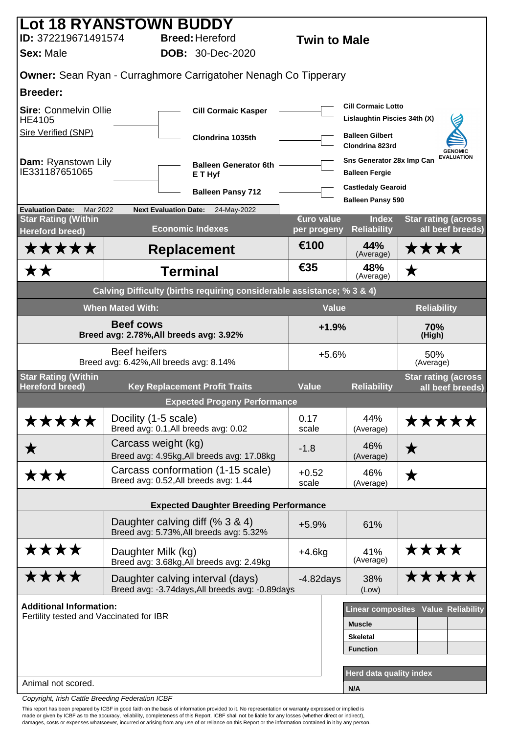# Lot 18 RYANSTOWN BUDDY

**ID:** 372219671491574 **Breed:** Hereford **Twin to Male**

**Sex:** Male **DOB:** 30-Dec-2020

**Owner:** Sean Ryan - Curraghmore Carrigatoher Nenagh Co Tipperary

**Breeder:**

**Sire:** Conmelvin Ollie HE4105
Sire Verified (SNP)

- **Cill Cormaic Kasper**
  - Cill Cormaic Lotto
  - Lislaughtin Piscies 34th (X)
- **Clondrina 1035th**
  - Balleen Gilbert
  - Clondrina 823rd

**Dam:** Ryanstown Lily IE331187651065

- **Balleen Generator 6th E T Hyf**
  - Sns Generator 28x Imp Can
  - Balleen Fergie
- **Balleen Pansy 712**
  - Castledaly Gearoid
  - Balleen Pansy 590

GENOMIC EVALUATION

**Evaluation Date:** Mar 2022 **Next Evaluation Date:** 24-May-2022

| Star Rating (Within Hereford breed) | Economic Indexes | €uro value per progeny | Index Reliability | Star rating (across all beef breeds) |
|---|---|---|---|---|
| ★★★★★ | **Replacement** | €100 | 44% (Average) | ★★★★ |
| ★★ | **Terminal** | €35 | 48% (Average) | ★ |

**Calving Difficulty (births requiring considerable assistance; % 3 & 4)**

| When Mated With: | Value | Reliability |
|---|---|---|
| **Beef cows** Breed avg: 2.78%,All breeds avg: 3.92% | **+1.9%** | **70% (High)** |
| Beef heifers Breed avg: 6.42%,All breeds avg: 8.14% | +5.6% | 50% (Average) |

| Star Rating (Within Hereford breed) | Key Replacement Profit Traits | Value | Reliability | Star rating (across all beef breeds) |
|---|---|---|---|---|
| | **Expected Progeny Performance** | | | |
| ★★★★★ | Docility (1-5 scale) Breed avg: 0.1,All breeds avg: 0.02 | 0.17 scale | 44% (Average) | ★★★★★ |
| ★ | Carcass weight (kg) Breed avg: 4.95kg,All breeds avg: 17.08kg | -1.8 | 46% (Average) | ★ |
| ★★★ | Carcass conformation (1-15 scale) Breed avg: 0.52,All breeds avg: 1.44 | +0.52 scale | 46% (Average) | ★ |
| | **Expected Daughter Breeding Performance** | | | |
| | Daughter calving diff (% 3 & 4) Breed avg: 5.73%,All breeds avg: 5.32% | +5.9% | 61% | |
| ★★★★ | Daughter Milk (kg) Breed avg: 3.68kg,All breeds avg: 2.49kg | +4.6kg | 41% (Average) | ★★★★ |
| ★★★★ | Daughter calving interval (days) Breed avg: -3.74days,All breeds avg: -0.89days | -4.82days | 38% (Low) | ★★★★★ |

**Additional Information:**
Fertility tested and Vaccinated for IBR

Animal not scored.

| Linear composites | Value | Reliability |
|---|---|---|
| Muscle | | |
| Skeletal | | |
| Function | | |

**Herd data quality index**
N/A

*Copyright, Irish Cattle Breeding Federation ICBF*

This report has been prepared by ICBF in good faith on the basis of information provided to it. No representation or warranty expressed or implied is made or given by ICBF as to the accuracy, reliability, completeness of this Report. ICBF shall not be liable for any losses (whether direct or indirect), damages, costs or expenses whatsoever, incurred or arising from any use of or reliance on this Report or the information contained in it by any person.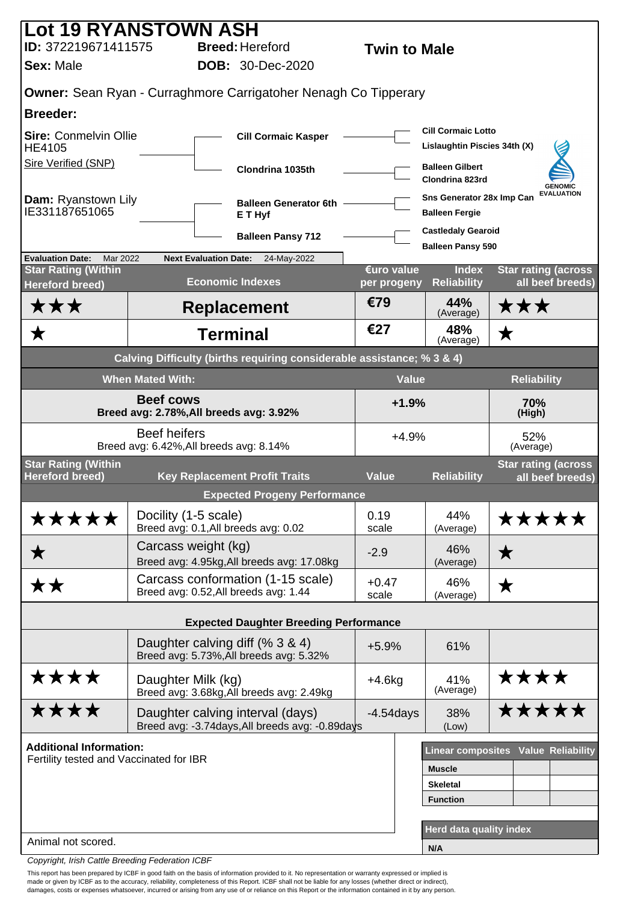# Lot 19 RYANSTOWN ASH

**ID:** 372219671411575 **Breed:** Hereford **Twin to Male**

**Sex:** Male **DOB:** 30-Dec-2020

**Owner:** Sean Ryan - Curraghmore Carrigatoher Nenagh Co Tipperary

**Breeder:**

**Sire:** Conmelvin Ollie HE4105
Sire Verified (SNP)

- **Cill Cormaic Kasper**
  - Cill Cormaic Lotto
  - Lislaughtin Piscies 34th (X)
- **Clondrina 1035th**
  - Balleen Gilbert
  - Clondrina 823rd

**Dam:** Ryanstown Lily IE331187651065

- **Balleen Generator 6th E T Hyf**
  - Sns Generator 28x Imp Can
  - Balleen Fergie
- **Balleen Pansy 712**
  - Castledaly Gearoid
  - Balleen Pansy 590

GENOMIC EVALUATION

**Evaluation Date:** Mar 2022 **Next Evaluation Date:** 24-May-2022

| Star Rating (Within Hereford breed) | Economic Indexes | €uro value per progeny | Index Reliability | Star rating (across all beef breeds) |
|---|---|---|---|---|
| ★★★ | **Replacement** | €79 | 44% (Average) | ★★★ |
| ★ | **Terminal** | €27 | 48% (Average) | ★ |

**Calving Difficulty (births requiring considerable assistance; % 3 & 4)**

| When Mated With: | Value | Reliability |
|---|---|---|
| **Beef cows** Breed avg: 2.78%,All breeds avg: 3.92% | **+1.9%** | **70% (High)** |
| Beef heifers Breed avg: 6.42%,All breeds avg: 8.14% | +4.9% | 52% (Average) |

| Star Rating (Within Hereford breed) | Key Replacement Profit Traits | Value | Reliability | Star rating (across all beef breeds) |
|---|---|---|---|---|
| | **Expected Progeny Performance** | | | |
| ★★★★★ | Docility (1-5 scale) Breed avg: 0.1,All breeds avg: 0.02 | 0.19 scale | 44% (Average) | ★★★★★ |
| ★ | Carcass weight (kg) Breed avg: 4.95kg,All breeds avg: 17.08kg | -2.9 | 46% (Average) | ★ |
| ★★ | Carcass conformation (1-15 scale) Breed avg: 0.52,All breeds avg: 1.44 | +0.47 scale | 46% (Average) | ★ |
| | **Expected Daughter Breeding Performance** | | | |
| | Daughter calving diff (% 3 & 4) Breed avg: 5.73%,All breeds avg: 5.32% | +5.9% | 61% | |
| ★★★★ | Daughter Milk (kg) Breed avg: 3.68kg,All breeds avg: 2.49kg | +4.6kg | 41% (Average) | ★★★★ |
| ★★★★ | Daughter calving interval (days) Breed avg: -3.74days,All breeds avg: -0.89days | -4.54days | 38% (Low) | ★★★★★ |

**Additional Information:**
Fertility tested and Vaccinated for IBR

Animal not scored.

| Linear composites | Value | Reliability |
|---|---|---|
| Muscle | | |
| Skeletal | | |
| Function | | |

| Herd data quality index |
|---|
| N/A |

*Copyright, Irish Cattle Breeding Federation ICBF*

This report has been prepared by ICBF in good faith on the basis of information provided to it. No representation or warranty expressed or implied is made or given by ICBF as to the accuracy, reliability, completeness of this Report. ICBF shall not be liable for any losses (whether direct or indirect), damages, costs or expenses whatsoever, incurred or arising from any use of or reliance on this Report or the information contained in it by any person.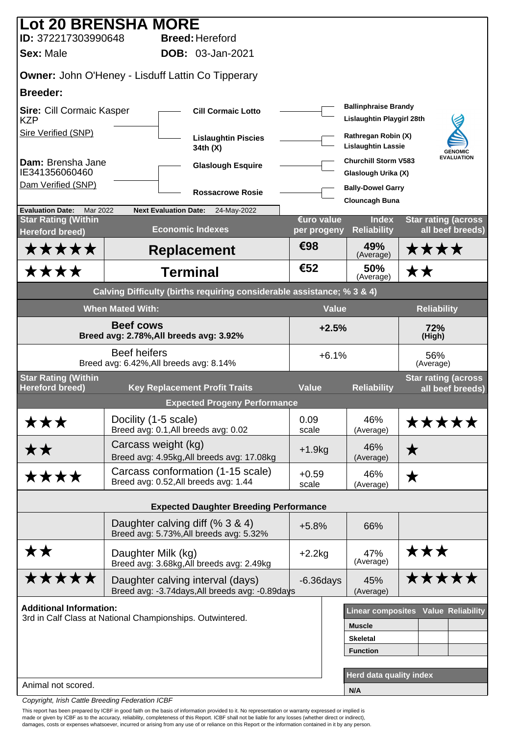# Lot 20 BRENSHA MORE

**ID:** 372217303990648 **Breed:** Hereford

**Sex:** Male **DOB:** 03-Jan-2021

**Owner:** John O'Heney - Lisduff Lattin Co Tipperary

**Breeder:**

| | | |
|---|---|---|
| **Sire:** Cill Cormaic Kasper KZP<br>Sire Verified (SNP) | **Cill Cormaic Lotto** | **Ballinphraise Brandy**<br>**Lislaughtin Playgirl 28th** |
| | **Lislaughtin Piscies 34th (X)** | **Rathregan Robin (X)**<br>**Lislaughtin Lassie** |
| **Dam:** Brensha Jane IE341356060460<br>Dam Verified (SNP) | **Glaslough Esquire** | **Churchill Storm V583**<br>**Glaslough Urika (X)** |
| | **Rossacrowe Rosie** | **Bally-Dowel Garry**<br>**Clouncagh Buna** |

GENOMIC EVALUATION

**Evaluation Date:** Mar 2022 **Next Evaluation Date:** 24-May-2022

| Star Rating (Within Hereford breed) | Economic Indexes | €uro value per progeny | Index Reliability | Star rating (across all beef breeds) |
|---|---|---|---|---|
| ★★★★★ | **Replacement** | €98 | 49% (Average) | ★★★★ |
| ★★★★ | **Terminal** | €52 | 50% (Average) | ★★ |

**Calving Difficulty (births requiring considerable assistance; % 3 & 4)**

| When Mated With: | Value | Reliability |
|---|---|---|
| **Beef cows**<br>Breed avg: 2.78%,All breeds avg: 3.92% | **+2.5%** | **72% (High)** |
| Beef heifers<br>Breed avg: 6.42%,All breeds avg: 8.14% | +6.1% | 56% (Average) |

| Star Rating (Within Hereford breed) | Key Replacement Profit Traits | Value | Reliability | Star rating (across all beef breeds) |
|---|---|---|---|---|
| | **Expected Progeny Performance** | | | |
| ★★★ | Docility (1-5 scale)<br>Breed avg: 0.1,All breeds avg: 0.02 | 0.09 scale | 46% (Average) | ★★★★★ |
| ★★ | Carcass weight (kg)<br>Breed avg: 4.95kg,All breeds avg: 17.08kg | +1.9kg | 46% (Average) | ★ |
| ★★★★ | Carcass conformation (1-15 scale)<br>Breed avg: 0.52,All breeds avg: 1.44 | +0.59 scale | 46% (Average) | ★ |
| | **Expected Daughter Breeding Performance** | | | |
| | Daughter calving diff (% 3 & 4)<br>Breed avg: 5.73%,All breeds avg: 5.32% | +5.8% | 66% | |
| ★★ | Daughter Milk (kg)<br>Breed avg: 3.68kg,All breeds avg: 2.49kg | +2.2kg | 47% (Average) | ★★★ |
| ★★★★★ | Daughter calving interval (days)<br>Breed avg: -3.74days,All breeds avg: -0.89days | -6.36days | 45% (Average) | ★★★★★ |

**Additional Information:**
3rd in Calf Class at National Championships. Outwintered.

Animal not scored.

| Linear composites | Value | Reliability |
|---|---|---|
| **Muscle** | | |
| **Skeletal** | | |
| **Function** | | |

| Herd data quality index |
|---|
| **N/A** |

*Copyright, Irish Cattle Breeding Federation ICBF*

This report has been prepared by ICBF in good faith on the basis of information provided to it. No representation or warranty expressed or implied is made or given by ICBF as to the accuracy, reliability, completeness of this Report. ICBF shall not be liable for any losses (whether direct or indirect), damages, costs or expenses whatsoever, incurred or arising from any use of or reliance on this Report or the information contained in it by any person.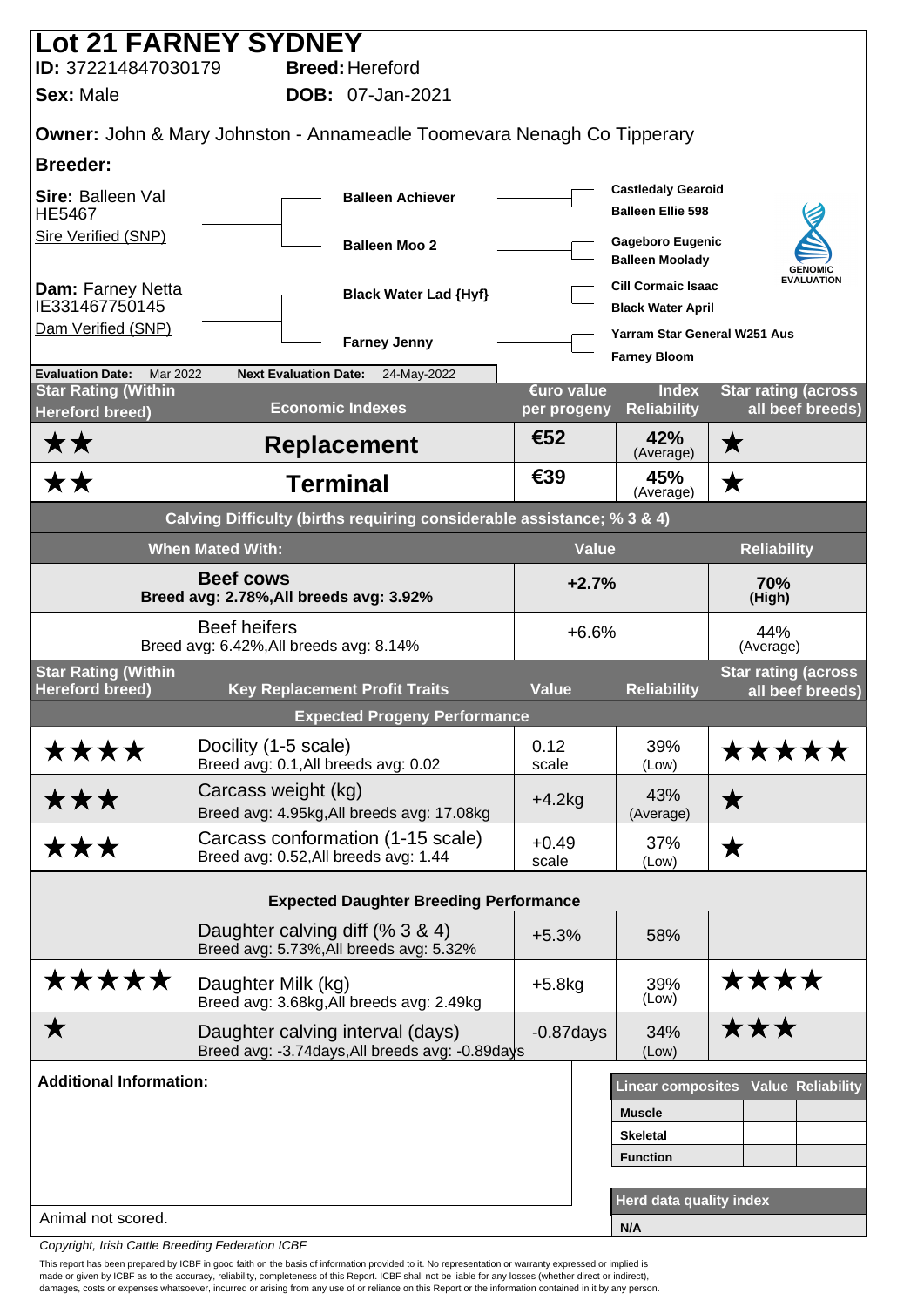# Lot 21 FARNEY SYDNEY

**ID:** 372214847030179 **Breed:** Hereford

**Sex:** Male **DOB:** 07-Jan-2021

**Owner:** John & Mary Johnston - Annameadle Toomevara Nenagh Co Tipperary

**Breeder:**

**Sire:** Balleen Val HE5467
Sire Verified (SNP)

- Balleen Achiever
  - Castledaly Gearoid
  - Balleen Ellie 598
- Balleen Moo 2
  - Gageboro Eugenic
  - Balleen Moolady

**Dam:** Farney Netta IE331467750145
Dam Verified (SNP)

- Black Water Lad {Hyf}
  - Cill Cormaic Isaac
  - Black Water April
- Farney Jenny
  - Yarram Star General W251 Aus
  - Farney Bloom

GENOMIC EVALUATION

**Evaluation Date:** Mar 2022 **Next Evaluation Date:** 24-May-2022

| Star Rating (Within Hereford breed) | Economic Indexes | €uro value per progeny | Index Reliability | Star rating (across all beef breeds) |
|---|---|---|---|---|
| ★★ | **Replacement** | €52 | 42% (Average) | ★ |
| ★★ | **Terminal** | €39 | 45% (Average) | ★ |

**Calving Difficulty (births requiring considerable assistance; % 3 & 4)**

| When Mated With: | Value | Reliability |
|---|---|---|
| **Beef cows** Breed avg: 2.78%,All breeds avg: 3.92% | +2.7% | 70% (High) |
| Beef heifers Breed avg: 6.42%,All breeds avg: 8.14% | +6.6% | 44% (Average) |

| Star Rating (Within Hereford breed) | Key Replacement Profit Traits | Value | Reliability | Star rating (across all beef breeds) |
|---|---|---|---|---|
| | **Expected Progeny Performance** | | | |
| ★★★★ | Docility (1-5 scale) Breed avg: 0.1,All breeds avg: 0.02 | 0.12 scale | 39% (Low) | ★★★★★ |
| ★★★ | Carcass weight (kg) Breed avg: 4.95kg,All breeds avg: 17.08kg | +4.2kg | 43% (Average) | ★ |
| ★★★ | Carcass conformation (1-15 scale) Breed avg: 0.52,All breeds avg: 1.44 | +0.49 scale | 37% (Low) | ★ |
| | **Expected Daughter Breeding Performance** | | | |
| | Daughter calving diff (% 3 & 4) Breed avg: 5.73%,All breeds avg: 5.32% | +5.3% | 58% | |
| ★★★★★ | Daughter Milk (kg) Breed avg: 3.68kg,All breeds avg: 2.49kg | +5.8kg | 39% (Low) | ★★★★ |
| ★ | Daughter calving interval (days) Breed avg: -3.74days,All breeds avg: -0.89days | -0.87days | 34% (Low) | ★★★ |

**Additional Information:**

Animal not scored.

| Linear composites | Value | Reliability |
|---|---|---|
| Muscle | | |
| Skeletal | | |
| Function | | |

| Herd data quality index |
|---|
| N/A |

*Copyright, Irish Cattle Breeding Federation ICBF*

This report has been prepared by ICBF in good faith on the basis of information provided to it. No representation or warranty expressed or implied is made or given by ICBF as to the accuracy, reliability, completeness of this Report. ICBF shall not be liable for any losses (whether direct or indirect), damages, costs or expenses whatsoever, incurred or arising from any use of or reliance on this Report or the information contained in it by any person.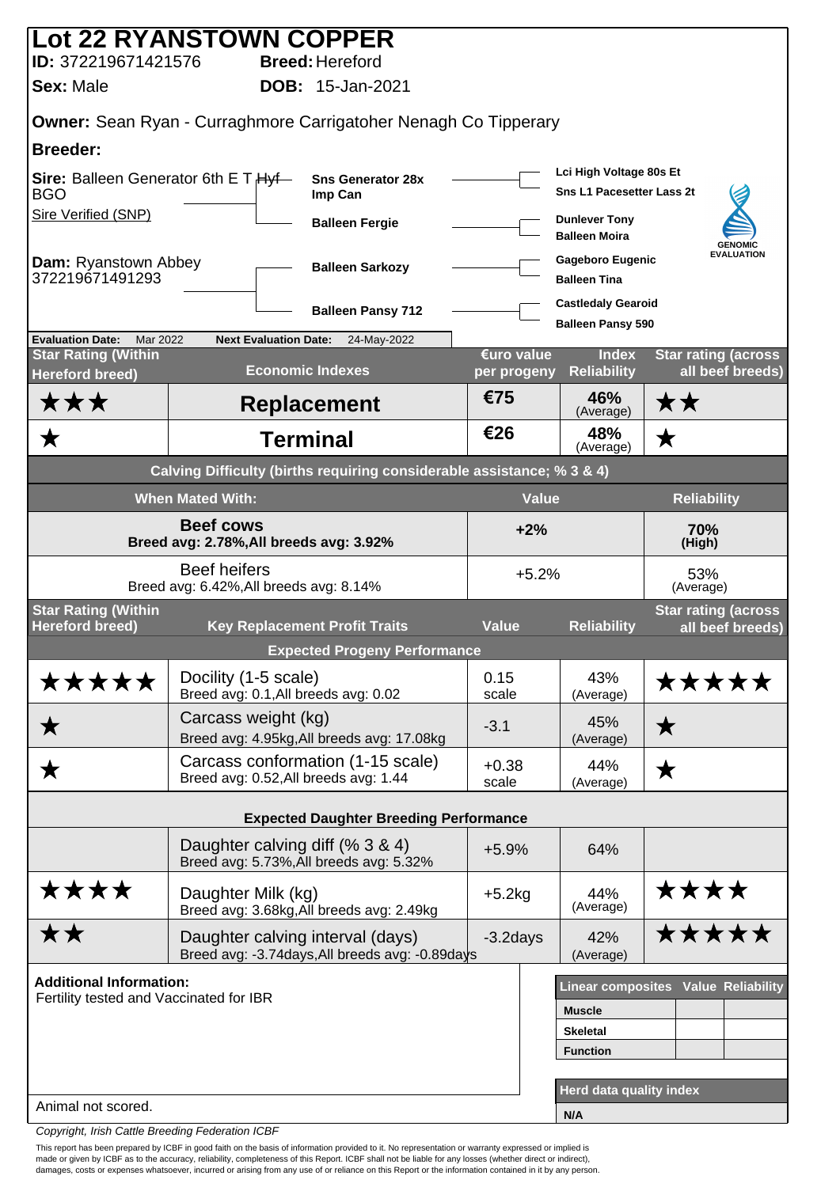# Lot 22 RYANSTOWN COPPER

**ID:** 372219671421576 **Breed:** Hereford

**Sex:** Male **DOB:** 15-Jan-2021

**Owner:** Sean Ryan - Curraghmore Carrigatoher Nenagh Co Tipperary

**Breeder:**

**Sire:** Balleen Generator 6th E T Hyf BGO

Sire Verified (SNP)

- Sns Generator 28x Imp Can
  - Lci High Voltage 80s Et
  - Sns L1 Pacesetter Lass 2t
- Balleen Fergie
  - Dunlever Tony
  - Balleen Moira

**Dam:** Ryanstown Abbey 372219671491293

- Balleen Sarkozy
  - Gageboro Eugenic
  - Balleen Tina
- Balleen Pansy 712
  - Castledaly Gearoid
  - Balleen Pansy 590

GENOMIC EVALUATION

**Evaluation Date:** Mar 2022 **Next Evaluation Date:** 24-May-2022

| Star Rating (Within Hereford breed) | Economic Indexes | €uro value per progeny | Index Reliability | Star rating (across all beef breeds) |
|---|---|---|---|---|
| ★★★ | **Replacement** | €75 | 46% (Average) | ★★ |
| ★ | **Terminal** | €26 | 48% (Average) | ★ |

**Calving Difficulty (births requiring considerable assistance; % 3 & 4)**

| When Mated With: | Value | Reliability |
|---|---|---|
| **Beef cows** Breed avg: 2.78%,All breeds avg: 3.92% | +2% | 70% (High) |
| Beef heifers Breed avg: 6.42%,All breeds avg: 8.14% | +5.2% | 53% (Average) |

| Star Rating (Within Hereford breed) | Key Replacement Profit Traits | Value | Reliability | Star rating (across all beef breeds) |
|---|---|---|---|---|
| | **Expected Progeny Performance** | | | |
| ★★★★★ | Docility (1-5 scale) Breed avg: 0.1,All breeds avg: 0.02 | 0.15 scale | 43% (Average) | ★★★★★ |
| ★ | Carcass weight (kg) Breed avg: 4.95kg,All breeds avg: 17.08kg | -3.1 | 45% (Average) | ★ |
| ★ | Carcass conformation (1-15 scale) Breed avg: 0.52,All breeds avg: 1.44 | +0.38 scale | 44% (Average) | ★ |
| | **Expected Daughter Breeding Performance** | | | |
| | Daughter calving diff (% 3 & 4) Breed avg: 5.73%,All breeds avg: 5.32% | +5.9% | 64% | |
| ★★★★ | Daughter Milk (kg) Breed avg: 3.68kg,All breeds avg: 2.49kg | +5.2kg | 44% (Average) | ★★★★ |
| ★★ | Daughter calving interval (days) Breed avg: -3.74days,All breeds avg: -0.89days | -3.2days | 42% (Average) | ★★★★★ |

**Additional Information:**
Fertility tested and Vaccinated for IBR

| Linear composites | Value | Reliability |
|---|---|---|
| Muscle | | |
| Skeletal | | |
| Function | | |

**Herd data quality index**

N/A

Animal not scored.

*Copyright, Irish Cattle Breeding Federation ICBF*

This report has been prepared by ICBF in good faith on the basis of information provided to it. No representation or warranty expressed or implied is made or given by ICBF as to the accuracy, reliability, completeness of this Report. ICBF shall not be liable for any losses (whether direct or indirect), damages, costs or expenses whatsoever, incurred or arising from any use of or reliance on this Report or the information contained in it by any person.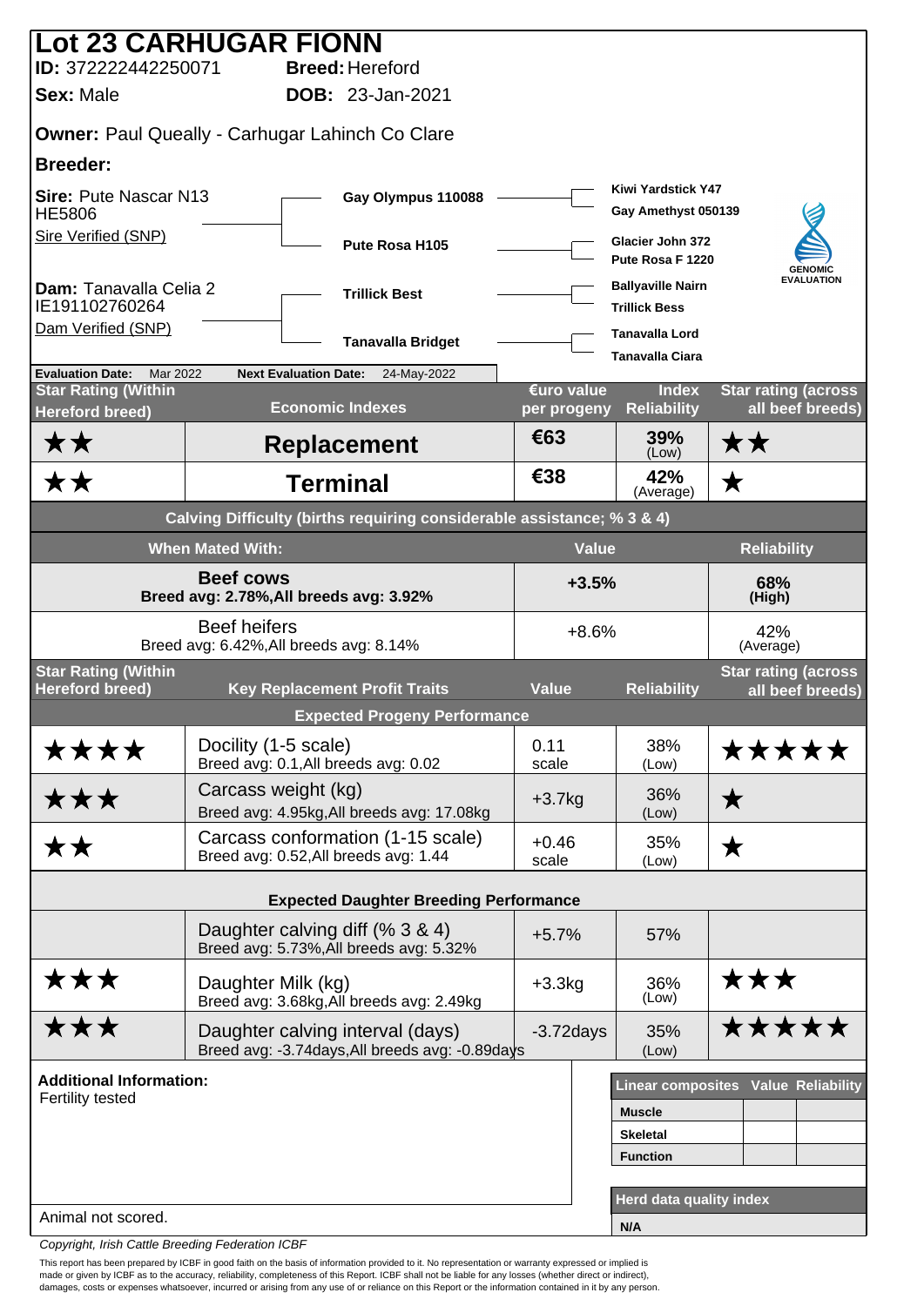# Lot 23 CARHUGAR FIONN

**ID:** 372222442250071 **Breed:** Hereford

**Sex:** Male **DOB:** 23-Jan-2021

**Owner:** Paul Queally - Carhugar Lahinch Co Clare

**Breeder:**

**Sire:** Pute Nascar N13 HE5806
Sire Verified (SNP)

- Gay Olympus 110088
  - Kiwi Yardstick Y47
  - Gay Amethyst 050139
- Pute Rosa H105
  - Glacier John 372
  - Pute Rosa F 1220

**Dam:** Tanavalla Celia 2 IE191102760264
Dam Verified (SNP)

- Trillick Best
  - Ballyaville Nairn
  - Trillick Bess
- Tanavalla Bridget
  - Tanavalla Lord
  - Tanavalla Ciara

GENOMIC EVALUATION

**Evaluation Date:** Mar 2022 **Next Evaluation Date:** 24-May-2022

| Star Rating (Within Hereford breed) | Economic Indexes | €uro value per progeny | Index Reliability | Star rating (across all beef breeds) |
|---|---|---|---|---|
| ★★ | **Replacement** | €63 | 39% (Low) | ★★ |
| ★★ | **Terminal** | €38 | 42% (Average) | ★ |

**Calving Difficulty (births requiring considerable assistance; % 3 & 4)**

| When Mated With: | Value | Reliability |
|---|---|---|
| **Beef cows** Breed avg: 2.78%,All breeds avg: 3.92% | **+3.5%** | **68% (High)** |
| Beef heifers Breed avg: 6.42%,All breeds avg: 8.14% | +8.6% | 42% (Average) |

| Star Rating (Within Hereford breed) | Key Replacement Profit Traits | Value | Reliability | Star rating (across all beef breeds) |
|---|---|---|---|---|
| | **Expected Progeny Performance** | | | |
| ★★★★ | Docility (1-5 scale) Breed avg: 0.1,All breeds avg: 0.02 | 0.11 scale | 38% (Low) | ★★★★★ |
| ★★★ | Carcass weight (kg) Breed avg: 4.95kg,All breeds avg: 17.08kg | +3.7kg | 36% (Low) | ★ |
| ★★ | Carcass conformation (1-15 scale) Breed avg: 0.52,All breeds avg: 1.44 | +0.46 scale | 35% (Low) | ★ |
| | **Expected Daughter Breeding Performance** | | | |
| | Daughter calving diff (% 3 & 4) Breed avg: 5.73%,All breeds avg: 5.32% | +5.7% | 57% | |
| ★★★ | Daughter Milk (kg) Breed avg: 3.68kg,All breeds avg: 2.49kg | +3.3kg | 36% (Low) | ★★★ |
| ★★★ | Daughter calving interval (days) Breed avg: -3.74days,All breeds avg: -0.89days | -3.72days | 35% (Low) | ★★★★★ |

**Additional Information:**
Fertility tested

Animal not scored.

| Linear composites | Value | Reliability |
|---|---|---|
| Muscle | | |
| Skeletal | | |
| Function | | |

| Herd data quality index |
|---|
| N/A |

*Copyright, Irish Cattle Breeding Federation ICBF*

This report has been prepared by ICBF in good faith on the basis of information provided to it. No representation or warranty expressed or implied is made or given by ICBF as to the accuracy, reliability, completeness of this Report. ICBF shall not be liable for any losses (whether direct or indirect), damages, costs or expenses whatsoever, incurred or arising from any use of or reliance on this Report or the information contained in it by any person.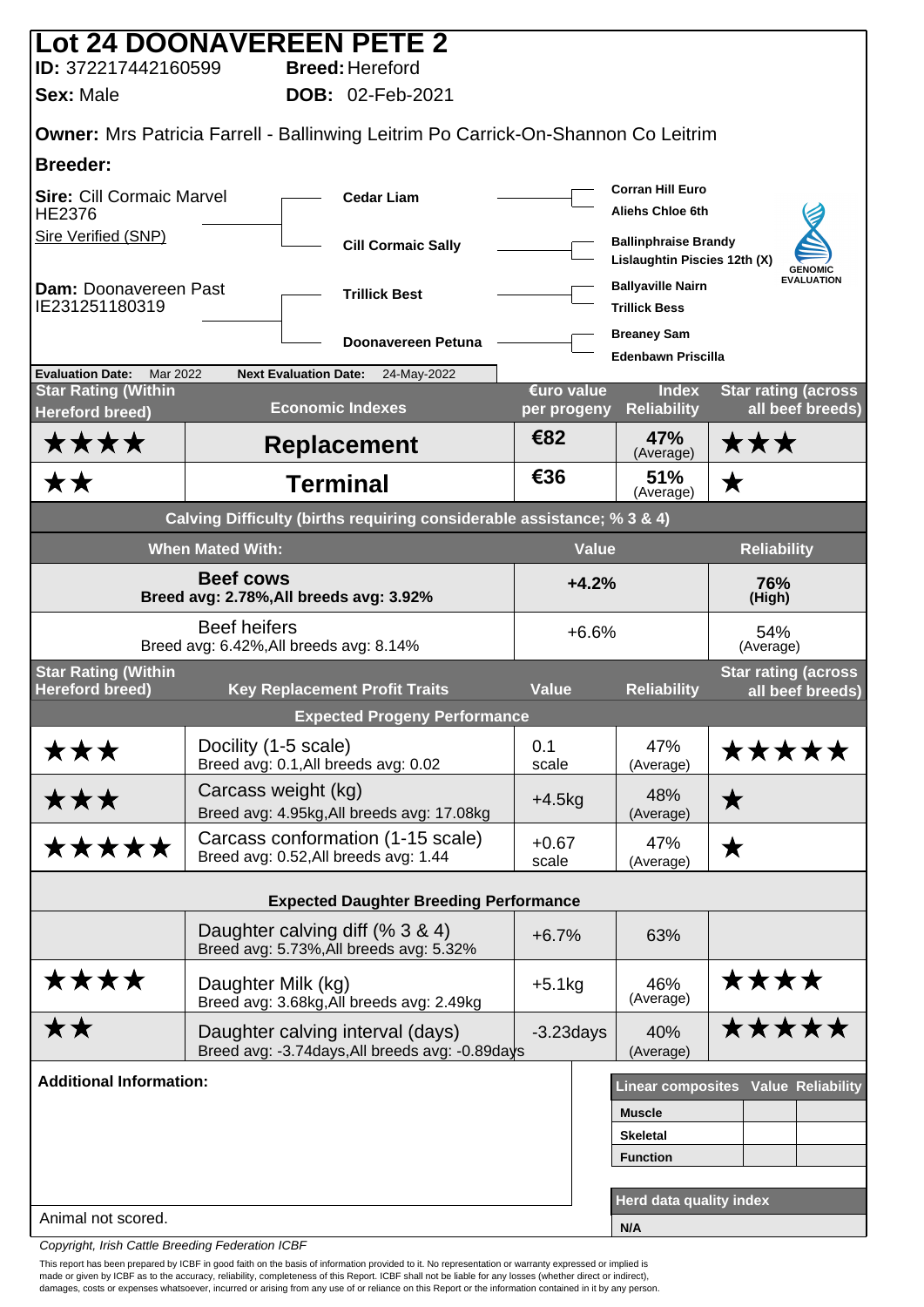# Lot 24 DOONAVEREEN PETE 2

**ID:** 372217442160599 **Breed:** Hereford

**Sex:** Male **DOB:** 02-Feb-2021

**Owner:** Mrs Patricia Farrell - Ballinwing Leitrim Po Carrick-On-Shannon Co Leitrim

**Breeder:**

**Sire:** Cill Cormaic Marvel HE2376
Sire Verified (SNP)

- **Cedar Liam**
  - Corran Hill Euro
  - Aliehs Chloe 6th
- **Cill Cormaic Sally**
  - Ballinphraise Brandy
  - Lislaughtin Piscies 12th (X)

**Dam:** Doonavereen Past IE231251180319

- **Trillick Best**
  - Ballyaville Nairn
  - Trillick Bess
- **Doonavereen Petuna**
  - Breaney Sam
  - Edenbawn Priscilla

GENOMIC EVALUATION

**Evaluation Date:** Mar 2022 **Next Evaluation Date:** 24-May-2022

| Star Rating (Within Hereford breed) | Economic Indexes | €uro value per progeny | Index Reliability | Star rating (across all beef breeds) |
|---|---|---|---|---|
| ★★★★ | **Replacement** | €82 | 47% (Average) | ★★★ |
| ★★ | **Terminal** | €36 | 51% (Average) | ★ |

**Calving Difficulty (births requiring considerable assistance; % 3 & 4)**

| When Mated With: | Value | Reliability |
|---|---|---|
| **Beef cows** Breed avg: 2.78%,All breeds avg: 3.92% | **+4.2%** | **76% (High)** |
| Beef heifers Breed avg: 6.42%,All breeds avg: 8.14% | +6.6% | 54% (Average) |

| Star Rating (Within Hereford breed) | Key Replacement Profit Traits | Value | Reliability | Star rating (across all beef breeds) |
|---|---|---|---|---|
| | **Expected Progeny Performance** | | | |
| ★★★ | Docility (1-5 scale) Breed avg: 0.1,All breeds avg: 0.02 | 0.1 scale | 47% (Average) | ★★★★★ |
| ★★★ | Carcass weight (kg) Breed avg: 4.95kg,All breeds avg: 17.08kg | +4.5kg | 48% (Average) | ★ |
| ★★★★★ | Carcass conformation (1-15 scale) Breed avg: 0.52,All breeds avg: 1.44 | +0.67 scale | 47% (Average) | ★ |
| | **Expected Daughter Breeding Performance** | | | |
| | Daughter calving diff (% 3 & 4) Breed avg: 5.73%,All breeds avg: 5.32% | +6.7% | 63% | |
| ★★★★ | Daughter Milk (kg) Breed avg: 3.68kg,All breeds avg: 2.49kg | +5.1kg | 46% (Average) | ★★★★ |
| ★★ | Daughter calving interval (days) Breed avg: -3.74days,All breeds avg: -0.89days | -3.23days | 40% (Average) | ★★★★★ |

**Additional Information:**

Animal not scored.

| Linear composites | Value | Reliability |
|---|---|---|
| **Muscle** | | |
| **Skeletal** | | |
| **Function** | | |

| Herd data quality index |
|---|
| **N/A** |

*Copyright, Irish Cattle Breeding Federation ICBF*

This report has been prepared by ICBF in good faith on the basis of information provided to it. No representation or warranty expressed or implied is made or given by ICBF as to the accuracy, reliability, completeness of this Report. ICBF shall not be liable for any losses (whether direct or indirect), damages, costs or expenses whatsoever, incurred or arising from any use of or reliance on this Report or the information contained in it by any person.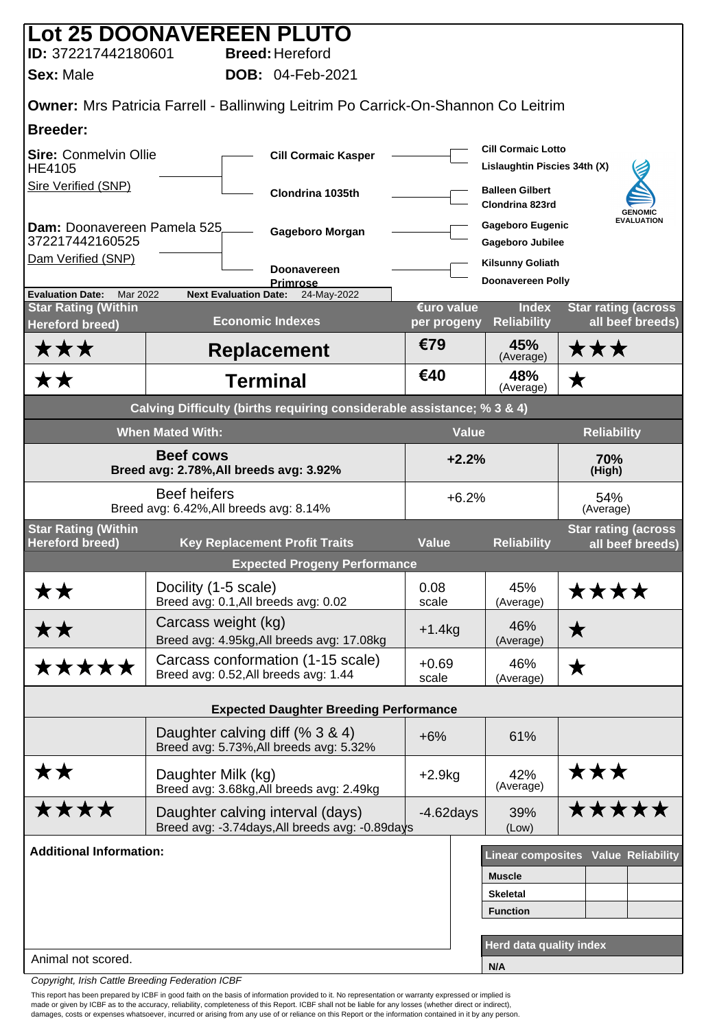# Lot 25 DOONAVEREEN PLUTO

**ID:** 372217442180601 **Breed:** Hereford

**Sex:** Male **DOB:** 04-Feb-2021

**Owner:** Mrs Patricia Farrell - Ballinwing Leitrim Po Carrick-On-Shannon Co Leitrim

**Breeder:**

**Sire:** Conmelvin Ollie HE4105
Sire Verified (SNP)

- **Cill Cormaic Kasper**
  - Cill Cormaic Lotto
  - Lislaughtin Piscies 34th (X)
- **Clondrina 1035th**
  - Balleen Gilbert
  - Clondrina 823rd

**Dam:** Doonavereen Pamela 525 372217442160525
Dam Verified (SNP)

- **Gageboro Morgan**
  - Gageboro Eugenic
  - Gageboro Jubilee
- **Doonavereen Primrose**
  - Kilsunny Goliath
  - Doonavereen Polly

GENOMIC EVALUATION

**Evaluation Date:** Mar 2022 **Next Evaluation Date:** 24-May-2022

| Star Rating (Within Hereford breed) | Economic Indexes | €uro value per progeny | Index Reliability | Star rating (across all beef breeds) |
|---|---|---|---|---|
| ★★★ | **Replacement** | €79 | 45% (Average) | ★★★ |
| ★★ | **Terminal** | €40 | 48% (Average) | ★ |

**Calving Difficulty (births requiring considerable assistance; % 3 & 4)**

| When Mated With: | Value | Reliability |
|---|---|---|
| **Beef cows** Breed avg: 2.78%,All breeds avg: 3.92% | +2.2% | 70% (High) |
| Beef heifers Breed avg: 6.42%,All breeds avg: 8.14% | +6.2% | 54% (Average) |

| Star Rating (Within Hereford breed) | Key Replacement Profit Traits | Value | Reliability | Star rating (across all beef breeds) |
|---|---|---|---|---|
| | **Expected Progeny Performance** | | | |
| ★★ | Docility (1-5 scale) Breed avg: 0.1,All breeds avg: 0.02 | 0.08 scale | 45% (Average) | ★★★★ |
| ★★ | Carcass weight (kg) Breed avg: 4.95kg,All breeds avg: 17.08kg | +1.4kg | 46% (Average) | ★ |
| ★★★★★ | Carcass conformation (1-15 scale) Breed avg: 0.52,All breeds avg: 1.44 | +0.69 scale | 46% (Average) | ★ |
| | **Expected Daughter Breeding Performance** | | | |
| | Daughter calving diff (% 3 & 4) Breed avg: 5.73%,All breeds avg: 5.32% | +6% | 61% | |
| ★★ | Daughter Milk (kg) Breed avg: 3.68kg,All breeds avg: 2.49kg | +2.9kg | 42% (Average) | ★★★ |
| ★★★★ | Daughter calving interval (days) Breed avg: -3.74days,All breeds avg: -0.89days | -4.62days | 39% (Low) | ★★★★★ |

**Additional Information:**

Animal not scored.

| Linear composites | Value | Reliability |
|---|---|---|
| Muscle | | |
| Skeletal | | |
| Function | | |

| Herd data quality index |
|---|
| N/A |

*Copyright, Irish Cattle Breeding Federation ICBF*

This report has been prepared by ICBF in good faith on the basis of information provided to it. No representation or warranty expressed or implied is made or given by ICBF as to the accuracy, reliability, completeness of this Report. ICBF shall not be liable for any losses (whether direct or indirect), damages, costs or expenses whatsoever, incurred or arising from any use of or reliance on this Report or the information contained in it by any person.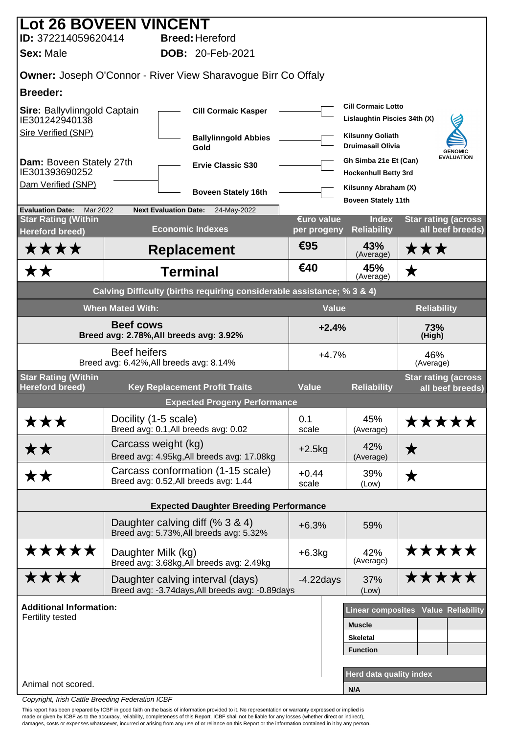# Lot 26 BOVEEN VINCENT

**ID:** 372214059620414 **Breed:** Hereford
**Sex:** Male **DOB:** 20-Feb-2021

**Owner:** Joseph O'Connor - River View Sharavogue Birr Co Offaly

**Breeder:**

**Sire:** Ballyvlinngold Captain
IE301242940138
Sire Verified (SNP)

- **Cill Cormaic Kasper**
  - Cill Cormaic Lotto
  - Lislaughtin Piscies 34th (X)
- **Ballylinngold Abbies Gold**
  - Kilsunny Goliath
  - Druimasail Olivia

**Dam:** Boveen Stately 27th
IE301393690252
Dam Verified (SNP)

- **Ervie Classic S30**
  - Gh Simba 21e Et (Can)
  - Hockenhull Betty 3rd
- **Boveen Stately 16th**
  - Kilsunny Abraham (X)
  - Boveen Stately 11th

GENOMIC EVALUATION

**Evaluation Date:** Mar 2022 **Next Evaluation Date:** 24-May-2022

| Star Rating (Within Hereford breed) | Economic Indexes | €uro value per progeny | Index Reliability | Star rating (across all beef breeds) |
|---|---|---|---|---|
| ★★★★ | **Replacement** | €95 | 43% (Average) | ★★★ |
| ★★ | **Terminal** | €40 | 45% (Average) | ★ |

| Calving Difficulty (births requiring considerable assistance; % 3 & 4) | | |
|---|---|---|
| **When Mated With:** | **Value** | **Reliability** |
| **Beef cows** Breed avg: 2.78%,All breeds avg: 3.92% | +2.4% | 73% (High) |
| Beef heifers Breed avg: 6.42%,All breeds avg: 8.14% | +4.7% | 46% (Average) |

| Star Rating (Within Hereford breed) | Key Replacement Profit Traits | Value | Reliability | Star rating (across all beef breeds) |
|---|---|---|---|---|
| | **Expected Progeny Performance** | | | |
| ★★★ | Docility (1-5 scale) Breed avg: 0.1,All breeds avg: 0.02 | 0.1 scale | 45% (Average) | ★★★★★ |
| ★★ | Carcass weight (kg) Breed avg: 4.95kg,All breeds avg: 17.08kg | +2.5kg | 42% (Average) | ★ |
| ★★ | Carcass conformation (1-15 scale) Breed avg: 0.52,All breeds avg: 1.44 | +0.44 scale | 39% (Low) | ★ |
| | **Expected Daughter Breeding Performance** | | | |
| | Daughter calving diff (% 3 & 4) Breed avg: 5.73%,All breeds avg: 5.32% | +6.3% | 59% | |
| ★★★★★ | Daughter Milk (kg) Breed avg: 3.68kg,All breeds avg: 2.49kg | +6.3kg | 42% (Average) | ★★★★★ |
| ★★★★ | Daughter calving interval (days) Breed avg: -3.74days,All breeds avg: -0.89days | -4.22days | 37% (Low) | ★★★★★ |

**Additional Information:**
Fertility tested

Animal not scored.

| Linear composites | Value | Reliability |
|---|---|---|
| **Muscle** | | |
| **Skeletal** | | |
| **Function** | | |

| Herd data quality index |
|---|
| **N/A** |

*Copyright, Irish Cattle Breeding Federation ICBF*

This report has been prepared by ICBF in good faith on the basis of information provided to it. No representation or warranty expressed or implied is made or given by ICBF as to the accuracy, reliability, completeness of this Report. ICBF shall not be liable for any losses (whether direct or indirect), damages, costs or expenses whatsoever, incurred or arising from any use of or reliance on this Report or the information contained in it by any person.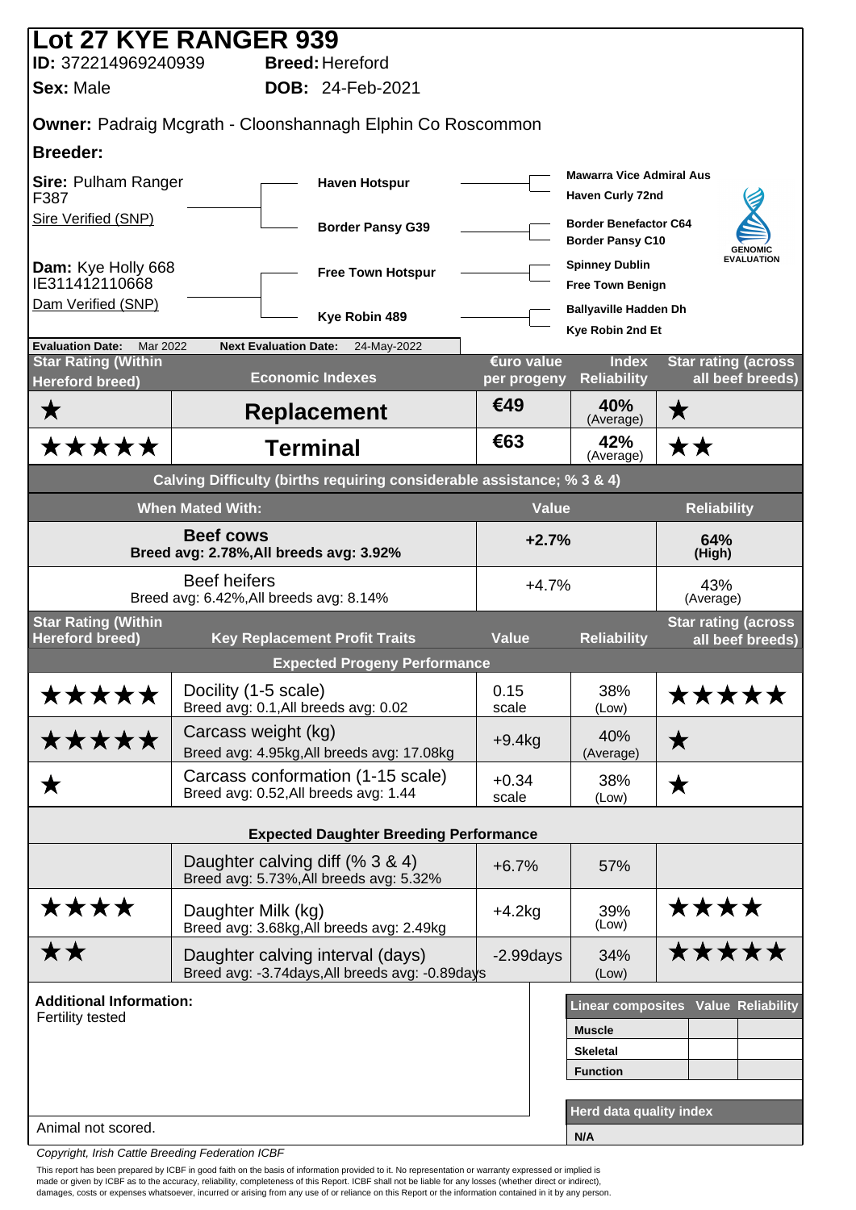# Lot 27 KYE RANGER 939

**ID:** 372214969240939 **Breed:** Hereford

**Sex:** Male **DOB:** 24-Feb-2021

**Owner:** Padraig Mcgrath - Cloonshannagh Elphin Co Roscommon

**Breeder:**

**Sire:** Pulham Ranger F387
Sire Verified (SNP)

- Haven Hotspur
  - Mawarra Vice Admiral Aus
  - Haven Curly 72nd
- Border Pansy G39
  - Border Benefactor C64
  - Border Pansy C10

**Dam:** Kye Holly 668 IE311412110668
Dam Verified (SNP)

- Free Town Hotspur
  - Spinney Dublin
  - Free Town Benign
- Kye Robin 489
  - Ballyaville Hadden Dh
  - Kye Robin 2nd Et

GENOMIC EVALUATION

**Evaluation Date:** Mar 2022 **Next Evaluation Date:** 24-May-2022

| Star Rating (Within Hereford breed) | Economic Indexes | €uro value per progeny | Index Reliability | Star rating (across all beef breeds) |
|---|---|---|---|---|
| ★ | **Replacement** | €49 | 40% (Average) | ★ |
| ★★★★★ | **Terminal** | €63 | 42% (Average) | ★★ |

**Calving Difficulty (births requiring considerable assistance; % 3 & 4)**

| When Mated With: | Value | Reliability |
|---|---|---|
| **Beef cows** Breed avg: 2.78%,All breeds avg: 3.92% | +2.7% | 64% (High) |
| Beef heifers Breed avg: 6.42%,All breeds avg: 8.14% | +4.7% | 43% (Average) |

| Star Rating (Within Hereford breed) | Key Replacement Profit Traits | Value | Reliability | Star rating (across all beef breeds) |
|---|---|---|---|---|
| | **Expected Progeny Performance** | | | |
| ★★★★★ | Docility (1-5 scale) Breed avg: 0.1,All breeds avg: 0.02 | 0.15 scale | 38% (Low) | ★★★★★ |
| ★★★★★ | Carcass weight (kg) Breed avg: 4.95kg,All breeds avg: 17.08kg | +9.4kg | 40% (Average) | ★ |
| ★ | Carcass conformation (1-15 scale) Breed avg: 0.52,All breeds avg: 1.44 | +0.34 scale | 38% (Low) | ★ |
| | **Expected Daughter Breeding Performance** | | | |
| | Daughter calving diff (% 3 & 4) Breed avg: 5.73%,All breeds avg: 5.32% | +6.7% | 57% | |
| ★★★★ | Daughter Milk (kg) Breed avg: 3.68kg,All breeds avg: 2.49kg | +4.2kg | 39% (Low) | ★★★★ |
| ★★ | Daughter calving interval (days) Breed avg: -3.74days,All breeds avg: -0.89days | -2.99days | 34% (Low) | ★★★★★ |

**Additional Information:**
Fertility tested

Animal not scored.

| Linear composites | Value | Reliability |
|---|---|---|
| Muscle | | |
| Skeletal | | |
| Function | | |

| Herd data quality index |
|---|
| N/A |

Copyright, Irish Cattle Breeding Federation ICBF

This report has been prepared by ICBF in good faith on the basis of information provided to it. No representation or warranty expressed or implied is made or given by ICBF as to the accuracy, reliability, completeness of this Report. ICBF shall not be liable for any losses (whether direct or indirect), damages, costs or expenses whatsoever, incurred or arising from any use of or reliance on this Report or the information contained in it by any person.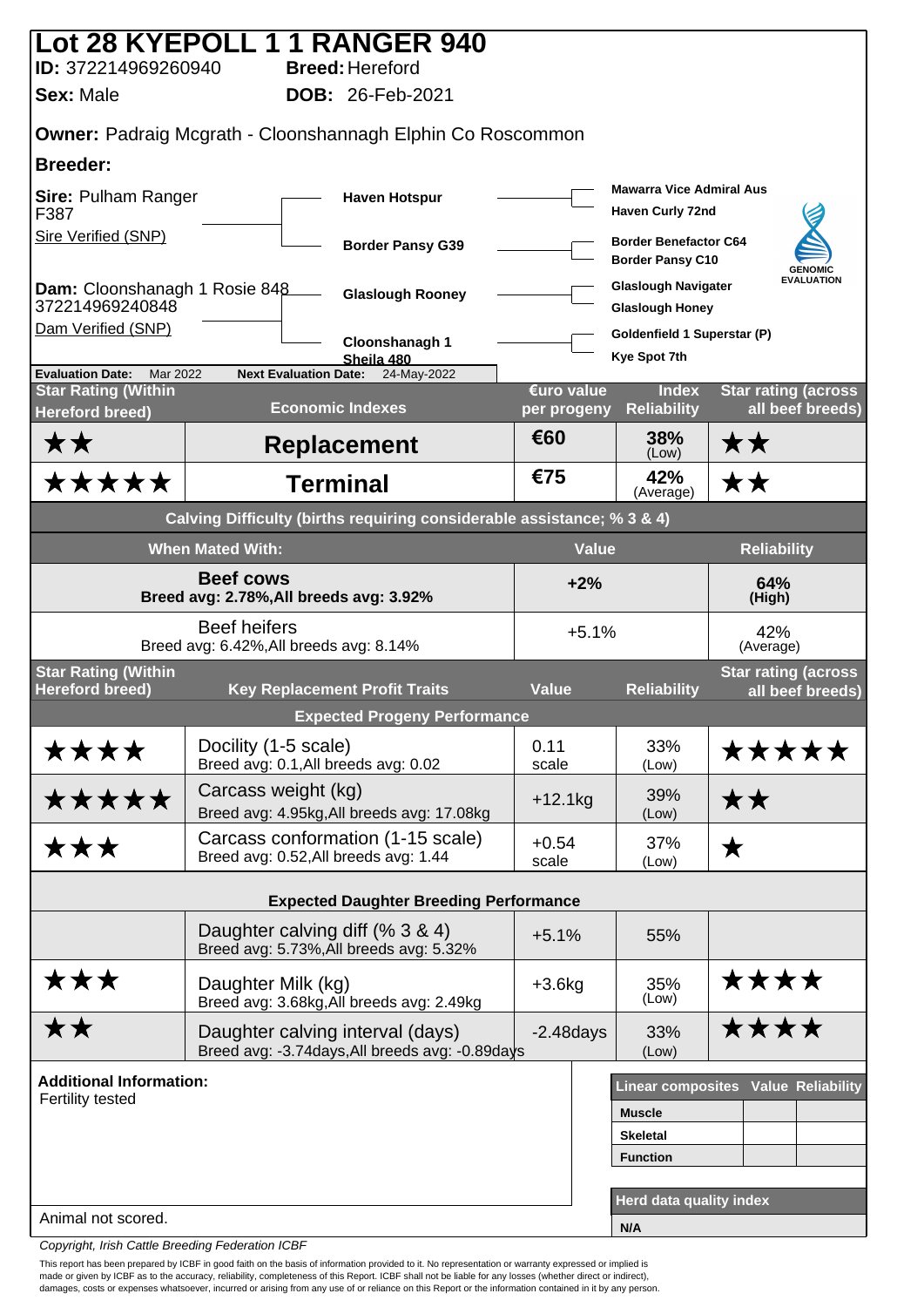# Lot 28 KYEPOLL 1 1 RANGER 940

**ID:** 372214969260940 **Breed:** Hereford

**Sex:** Male **DOB:** 26-Feb-2021

**Owner:** Padraig Mcgrath - Cloonshannagh Elphin Co Roscommon

**Breeder:**

**Sire:** Pulham Ranger F387
Sire Verified (SNP)

- Haven Hotspur
  - Mawarra Vice Admiral Aus
  - Haven Curly 72nd
- Border Pansy G39
  - Border Benefactor C64
  - Border Pansy C10

**Dam:** Cloonshanagh 1 Rosie 848
372214969240848
Dam Verified (SNP)

- Glaslough Rooney
  - Glaslough Navigater
  - Glaslough Honey
- Cloonshanagh 1 Sheila 480
  - Goldenfield 1 Superstar (P)
  - Kye Spot 7th

GENOMIC EVALUATION

**Evaluation Date:** Mar 2022 **Next Evaluation Date:** 24-May-2022

| Star Rating (Within Hereford breed) | Economic Indexes | €uro value per progeny | Index Reliability | Star rating (across all beef breeds) |
|---|---|---|---|---|
| ★★ | **Replacement** | €60 | 38% (Low) | ★★ |
| ★★★★★ | **Terminal** | €75 | 42% (Average) | ★★ |

**Calving Difficulty (births requiring considerable assistance; % 3 & 4)**

| When Mated With: | Value | Reliability |
|---|---|---|
| **Beef cows** Breed avg: 2.78%,All breeds avg: 3.92% | +2% | 64% (High) |
| Beef heifers Breed avg: 6.42%,All breeds avg: 8.14% | +5.1% | 42% (Average) |

| Star Rating (Within Hereford breed) | Key Replacement Profit Traits | Value | Reliability | Star rating (across all beef breeds) |
|---|---|---|---|---|
| | **Expected Progeny Performance** | | | |
| ★★★★ | Docility (1-5 scale) Breed avg: 0.1,All breeds avg: 0.02 | 0.11 scale | 33% (Low) | ★★★★★ |
| ★★★★★ | Carcass weight (kg) Breed avg: 4.95kg,All breeds avg: 17.08kg | +12.1kg | 39% (Low) | ★★ |
| ★★★ | Carcass conformation (1-15 scale) Breed avg: 0.52,All breeds avg: 1.44 | +0.54 scale | 37% (Low) | ★ |
| | **Expected Daughter Breeding Performance** | | | |
| | Daughter calving diff (% 3 & 4) Breed avg: 5.73%,All breeds avg: 5.32% | +5.1% | 55% | |
| ★★★ | Daughter Milk (kg) Breed avg: 3.68kg,All breeds avg: 2.49kg | +3.6kg | 35% (Low) | ★★★★ |
| ★★ | Daughter calving interval (days) Breed avg: -3.74days,All breeds avg: -0.89days | -2.48days | 33% (Low) | ★★★★ |

**Additional Information:**
Fertility tested

Animal not scored.

| Linear composites | Value | Reliability |
|---|---|---|
| Muscle | | |
| Skeletal | | |
| Function | | |

| Herd data quality index |
|---|
| N/A |

Copyright, Irish Cattle Breeding Federation ICBF

This report has been prepared by ICBF in good faith on the basis of information provided to it. No representation or warranty expressed or implied is made or given by ICBF as to the accuracy, reliability, completeness of this Report. ICBF shall not be liable for any losses (whether direct or indirect), damages, costs or expenses whatsoever, incurred or arising from any use of or reliance on this Report or the information contained in it by any person.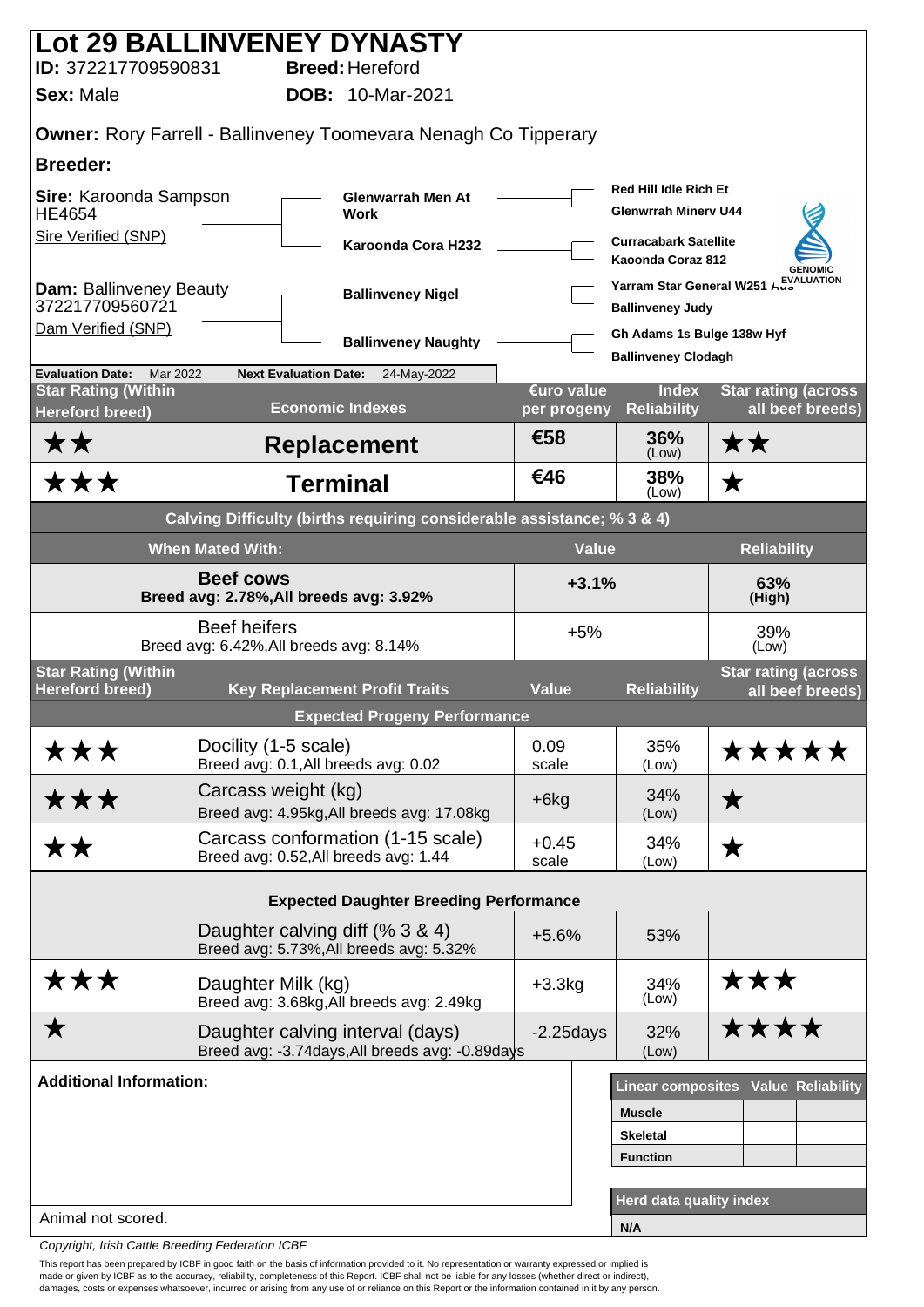# Lot 29 BALLINVENEY DYNASTY

**ID:** 372217709590831 **Breed:** Hereford

**Sex:** Male **DOB:** 10-Mar-2021

**Owner:** Rory Farrell - Ballinveney Toomevara Nenagh Co Tipperary

**Breeder:**

| Parent | Grandparent | Great-grandparent |
|---|---|---|
| **Sire:** Karoonda Sampson HE4654 — Sire Verified (SNP) | Glenwarrah Men At Work | Red Hill Idle Rich Et |
| | | Glenwrrah Minerv U44 |
| | Karoonda Cora H232 | Curracabark Satellite |
| | | Kaoonda Coraz 812 |
| **Dam:** Ballinveney Beauty 372217709560721 — Dam Verified (SNP) | Ballinveney Nigel | Yarram Star General W251 Aus |
| | | Ballinveney Judy |
| | Ballinveney Naughty | Gh Adams 1s Bulge 138w Hyf |
| | | Ballinveney Clodagh |

GENOMIC EVALUATION

**Evaluation Date:** Mar 2022 **Next Evaluation Date:** 24-May-2022

| Star Rating (Within Hereford breed) | Economic Indexes | €uro value per progeny | Index Reliability | Star rating (across all beef breeds) |
|---|---|---|---|---|
| ★★ | **Replacement** | €58 | 36% (Low) | ★★ |
| ★★★ | **Terminal** | €46 | 38% (Low) | ★ |

**Calving Difficulty (births requiring considerable assistance; % 3 & 4)**

| When Mated With: | Value | Reliability |
|---|---|---|
| **Beef cows** Breed avg: 2.78%, All breeds avg: 3.92% | +3.1% | 63% (High) |
| Beef heifers Breed avg: 6.42%, All breeds avg: 8.14% | +5% | 39% (Low) |

| Star Rating (Within Hereford breed) | Key Replacement Profit Traits | Value | Reliability | Star rating (across all beef breeds) |
|---|---|---|---|---|
| | **Expected Progeny Performance** | | | |
| ★★★ | Docility (1-5 scale) Breed avg: 0.1, All breeds avg: 0.02 | 0.09 scale | 35% (Low) | ★★★★★ |
| ★★★ | Carcass weight (kg) Breed avg: 4.95kg, All breeds avg: 17.08kg | +6kg | 34% (Low) | ★ |
| ★★ | Carcass conformation (1-15 scale) Breed avg: 0.52, All breeds avg: 1.44 | +0.45 scale | 34% (Low) | ★ |
| | **Expected Daughter Breeding Performance** | | | |
| | Daughter calving diff (% 3 & 4) Breed avg: 5.73%, All breeds avg: 5.32% | +5.6% | 53% | |
| ★★★ | Daughter Milk (kg) Breed avg: 3.68kg, All breeds avg: 2.49kg | +3.3kg | 34% (Low) | ★★★ |
| ★ | Daughter calving interval (days) Breed avg: -3.74days, All breeds avg: -0.89days | -2.25days | 32% (Low) | ★★★★ |

**Additional Information:**

Animal not scored.

| Linear composites | Value | Reliability |
|---|---|---|
| Muscle | | |
| Skeletal | | |
| Function | | |

| Herd data quality index |
|---|
| N/A |

*Copyright, Irish Cattle Breeding Federation ICBF*

This report has been prepared by ICBF in good faith on the basis of information provided to it. No representation or warranty expressed or implied is made or given by ICBF as to the accuracy, reliability, completeness of this Report. ICBF shall not be liable for any losses (whether direct or indirect), damages, costs or expenses whatsoever, incurred or arising from any use of or reliance on this Report or the information contained in it by any person.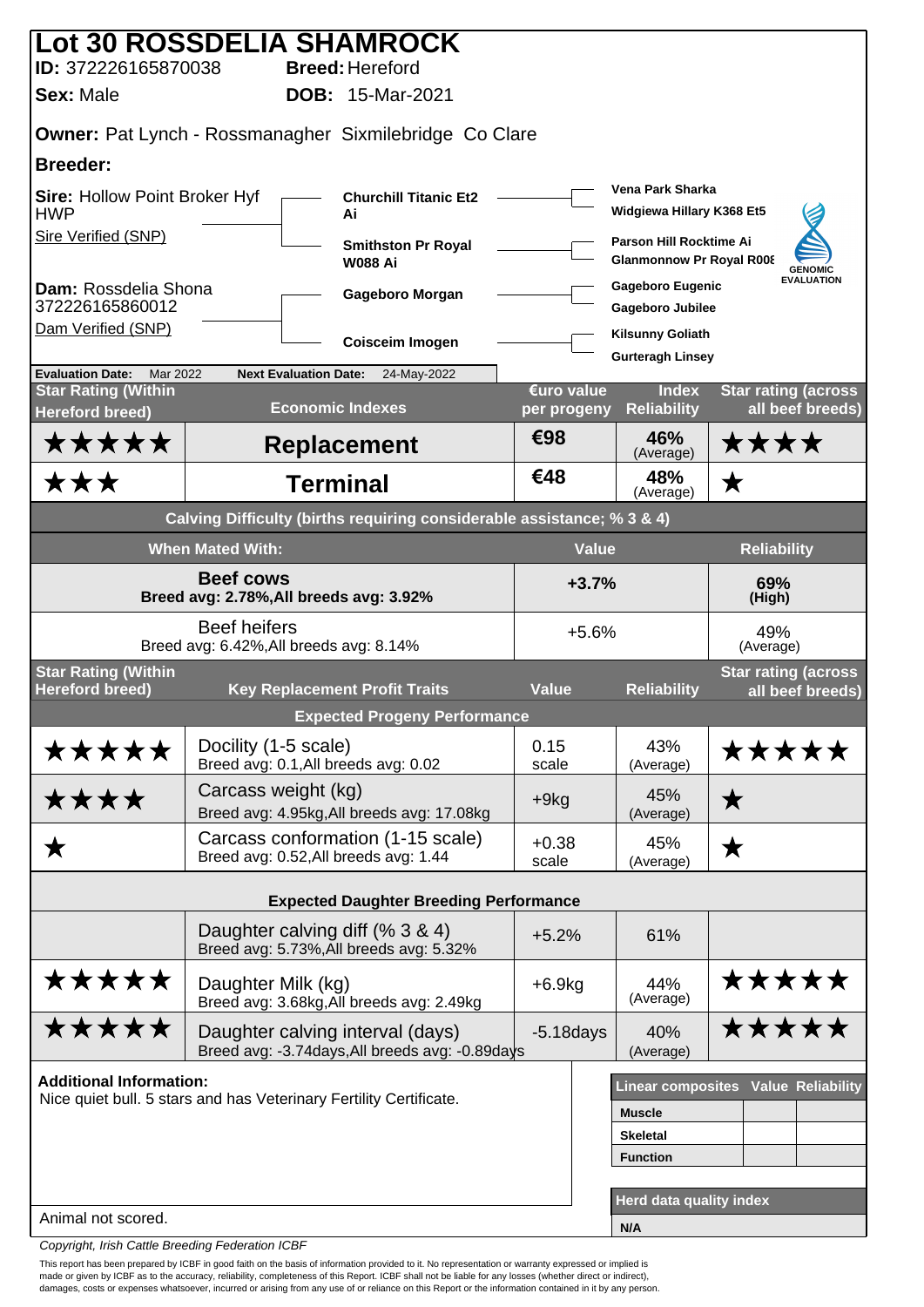# Lot 30 ROSSDELIA SHAMROCK

**ID:** 372226165870038 **Breed:** Hereford

**Sex:** Male **DOB:** 15-Mar-2021

**Owner:** Pat Lynch - Rossmanagher Sixmilebridge Co Clare

**Breeder:**

**Sire:** Hollow Point Broker Hyf HWP
Sire Verified (SNP)

- **Churchill Titanic Et2 Ai**
  - Vena Park Sharka
  - Widgiewa Hillary K368 Et5
- **Smithston Pr Royal W088 Ai**
  - Parson Hill Rocktime Ai
  - Glanmonnow Pr Royal R008

**Dam:** Rossdelia Shona 372226165860012
Dam Verified (SNP)

- **Gageboro Morgan**
  - Gageboro Eugenic
  - Gageboro Jubilee
- **Coisceim Imogen**
  - Kilsunny Goliath
  - Gurteragh Linsey

GENOMIC EVALUATION

**Evaluation Date:** Mar 2022 **Next Evaluation Date:** 24-May-2022

| Star Rating (Within Hereford breed) | Economic Indexes | €uro value per progeny | Index Reliability | Star rating (across all beef breeds) |
|---|---|---|---|---|
| ★★★★★ | **Replacement** | €98 | 46% (Average) | ★★★★ |
| ★★★ | **Terminal** | €48 | 48% (Average) | ★ |

**Calving Difficulty (births requiring considerable assistance; % 3 & 4)**

| When Mated With: | Value | Reliability |
|---|---|---|
| **Beef cows** Breed avg: 2.78%,All breeds avg: 3.92% | +3.7% | 69% (High) |
| Beef heifers Breed avg: 6.42%,All breeds avg: 8.14% | +5.6% | 49% (Average) |

| Star Rating (Within Hereford breed) | Key Replacement Profit Traits | Value | Reliability | Star rating (across all beef breeds) |
|---|---|---|---|---|
| | **Expected Progeny Performance** | | | |
| ★★★★★ | Docility (1-5 scale) Breed avg: 0.1,All breeds avg: 0.02 | 0.15 scale | 43% (Average) | ★★★★★ |
| ★★★★ | Carcass weight (kg) Breed avg: 4.95kg,All breeds avg: 17.08kg | +9kg | 45% (Average) | ★ |
| ★ | Carcass conformation (1-15 scale) Breed avg: 0.52,All breeds avg: 1.44 | +0.38 scale | 45% (Average) | ★ |
| | **Expected Daughter Breeding Performance** | | | |
| | Daughter calving diff (% 3 & 4) Breed avg: 5.73%,All breeds avg: 5.32% | +5.2% | 61% | |
| ★★★★★ | Daughter Milk (kg) Breed avg: 3.68kg,All breeds avg: 2.49kg | +6.9kg | 44% (Average) | ★★★★★ |
| ★★★★★ | Daughter calving interval (days) Breed avg: -3.74days,All breeds avg: -0.89days | -5.18days | 40% (Average) | ★★★★★ |

**Additional Information:**
Nice quiet bull. 5 stars and has Veterinary Fertility Certificate.

| Linear composites | Value | Reliability |
|---|---|---|
| Muscle | | |
| Skeletal | | |
| Function | | |

**Herd data quality index**
N/A

Animal not scored.

*Copyright, Irish Cattle Breeding Federation ICBF*

This report has been prepared by ICBF in good faith on the basis of information provided to it. No representation or warranty expressed or implied is made or given by ICBF as to the accuracy, reliability, completeness of this Report. ICBF shall not be liable for any losses (whether direct or indirect), damages, costs or expenses whatsoever, incurred or arising from any use of or reliance on this Report or the information contained in it by any person.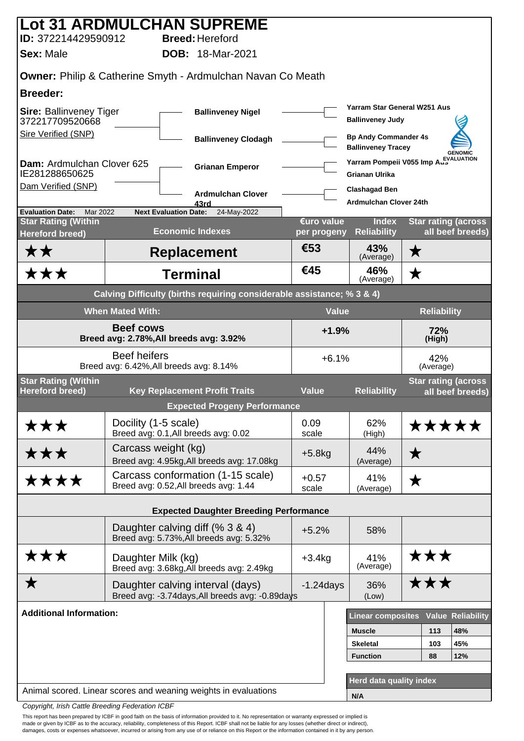# Lot 31 ARDMULCHAN SUPREME

**ID:** 372214429590912 **Breed:** Hereford

**Sex:** Male **DOB:** 18-Mar-2021

**Owner:** Philip & Catherine Smyth - Ardmulchan Navan Co Meath

**Breeder:**

**Sire:** Ballinveney Tiger
372217709520668
Sire Verified (SNP)

- **Ballinveney Nigel**
  - Yarram Star General W251 Aus
  - Ballinveney Judy
- **Ballinveney Clodagh**
  - Bp Andy Commander 4s
  - Ballinveney Tracey

**Dam:** Ardmulchan Clover 625
IE281288650625
Dam Verified (SNP)

- **Grianan Emperor**
  - Yarram Pompeii V055 Imp Aus
  - Grianan Ulrika
- **Ardmulchan Clover 43rd**
  - Clashagad Ben
  - Ardmulchan Clover 24th

GENOMIC EVALUATION

**Evaluation Date:** Mar 2022 **Next Evaluation Date:** 24-May-2022

| Star Rating (Within Hereford breed) | Economic Indexes | €uro value per progeny | Index Reliability | Star rating (across all beef breeds) |
|---|---|---|---|---|
| ★★ | **Replacement** | €53 | 43% (Average) | ★ |
| ★★★ | **Terminal** | €45 | 46% (Average) | ★ |

**Calving Difficulty (births requiring considerable assistance; % 3 & 4)**

| When Mated With: | Value | Reliability |
|---|---|---|
| **Beef cows** Breed avg: 2.78%, All breeds avg: 3.92% | +1.9% | 72% (High) |
| Beef heifers Breed avg: 6.42%, All breeds avg: 8.14% | +6.1% | 42% (Average) |

| Star Rating (Within Hereford breed) | Key Replacement Profit Traits | Value | Reliability | Star rating (across all beef breeds) |
|---|---|---|---|---|
| | **Expected Progeny Performance** | | | |
| ★★★ | Docility (1-5 scale) Breed avg: 0.1, All breeds avg: 0.02 | 0.09 scale | 62% (High) | ★★★★★ |
| ★★★ | Carcass weight (kg) Breed avg: 4.95kg, All breeds avg: 17.08kg | +5.8kg | 44% (Average) | ★ |
| ★★★★ | Carcass conformation (1-15 scale) Breed avg: 0.52, All breeds avg: 1.44 | +0.57 scale | 41% (Average) | ★ |
| | **Expected Daughter Breeding Performance** | | | |
| | Daughter calving diff (% 3 & 4) Breed avg: 5.73%, All breeds avg: 5.32% | +5.2% | 58% | |
| ★★★ | Daughter Milk (kg) Breed avg: 3.68kg, All breeds avg: 2.49kg | +3.4kg | 41% (Average) | ★★★ |
| ★ | Daughter calving interval (days) Breed avg: -3.74days, All breeds avg: -0.89days | -1.24days | 36% (Low) | ★★★ |

**Additional Information:**

Animal scored. Linear scores and weaning weights in evaluations

| Linear composites | Value | Reliability |
|---|---|---|
| Muscle | 113 | 48% |
| Skeletal | 103 | 45% |
| Function | 88 | 12% |

| Herd data quality index |
|---|
| N/A |

*Copyright, Irish Cattle Breeding Federation ICBF*

This report has been prepared by ICBF in good faith on the basis of information provided to it. No representation or warranty expressed or implied is made or given by ICBF as to the accuracy, reliability, completeness of this Report. ICBF shall not be liable for any losses (whether direct or indirect), damages, costs or expenses whatsoever, incurred or arising from any use of or reliance on this Report or the information contained in it by any person.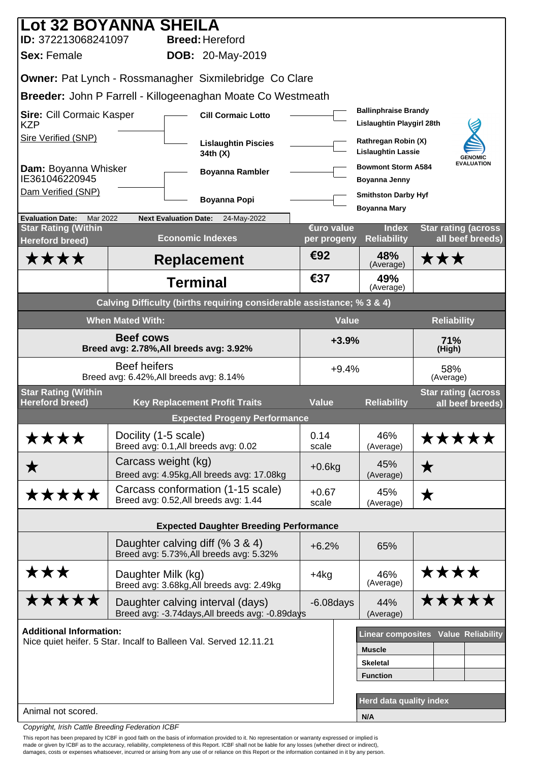# Lot 32 BOYANNA SHEILA

**ID:** 372213068241097 **Breed:** Hereford

**Sex:** Female **DOB:** 20-May-2019

**Owner:** Pat Lynch - Rossmanagher Sixmilebridge Co Clare

**Breeder:** John P Farrell - Killogeenaghan Moate Co Westmeath

**Sire:** Cill Cormaic Kasper KZP
Sire Verified (SNP)

**Dam:** Boyanna Whisker IE361046220945
Dam Verified (SNP)

| Parent | Grandparent | Great-grandparents |
|---|---|---|
| Sire: Cill Cormaic Kasper KZP | Cill Cormaic Lotto | Ballinphraise Brandy / Lislaughtin Playgirl 28th |
| | Lislaughtin Piscies 34th (X) | Rathregan Robin (X) / Lislaughtin Lassie |
| Dam: Boyanna Whisker | Boyanna Rambler | Bowmont Storm A584 / Boyanna Jenny |
| | Boyanna Popi | Smithston Darby Hyf / Boyanna Mary |

GENOMIC EVALUATION

**Evaluation Date:** Mar 2022 **Next Evaluation Date:** 24-May-2022

| Star Rating (Within Hereford breed) | Economic Indexes | €uro value per progeny | Index Reliability | Star rating (across all beef breeds) |
|---|---|---|---|---|
| ★★★★ | **Replacement** | €92 | 48% (Average) | ★★★ |
| | **Terminal** | €37 | 49% (Average) | |

**Calving Difficulty (births requiring considerable assistance; % 3 & 4)**

| When Mated With: | Value | Reliability |
|---|---|---|
| **Beef cows** Breed avg: 2.78%, All breeds avg: 3.92% | +3.9% | 71% (High) |
| Beef heifers Breed avg: 6.42%, All breeds avg: 8.14% | +9.4% | 58% (Average) |

| Star Rating (Within Hereford breed) | Key Replacement Profit Traits | Value | Reliability | Star rating (across all beef breeds) |
|---|---|---|---|---|
| | **Expected Progeny Performance** | | | |
| ★★★★ | Docility (1-5 scale) Breed avg: 0.1, All breeds avg: 0.02 | 0.14 scale | 46% (Average) | ★★★★★ |
| ★ | Carcass weight (kg) Breed avg: 4.95kg, All breeds avg: 17.08kg | +0.6kg | 45% (Average) | ★ |
| ★★★★★ | Carcass conformation (1-15 scale) Breed avg: 0.52, All breeds avg: 1.44 | +0.67 scale | 45% (Average) | ★ |
| | **Expected Daughter Breeding Performance** | | | |
| | Daughter calving diff (% 3 & 4) Breed avg: 5.73%, All breeds avg: 5.32% | +6.2% | 65% | |
| ★★★ | Daughter Milk (kg) Breed avg: 3.68kg, All breeds avg: 2.49kg | +4kg | 46% (Average) | ★★★★ |
| ★★★★★ | Daughter calving interval (days) Breed avg: -3.74days, All breeds avg: -0.89days | -6.08days | 44% (Average) | ★★★★★ |

**Additional Information:**
Nice quiet heifer. 5 Star. Incalf to Balleen Val. Served 12.11.21

Animal not scored.

| Linear composites | Value | Reliability |
|---|---|---|
| Muscle | | |
| Skeletal | | |
| Function | | |

| Herd data quality index |
|---|
| N/A |

*Copyright, Irish Cattle Breeding Federation ICBF*

This report has been prepared by ICBF in good faith on the basis of information provided to it. No representation or warranty expressed or implied is made or given by ICBF as to the accuracy, reliability, completeness of this Report. ICBF shall not be liable for any losses (whether direct or indirect), damages, costs or expenses whatsoever, incurred or arising from any use of or reliance on this Report or the information contained in it by any person.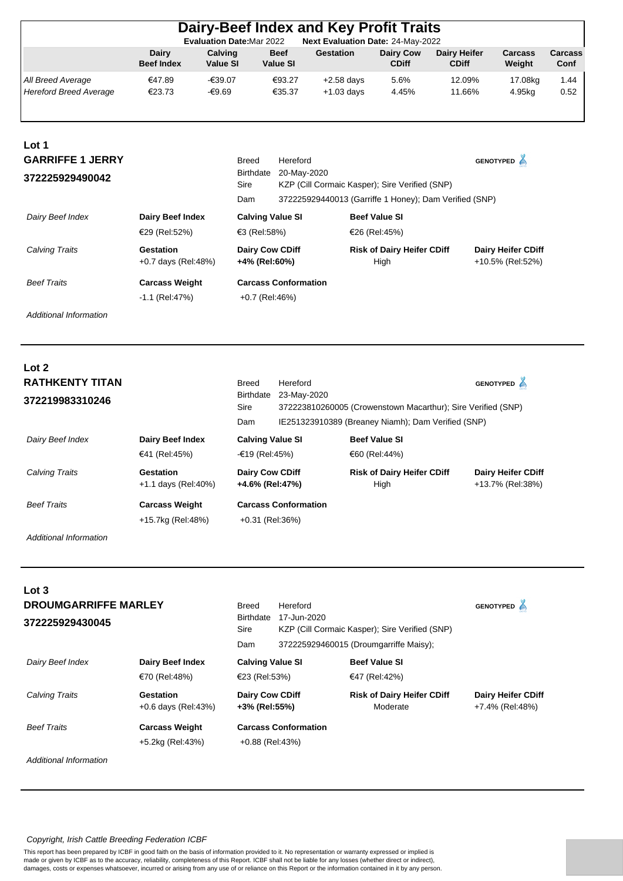# Dairy-Beef Index and Key Profit Traits

**Evaluation Date:** Mar 2022 **Next Evaluation Date:** 24-May-2022

| | Dairy Beef Index | Calving Value SI | Beef Value SI | Gestation | Dairy Cow CDiff | Dairy Heifer CDiff | Carcass Weight | Carcass Conf |
|---|---|---|---|---|---|---|---|---|
| *All Breed Average* | €47.89 | -€39.07 | €93.27 | +2.58 days | 5.6% | 12.09% | 17.08kg | 1.44 |
| *Hereford Breed Average* | €23.73 | -€9.69 | €35.37 | +1.03 days | 4.45% | 11.66% | 4.95kg | 0.52 |

## Lot 1

### GARRIFFE 1 JERRY

### 372225929490042

GENOTYPED

Breed: Hereford
Birthdate: 20-May-2020
Sire: KZP (Cill Cormaic Kasper); Sire Verified (SNP)
Dam: 372225929440013 (Garriffe 1 Honey); Dam Verified (SNP)

| | | | | |
|---|---|---|---|---|
| *Dairy Beef Index* | **Dairy Beef Index** | **Calving Value SI** | **Beef Value SI** | |
| | €29 (Rel:52%) | €3 (Rel:58%) | €26 (Rel:45%) | |
| *Calving Traits* | **Gestation** | **Dairy Cow CDiff** | **Risk of Dairy Heifer CDiff** | **Dairy Heifer CDiff** |
| | +0.7 days (Rel:48%) | **+4% (Rel:60%)** | High | +10.5% (Rel:52%) |
| *Beef Traits* | **Carcass Weight** | **Carcass Conformation** | | |
| | -1.1 (Rel:47%) | +0.7 (Rel:46%) | | |

*Additional Information*

## Lot 2

### RATHKENTY TITAN

### 372219983310246

GENOTYPED

Breed: Hereford
Birthdate: 23-May-2020
Sire: 372223810260005 (Crowenstown Macarthur); Sire Verified (SNP)
Dam: IE251323910389 (Breaney Niamh); Dam Verified (SNP)

| | | | | |
|---|---|---|---|---|
| *Dairy Beef Index* | **Dairy Beef Index** | **Calving Value SI** | **Beef Value SI** | |
| | €41 (Rel:45%) | -€19 (Rel:45%) | €60 (Rel:44%) | |
| *Calving Traits* | **Gestation** | **Dairy Cow CDiff** | **Risk of Dairy Heifer CDiff** | **Dairy Heifer CDiff** |
| | +1.1 days (Rel:40%) | **+4.6% (Rel:47%)** | High | +13.7% (Rel:38%) |
| *Beef Traits* | **Carcass Weight** | **Carcass Conformation** | | |
| | +15.7kg (Rel:48%) | +0.31 (Rel:36%) | | |

*Additional Information*

## Lot 3

### DROUMGARRIFFE MARLEY

### 372225929430045

GENOTYPED

Breed: Hereford
Birthdate: 17-Jun-2020
Sire: KZP (Cill Cormaic Kasper); Sire Verified (SNP)
Dam: 372225929460015 (Droumgarriffe Maisy);

| | | | | |
|---|---|---|---|---|
| *Dairy Beef Index* | **Dairy Beef Index** | **Calving Value SI** | **Beef Value SI** | |
| | €70 (Rel:48%) | €23 (Rel:53%) | €47 (Rel:42%) | |
| *Calving Traits* | **Gestation** | **Dairy Cow CDiff** | **Risk of Dairy Heifer CDiff** | **Dairy Heifer CDiff** |
| | +0.6 days (Rel:43%) | **+3% (Rel:55%)** | Moderate | +7.4% (Rel:48%) |
| *Beef Traits* | **Carcass Weight** | **Carcass Conformation** | | |
| | +5.2kg (Rel:43%) | +0.88 (Rel:43%) | | |

*Additional Information*

*Copyright, Irish Cattle Breeding Federation ICBF*

This report has been prepared by ICBF in good faith on the basis of information provided to it. No representation or warranty expressed or implied is made or given by ICBF as to the accuracy, reliability, completeness of this Report. ICBF shall not be liable for any losses (whether direct or indirect), damages, costs or expenses whatsoever, incurred or arising from any use of or reliance on this Report or the information contained in it by any person.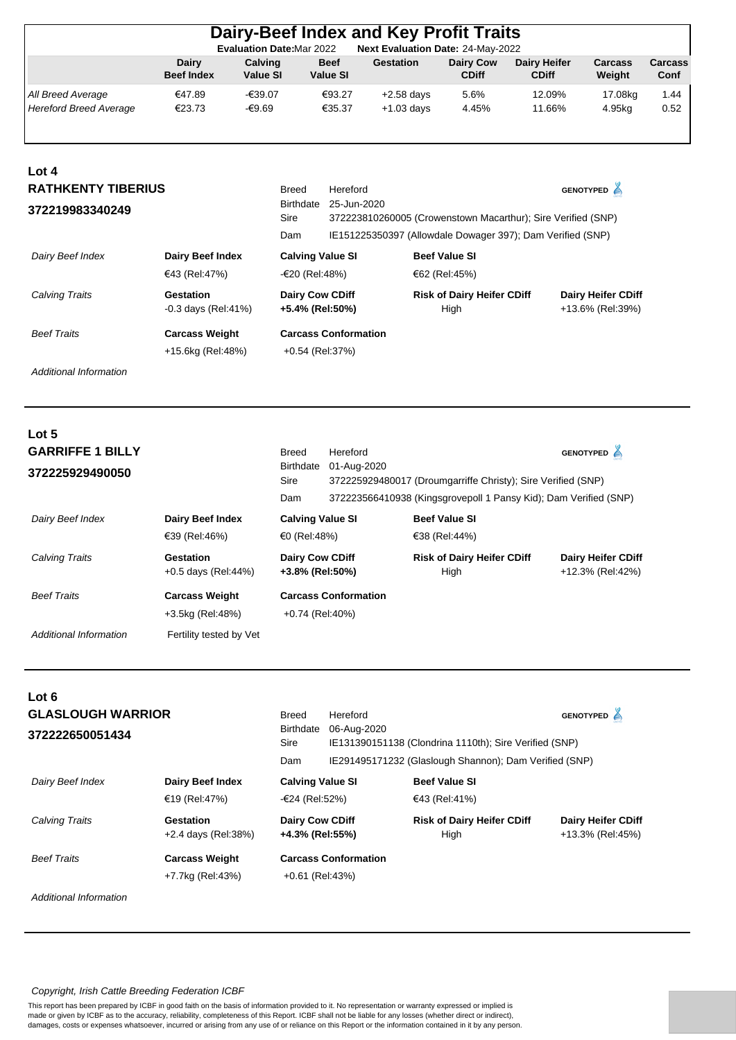# Dairy-Beef Index and Key Profit Traits

**Evaluation Date:** Mar 2022 **Next Evaluation Date:** 24-May-2022

| | Dairy Beef Index | Calving Value SI | Beef Value SI | Gestation | Dairy Cow CDiff | Dairy Heifer CDiff | Carcass Weight | Carcass Conf |
|---|---|---|---|---|---|---|---|---|
| *All Breed Average* | €47.89 | -€39.07 | €93.27 | +2.58 days | 5.6% | 12.09% | 17.08kg | 1.44 |
| *Hereford Breed Average* | €23.73 | -€9.69 | €35.37 | +1.03 days | 4.45% | 11.66% | 4.95kg | 0.52 |

## Lot 4

### RATHKENTY TIBERIUS

**372219983340249**

GENOTYPED

| | |
|---|---|
| Breed | Hereford |
| Birthdate | 25-Jun-2020 |
| Sire | 372223810260005 (Crowenstown Macarthur); Sire Verified (SNP) |
| Dam | IE151225350397 (Allowdale Dowager 397); Dam Verified (SNP) |

| | | | | |
|---|---|---|---|---|
| *Dairy Beef Index* | **Dairy Beef Index** | **Calving Value SI** | **Beef Value SI** | |
| | €43 (Rel:47%) | -€20 (Rel:48%) | €62 (Rel:45%) | |
| *Calving Traits* | **Gestation** -0.3 days (Rel:41%) | **Dairy Cow CDiff** **+5.4% (Rel:50%)** | **Risk of Dairy Heifer CDiff** High | **Dairy Heifer CDiff** +13.6% (Rel:39%) |
| *Beef Traits* | **Carcass Weight** | **Carcass Conformation** | | |
| | +15.6kg (Rel:48%) | +0.54 (Rel:37%) | | |
| *Additional Information* | | | | |

## Lot 5

### GARRIFFE 1 BILLY

**372225929490050**

GENOTYPED

| | |
|---|---|
| Breed | Hereford |
| Birthdate | 01-Aug-2020 |
| Sire | 372225929480017 (Droumgarriffe Christy); Sire Verified (SNP) |
| Dam | 372223566410938 (Kingsgrovepoll 1 Pansy Kid); Dam Verified (SNP) |

| | | | | |
|---|---|---|---|---|
| *Dairy Beef Index* | **Dairy Beef Index** | **Calving Value SI** | **Beef Value SI** | |
| | €39 (Rel:46%) | €0 (Rel:48%) | €38 (Rel:44%) | |
| *Calving Traits* | **Gestation** +0.5 days (Rel:44%) | **Dairy Cow CDiff** **+3.8% (Rel:50%)** | **Risk of Dairy Heifer CDiff** High | **Dairy Heifer CDiff** +12.3% (Rel:42%) |
| *Beef Traits* | **Carcass Weight** | **Carcass Conformation** | | |
| | +3.5kg (Rel:48%) | +0.74 (Rel:40%) | | |
| *Additional Information* | Fertility tested by Vet | | | |

## Lot 6

### GLASLOUGH WARRIOR

**372222650051434**

GENOTYPED

| | |
|---|---|
| Breed | Hereford |
| Birthdate | 06-Aug-2020 |
| Sire | IE131390151138 (Clondrina 1110th); Sire Verified (SNP) |
| Dam | IE291495171232 (Glaslough Shannon); Dam Verified (SNP) |

| | | | | |
|---|---|---|---|---|
| *Dairy Beef Index* | **Dairy Beef Index** | **Calving Value SI** | **Beef Value SI** | |
| | €19 (Rel:47%) | -€24 (Rel:52%) | €43 (Rel:41%) | |
| *Calving Traits* | **Gestation** +2.4 days (Rel:38%) | **Dairy Cow CDiff** **+4.3% (Rel:55%)** | **Risk of Dairy Heifer CDiff** High | **Dairy Heifer CDiff** +13.3% (Rel:45%) |
| *Beef Traits* | **Carcass Weight** | **Carcass Conformation** | | |
| | +7.7kg (Rel:43%) | +0.61 (Rel:43%) | | |
| *Additional Information* | | | | |

*Copyright, Irish Cattle Breeding Federation ICBF*

This report has been prepared by ICBF in good faith on the basis of information provided to it. No representation or warranty expressed or implied is made or given by ICBF as to the accuracy, reliability, completeness of this Report. ICBF shall not be liable for any losses (whether direct or indirect), damages, costs or expenses whatsoever, incurred or arising from any use of or reliance on this Report or the information contained in it by any person.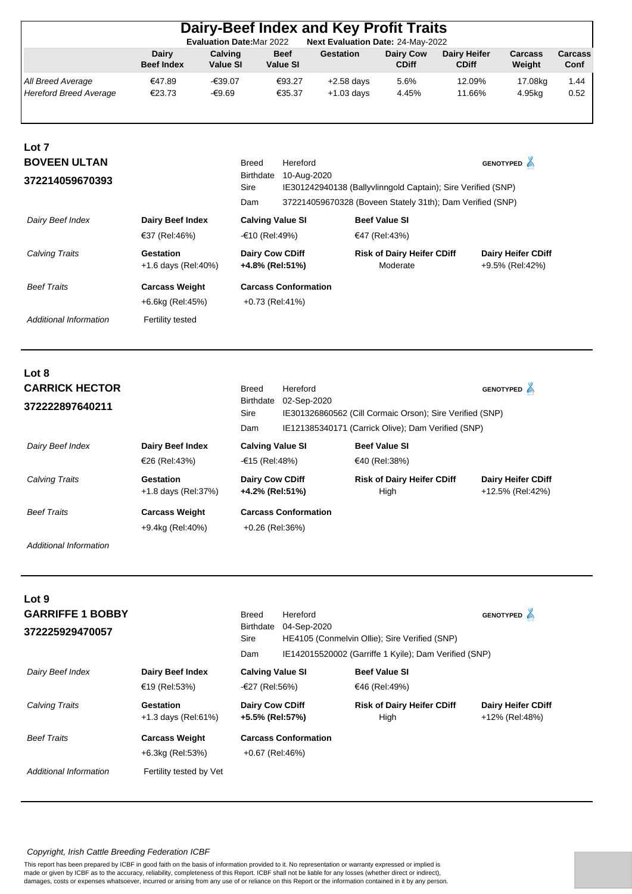# Dairy-Beef Index and Key Profit Traits

**Evaluation Date:** Mar 2022 **Next Evaluation Date:** 24-May-2022

| | Dairy Beef Index | Calving Value SI | Beef Value SI | Gestation | Dairy Cow CDiff | Dairy Heifer CDiff | Carcass Weight | Carcass Conf |
|---|---|---|---|---|---|---|---|---|
| *All Breed Average* | €47.89 | -€39.07 | €93.27 | +2.58 days | 5.6% | 12.09% | 17.08kg | 1.44 |
| *Hereford Breed Average* | €23.73 | -€9.69 | €35.37 | +1.03 days | 4.45% | 11.66% | 4.95kg | 0.52 |

## Lot 7

### BOVEEN ULTAN

**372214059670393**

GENOTYPED

| | |
|---|---|
| Breed | Hereford |
| Birthdate | 10-Aug-2020 |
| Sire | IE301242940138 (Ballyvlinngold Captain); Sire Verified (SNP) |
| Dam | 372214059670328 (Boveen Stately 31th); Dam Verified (SNP) |

| | | | | |
|---|---|---|---|---|
| *Dairy Beef Index* | **Dairy Beef Index** | **Calving Value SI** | **Beef Value SI** | |
| | €37 (Rel:46%) | -€10 (Rel:49%) | €47 (Rel:43%) | |
| *Calving Traits* | **Gestation** | **Dairy Cow CDiff** | **Risk of Dairy Heifer CDiff** | **Dairy Heifer CDiff** |
| | +1.6 days (Rel:40%) | **+4.8% (Rel:51%)** | Moderate | +9.5% (Rel:42%) |
| *Beef Traits* | **Carcass Weight** | **Carcass Conformation** | | |
| | +6.6kg (Rel:45%) | +0.73 (Rel:41%) | | |
| *Additional Information* | Fertility tested | | | |

## Lot 8

### CARRICK HECTOR

**372222897640211**

GENOTYPED

| | |
|---|---|
| Breed | Hereford |
| Birthdate | 02-Sep-2020 |
| Sire | IE301326860562 (Cill Cormaic Orson); Sire Verified (SNP) |
| Dam | IE121385340171 (Carrick Olive); Dam Verified (SNP) |

| | | | | |
|---|---|---|---|---|
| *Dairy Beef Index* | **Dairy Beef Index** | **Calving Value SI** | **Beef Value SI** | |
| | €26 (Rel:43%) | -€15 (Rel:48%) | €40 (Rel:38%) | |
| *Calving Traits* | **Gestation** | **Dairy Cow CDiff** | **Risk of Dairy Heifer CDiff** | **Dairy Heifer CDiff** |
| | +1.8 days (Rel:37%) | **+4.2% (Rel:51%)** | High | +12.5% (Rel:42%) |
| *Beef Traits* | **Carcass Weight** | **Carcass Conformation** | | |
| | +9.4kg (Rel:40%) | +0.26 (Rel:36%) | | |
| *Additional Information* | | | | |

## Lot 9

### GARRIFFE 1 BOBBY

**372225929470057**

GENOTYPED

| | |
|---|---|
| Breed | Hereford |
| Birthdate | 04-Sep-2020 |
| Sire | HE4105 (Conmelvin Ollie); Sire Verified (SNP) |
| Dam | IE142015520002 (Garriffe 1 Kyile); Dam Verified (SNP) |

| | | | | |
|---|---|---|---|---|
| *Dairy Beef Index* | **Dairy Beef Index** | **Calving Value SI** | **Beef Value SI** | |
| | €19 (Rel:53%) | -€27 (Rel:56%) | €46 (Rel:49%) | |
| *Calving Traits* | **Gestation** | **Dairy Cow CDiff** | **Risk of Dairy Heifer CDiff** | **Dairy Heifer CDiff** |
| | +1.3 days (Rel:61%) | **+5.5% (Rel:57%)** | High | +12% (Rel:48%) |
| *Beef Traits* | **Carcass Weight** | **Carcass Conformation** | | |
| | +6.3kg (Rel:53%) | +0.67 (Rel:46%) | | |
| *Additional Information* | Fertility tested by Vet | | | |

*Copyright, Irish Cattle Breeding Federation ICBF*

This report has been prepared by ICBF in good faith on the basis of information provided to it. No representation or warranty expressed or implied is made or given by ICBF as to the accuracy, reliability, completeness of this Report. ICBF shall not be liable for any losses (whether direct or indirect), damages, costs or expenses whatsoever, incurred or arising from any use of or reliance on this Report or the information contained in it by any person.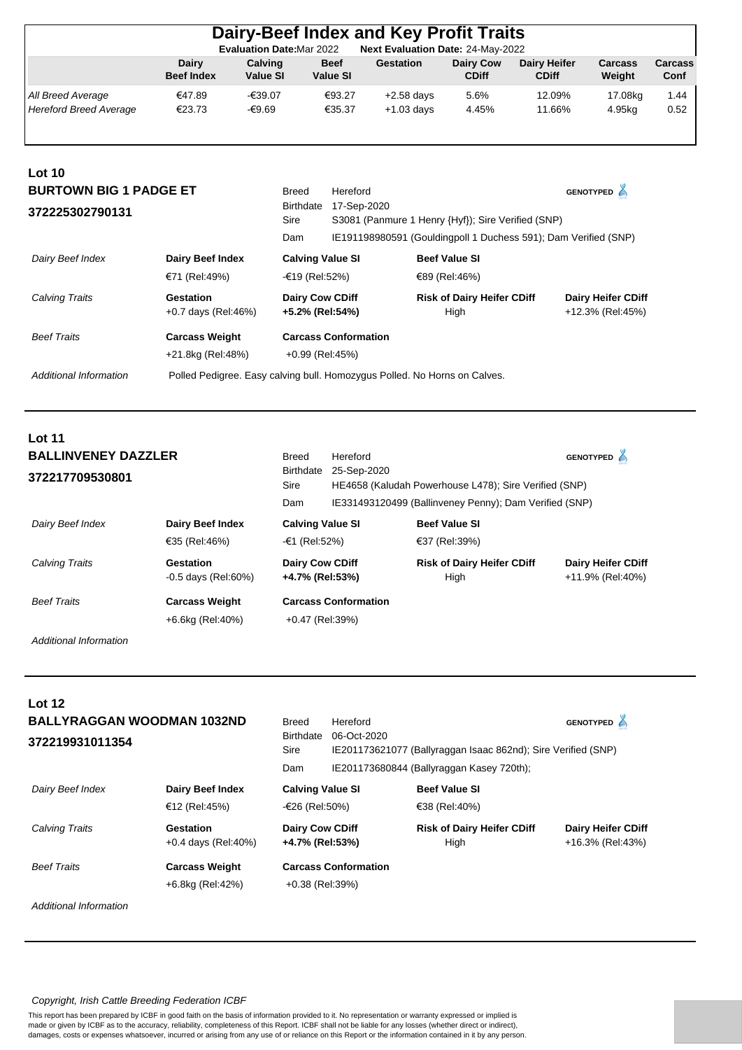## Dairy-Beef Index and Key Profit Traits

Evaluation Date:Mar 2022    Next Evaluation Date: 24-May-2022

| | Dairy Beef Index | Calving Value SI | Beef Value SI | Gestation | Dairy Cow CDiff | Dairy Heifer CDiff | Carcass Weight | Carcass Conf |
|---|---|---|---|---|---|---|---|---|
| *All Breed Average* | €47.89 | -€39.07 | €93.27 | +2.58 days | 5.6% | 12.09% | 17.08kg | 1.44 |
| *Hereford Breed Average* | €23.73 | -€9.69 | €35.37 | +1.03 days | 4.45% | 11.66% | 4.95kg | 0.52 |

### Lot 10
**BURTOWN BIG 1 PADGE ET**
**372225302790131**

GENOTYPED

| | |
|---|---|
| Breed | Hereford |
| Birthdate | 17-Sep-2020 |
| Sire | S3081 (Panmure 1 Henry {Hyf}); Sire Verified (SNP) |
| Dam | IE191198980591 (Gouldingpoll 1 Duchess 591); Dam Verified (SNP) |

| | | | | |
|---|---|---|---|---|
| *Dairy Beef Index* | **Dairy Beef Index**<br>€71 (Rel:49%) | **Calving Value SI**<br>-€19 (Rel:52%) | **Beef Value SI**<br>€89 (Rel:46%) | |
| *Calving Traits* | **Gestation**<br>+0.7 days (Rel:46%) | **Dairy Cow CDiff**<br>**+5.2% (Rel:54%)** | **Risk of Dairy Heifer CDiff**<br>High | **Dairy Heifer CDiff**<br>+12.3% (Rel:45%) |
| *Beef Traits* | **Carcass Weight**<br>+21.8kg (Rel:48%) | **Carcass Conformation**<br>+0.99 (Rel:45%) | | |

*Additional Information* Polled Pedigree. Easy calving bull. Homozygus Polled. No Horns on Calves.

### Lot 11
**BALLINVENEY DAZZLER**
**372217709530801**

GENOTYPED

| | |
|---|---|
| Breed | Hereford |
| Birthdate | 25-Sep-2020 |
| Sire | HE4658 (Kaludah Powerhouse L478); Sire Verified (SNP) |
| Dam | IE331493120499 (Ballinveney Penny); Dam Verified (SNP) |

| | | | | |
|---|---|---|---|---|
| *Dairy Beef Index* | **Dairy Beef Index**<br>€35 (Rel:46%) | **Calving Value SI**<br>-€1 (Rel:52%) | **Beef Value SI**<br>€37 (Rel:39%) | |
| *Calving Traits* | **Gestation**<br>-0.5 days (Rel:60%) | **Dairy Cow CDiff**<br>**+4.7% (Rel:53%)** | **Risk of Dairy Heifer CDiff**<br>High | **Dairy Heifer CDiff**<br>+11.9% (Rel:40%) |
| *Beef Traits* | **Carcass Weight**<br>+6.6kg (Rel:40%) | **Carcass Conformation**<br>+0.47 (Rel:39%) | | |

*Additional Information*

### Lot 12
**BALLYRAGGAN WOODMAN 1032ND**
**372219931011354**

GENOTYPED

| | |
|---|---|
| Breed | Hereford |
| Birthdate | 06-Oct-2020 |
| Sire | IE201173621077 (Ballyraggan Isaac 862nd); Sire Verified (SNP) |
| Dam | IE201173680844 (Ballyraggan Kasey 720th); |

| | | | | |
|---|---|---|---|---|
| *Dairy Beef Index* | **Dairy Beef Index**<br>€12 (Rel:45%) | **Calving Value SI**<br>-€26 (Rel:50%) | **Beef Value SI**<br>€38 (Rel:40%) | |
| *Calving Traits* | **Gestation**<br>+0.4 days (Rel:40%) | **Dairy Cow CDiff**<br>**+4.7% (Rel:53%)** | **Risk of Dairy Heifer CDiff**<br>High | **Dairy Heifer CDiff**<br>+16.3% (Rel:43%) |
| *Beef Traits* | **Carcass Weight**<br>+6.8kg (Rel:42%) | **Carcass Conformation**<br>+0.38 (Rel:39%) | | |

*Additional Information*

*Copyright, Irish Cattle Breeding Federation ICBF*

This report has been prepared by ICBF in good faith on the basis of information provided to it. No representation or warranty expressed or implied is made or given by ICBF as to the accuracy, reliability, completeness of this Report. ICBF shall not be liable for any losses (whether direct or indirect), damages, costs or expenses whatsoever, incurred or arising from any use of or reliance on this Report or the information contained in it by any person.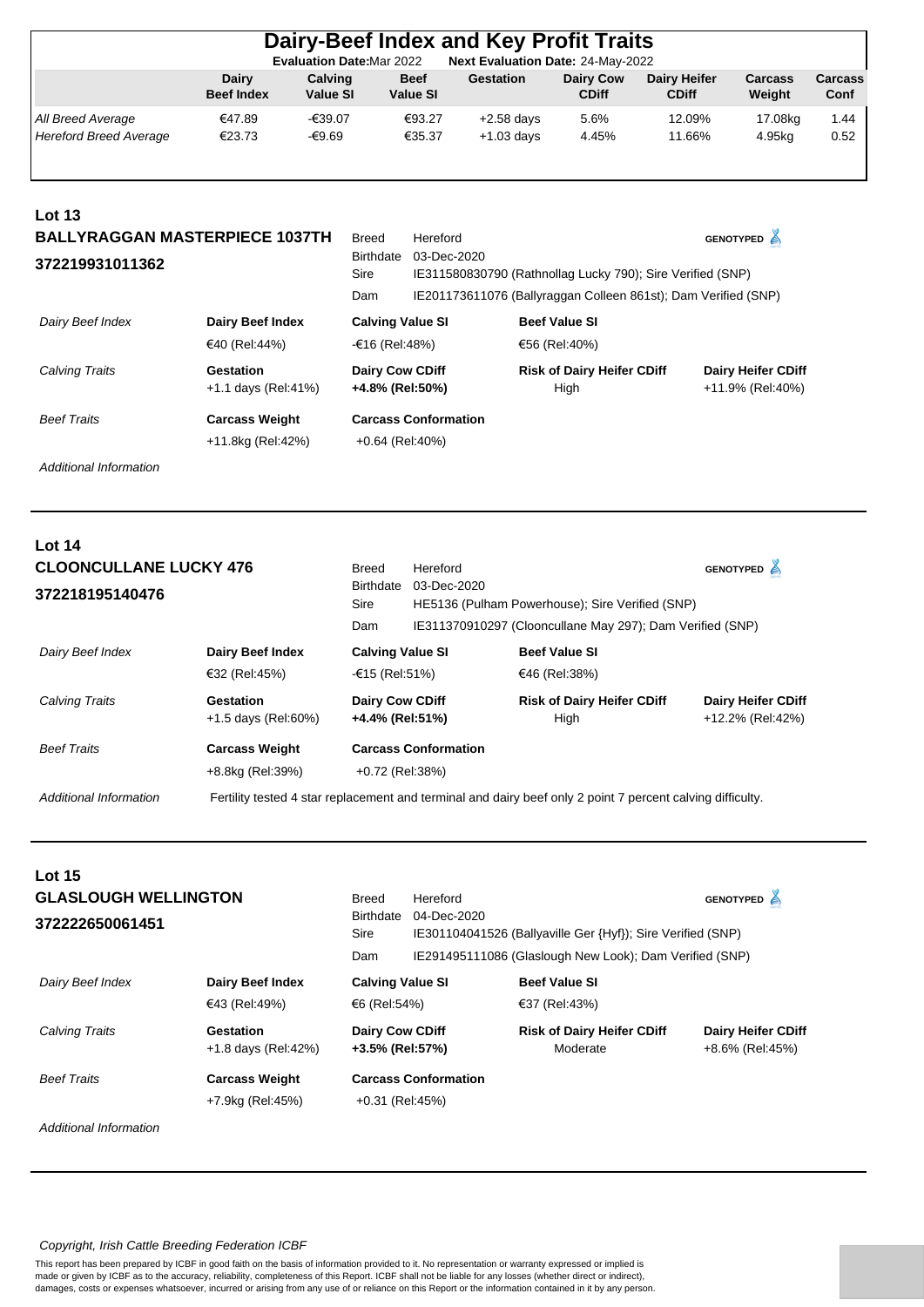# Dairy-Beef Index and Key Profit Traits

**Evaluation Date:** Mar 2022  **Next Evaluation Date:** 24-May-2022

| | Dairy Beef Index | Calving Value SI | Beef Value SI | Gestation | Dairy Cow CDiff | Dairy Heifer CDiff | Carcass Weight | Carcass Conf |
|---|---|---|---|---|---|---|---|---|
| *All Breed Average* | €47.89 | -€39.07 | €93.27 | +2.58 days | 5.6% | 12.09% | 17.08kg | 1.44 |
| *Hereford Breed Average* | €23.73 | -€9.69 | €35.37 | +1.03 days | 4.45% | 11.66% | 4.95kg | 0.52 |

## Lot 13

**BALLYRAGGAN MASTERPIECE 1037TH**

**372219931011362**

Breed: Hereford
Birthdate: 03-Dec-2020
Sire: IE311580830790 (Rathnollag Lucky 790); Sire Verified (SNP)
Dam: IE201173611076 (Ballyraggan Colleen 861st); Dam Verified (SNP)

GENOTYPED

| | | | | |
|---|---|---|---|---|
| *Dairy Beef Index* | **Dairy Beef Index** | **Calving Value SI** | **Beef Value SI** | |
| | €40 (Rel:44%) | -€16 (Rel:48%) | €56 (Rel:40%) | |
| *Calving Traits* | **Gestation** +1.1 days (Rel:41%) | **Dairy Cow CDiff** **+4.8% (Rel:50%)** | **Risk of Dairy Heifer CDiff** High | **Dairy Heifer CDiff** +11.9% (Rel:40%) |
| *Beef Traits* | **Carcass Weight** | **Carcass Conformation** | | |
| | +11.8kg (Rel:42%) | +0.64 (Rel:40%) | | |
| *Additional Information* | | | | |

## Lot 14

**CLOONCULLANE LUCKY 476**

**372218195140476**

Breed: Hereford
Birthdate: 03-Dec-2020
Sire: HE5136 (Pulham Powerhouse); Sire Verified (SNP)
Dam: IE311370910297 (Clooncullane May 297); Dam Verified (SNP)

GENOTYPED

| | | | | |
|---|---|---|---|---|
| *Dairy Beef Index* | **Dairy Beef Index** | **Calving Value SI** | **Beef Value SI** | |
| | €32 (Rel:45%) | -€15 (Rel:51%) | €46 (Rel:38%) | |
| *Calving Traits* | **Gestation** +1.5 days (Rel:60%) | **Dairy Cow CDiff** **+4.4% (Rel:51%)** | **Risk of Dairy Heifer CDiff** High | **Dairy Heifer CDiff** +12.2% (Rel:42%) |
| *Beef Traits* | **Carcass Weight** | **Carcass Conformation** | | |
| | +8.8kg (Rel:39%) | +0.72 (Rel:38%) | | |
| *Additional Information* | Fertility tested 4 star replacement and terminal and dairy beef only 2 point 7 percent calving difficulty. | | | |

## Lot 15

**GLASLOUGH WELLINGTON**

**372222650061451**

Breed: Hereford
Birthdate: 04-Dec-2020
Sire: IE301104041526 (Ballyaville Ger {Hyf}); Sire Verified (SNP)
Dam: IE291495111086 (Glaslough New Look); Dam Verified (SNP)

GENOTYPED

| | | | | |
|---|---|---|---|---|
| *Dairy Beef Index* | **Dairy Beef Index** | **Calving Value SI** | **Beef Value SI** | |
| | €43 (Rel:49%) | €6 (Rel:54%) | €37 (Rel:43%) | |
| *Calving Traits* | **Gestation** +1.8 days (Rel:42%) | **Dairy Cow CDiff** **+3.5% (Rel:57%)** | **Risk of Dairy Heifer CDiff** Moderate | **Dairy Heifer CDiff** +8.6% (Rel:45%) |
| *Beef Traits* | **Carcass Weight** | **Carcass Conformation** | | |
| | +7.9kg (Rel:45%) | +0.31 (Rel:45%) | | |
| *Additional Information* | | | | |

*Copyright, Irish Cattle Breeding Federation ICBF*

This report has been prepared by ICBF in good faith on the basis of information provided to it. No representation or warranty expressed or implied is made or given by ICBF as to the accuracy, reliability, completeness of this Report. ICBF shall not be liable for any losses (whether direct or indirect), damages, costs or expenses whatsoever, incurred or arising from any use of or reliance on this Report or the information contained in it by any person.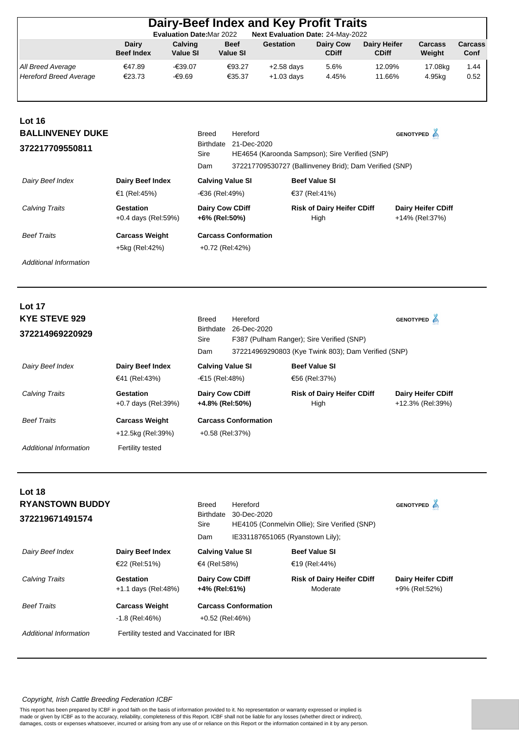# Dairy-Beef Index and Key Profit Traits

**Evaluation Date:** Mar 2022 **Next Evaluation Date:** 24-May-2022

| | Dairy Beef Index | Calving Value SI | Beef Value SI | Gestation | Dairy Cow CDiff | Dairy Heifer CDiff | Carcass Weight | Carcass Conf |
|---|---|---|---|---|---|---|---|---|
| *All Breed Average* | €47.89 | -€39.07 | €93.27 | +2.58 days | 5.6% | 12.09% | 17.08kg | 1.44 |
| *Hereford Breed Average* | €23.73 | -€9.69 | €35.37 | +1.03 days | 4.45% | 11.66% | 4.95kg | 0.52 |

## Lot 16

### BALLINVENEY DUKE

### 372217709550811

GENOTYPED

| | |
|---|---|
| Breed | Hereford |
| Birthdate | 21-Dec-2020 |
| Sire | HE4654 (Karoonda Sampson); Sire Verified (SNP) |
| Dam | 372217709530727 (Ballinveney Brid); Dam Verified (SNP) |

| | | | | |
|---|---|---|---|---|
| *Dairy Beef Index* | **Dairy Beef Index** | **Calving Value SI** | **Beef Value SI** | |
| | €1 (Rel:45%) | -€36 (Rel:49%) | €37 (Rel:41%) | |
| *Calving Traits* | **Gestation** | **Dairy Cow CDiff** | **Risk of Dairy Heifer CDiff** | **Dairy Heifer CDiff** |
| | +0.4 days (Rel:59%) | **+6% (Rel:50%)** | High | +14% (Rel:37%) |
| *Beef Traits* | **Carcass Weight** | **Carcass Conformation** | | |
| | +5kg (Rel:42%) | +0.72 (Rel:42%) | | |
| *Additional Information* | | | | |

## Lot 17

### KYE STEVE 929

### 372214969220929

GENOTYPED

| | |
|---|---|
| Breed | Hereford |
| Birthdate | 26-Dec-2020 |
| Sire | F387 (Pulham Ranger); Sire Verified (SNP) |
| Dam | 372214969290803 (Kye Twink 803); Dam Verified (SNP) |

| | | | | |
|---|---|---|---|---|
| *Dairy Beef Index* | **Dairy Beef Index** | **Calving Value SI** | **Beef Value SI** | |
| | €41 (Rel:43%) | -€15 (Rel:48%) | €56 (Rel:37%) | |
| *Calving Traits* | **Gestation** | **Dairy Cow CDiff** | **Risk of Dairy Heifer CDiff** | **Dairy Heifer CDiff** |
| | +0.7 days (Rel:39%) | **+4.8% (Rel:50%)** | High | +12.3% (Rel:39%) |
| *Beef Traits* | **Carcass Weight** | **Carcass Conformation** | | |
| | +12.5kg (Rel:39%) | +0.58 (Rel:37%) | | |
| *Additional Information* | Fertility tested | | | |

## Lot 18

### RYANSTOWN BUDDY

### 372219671491574

GENOTYPED

| | |
|---|---|
| Breed | Hereford |
| Birthdate | 30-Dec-2020 |
| Sire | HE4105 (Conmelvin Ollie); Sire Verified (SNP) |
| Dam | IE331187651065 (Ryanstown Lily); |

| | | | | |
|---|---|---|---|---|
| *Dairy Beef Index* | **Dairy Beef Index** | **Calving Value SI** | **Beef Value SI** | |
| | €22 (Rel:51%) | €4 (Rel:58%) | €19 (Rel:44%) | |
| *Calving Traits* | **Gestation** | **Dairy Cow CDiff** | **Risk of Dairy Heifer CDiff** | **Dairy Heifer CDiff** |
| | +1.1 days (Rel:48%) | **+4% (Rel:61%)** | Moderate | +9% (Rel:52%) |
| *Beef Traits* | **Carcass Weight** | **Carcass Conformation** | | |
| | -1.8 (Rel:46%) | +0.52 (Rel:46%) | | |
| *Additional Information* | Fertility tested and Vaccinated for IBR | | | |

*Copyright, Irish Cattle Breeding Federation ICBF*

This report has been prepared by ICBF in good faith on the basis of information provided to it. No representation or warranty expressed or implied is made or given by ICBF as to the accuracy, reliability, completeness of this Report. ICBF shall not be liable for any losses (whether direct or indirect), damages, costs or expenses whatsoever, incurred or arising from any use of or reliance on this Report or the information contained in it by any person.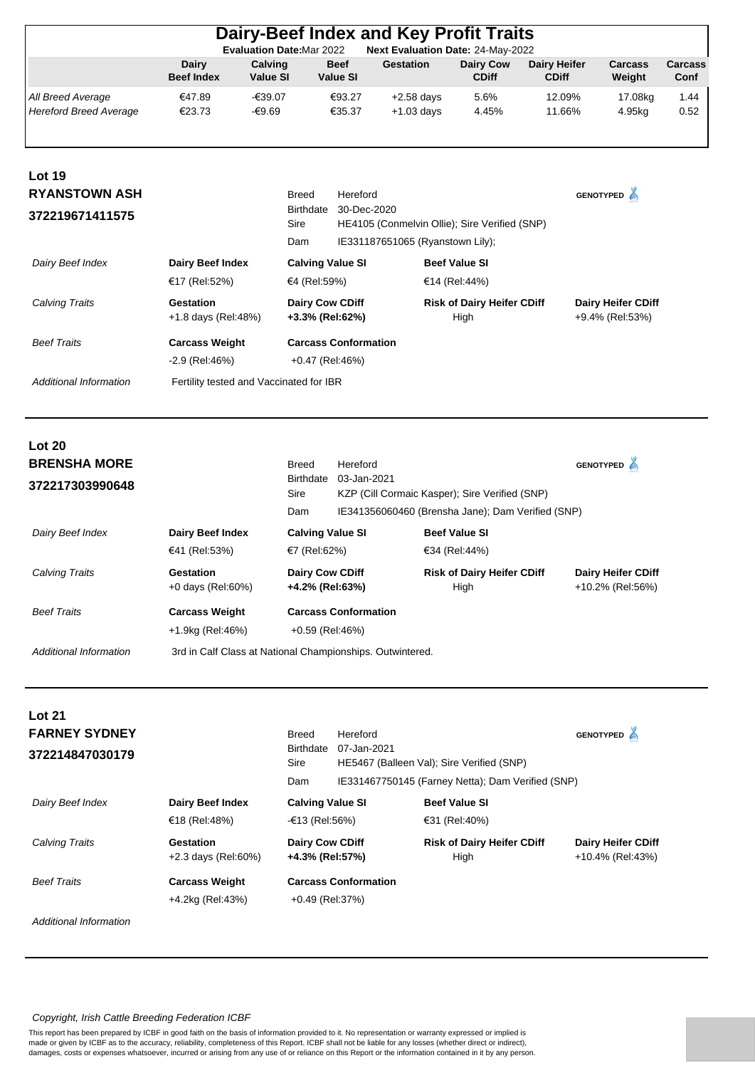# Dairy-Beef Index and Key Profit Traits

**Evaluation Date:** Mar 2022 **Next Evaluation Date:** 24-May-2022

| | Dairy Beef Index | Calving Value SI | Beef Value SI | Gestation | Dairy Cow CDiff | Dairy Heifer CDiff | Carcass Weight | Carcass Conf |
|---|---|---|---|---|---|---|---|---|
| *All Breed Average* | €47.89 | -€39.07 | €93.27 | +2.58 days | 5.6% | 12.09% | 17.08kg | 1.44 |
| *Hereford Breed Average* | €23.73 | -€9.69 | €35.37 | +1.03 days | 4.45% | 11.66% | 4.95kg | 0.52 |

## Lot 19
### RYANSTOWN ASH
### 372219671411575

GENOTYPED

| | |
|---|---|
| Breed | Hereford |
| Birthdate | 30-Dec-2020 |
| Sire | HE4105 (Conmelvin Ollie); Sire Verified (SNP) |
| Dam | IE331187651065 (Ryanstown Lily); |

| | | | | |
|---|---|---|---|---|
| *Dairy Beef Index* | **Dairy Beef Index** | **Calving Value SI** | **Beef Value SI** | |
| | €17 (Rel:52%) | €4 (Rel:59%) | €14 (Rel:44%) | |
| *Calving Traits* | **Gestation** | **Dairy Cow CDiff** | **Risk of Dairy Heifer CDiff** | **Dairy Heifer CDiff** |
| | +1.8 days (Rel:48%) | **+3.3% (Rel:62%)** | High | +9.4% (Rel:53%) |
| *Beef Traits* | **Carcass Weight** | **Carcass Conformation** | | |
| | -2.9 (Rel:46%) | +0.47 (Rel:46%) | | |
| *Additional Information* | Fertility tested and Vaccinated for IBR | | | |

## Lot 20
### BRENSHA MORE
### 372217303990648

GENOTYPED

| | |
|---|---|
| Breed | Hereford |
| Birthdate | 03-Jan-2021 |
| Sire | KZP (Cill Cormaic Kasper); Sire Verified (SNP) |
| Dam | IE341356060460 (Brensha Jane); Dam Verified (SNP) |

| | | | | |
|---|---|---|---|---|
| *Dairy Beef Index* | **Dairy Beef Index** | **Calving Value SI** | **Beef Value SI** | |
| | €41 (Rel:53%) | €7 (Rel:62%) | €34 (Rel:44%) | |
| *Calving Traits* | **Gestation** | **Dairy Cow CDiff** | **Risk of Dairy Heifer CDiff** | **Dairy Heifer CDiff** |
| | +0 days (Rel:60%) | **+4.2% (Rel:63%)** | High | +10.2% (Rel:56%) |
| *Beef Traits* | **Carcass Weight** | **Carcass Conformation** | | |
| | +1.9kg (Rel:46%) | +0.59 (Rel:46%) | | |
| *Additional Information* | 3rd in Calf Class at National Championships. Outwintered. | | | |

## Lot 21
### FARNEY SYDNEY
### 372214847030179

GENOTYPED

| | |
|---|---|
| Breed | Hereford |
| Birthdate | 07-Jan-2021 |
| Sire | HE5467 (Balleen Val); Sire Verified (SNP) |
| Dam | IE331467750145 (Farney Netta); Dam Verified (SNP) |

| | | | | |
|---|---|---|---|---|
| *Dairy Beef Index* | **Dairy Beef Index** | **Calving Value SI** | **Beef Value SI** | |
| | €18 (Rel:48%) | -€13 (Rel:56%) | €31 (Rel:40%) | |
| *Calving Traits* | **Gestation** | **Dairy Cow CDiff** | **Risk of Dairy Heifer CDiff** | **Dairy Heifer CDiff** |
| | +2.3 days (Rel:60%) | **+4.3% (Rel:57%)** | High | +10.4% (Rel:43%) |
| *Beef Traits* | **Carcass Weight** | **Carcass Conformation** | | |
| | +4.2kg (Rel:43%) | +0.49 (Rel:37%) | | |
| *Additional Information* | | | | |

*Copyright, Irish Cattle Breeding Federation ICBF*

This report has been prepared by ICBF in good faith on the basis of information provided to it. No representation or warranty expressed or implied is made or given by ICBF as to the accuracy, reliability, completeness of this Report. ICBF shall not be liable for any losses (whether direct or indirect), damages, costs or expenses whatsoever, incurred or arising from any use of or reliance on this Report or the information contained in it by any person.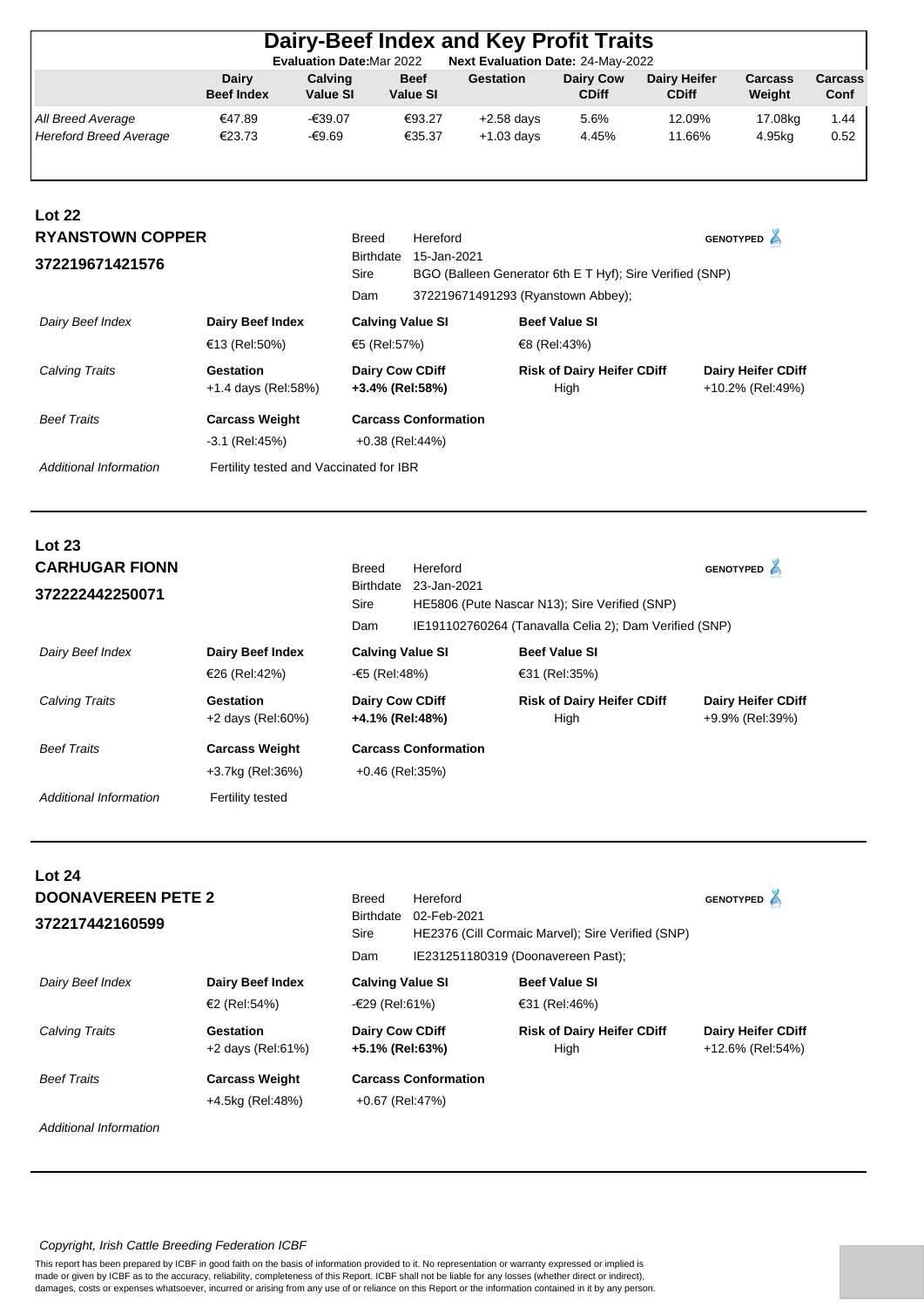# Dairy-Beef Index and Key Profit Traits

**Evaluation Date:** Mar 2022 **Next Evaluation Date:** 24-May-2022

| | Dairy Beef Index | Calving Value SI | Beef Value SI | Gestation | Dairy Cow CDiff | Dairy Heifer CDiff | Carcass Weight | Carcass Conf |
|---|---|---|---|---|---|---|---|---|
| *All Breed Average* | €47.89 | -€39.07 | €93.27 | +2.58 days | 5.6% | 12.09% | 17.08kg | 1.44 |
| *Hereford Breed Average* | €23.73 | -€9.69 | €35.37 | +1.03 days | 4.45% | 11.66% | 4.95kg | 0.52 |

## Lot 22

**RYANSTOWN COPPER**

**372219671421576**

GENOTYPED

| | |
|---|---|
| Breed | Hereford |
| Birthdate | 15-Jan-2021 |
| Sire | BGO (Balleen Generator 6th E T Hyf); Sire Verified (SNP) |
| Dam | 372219671491293 (Ryanstown Abbey); |

| | | | | |
|---|---|---|---|---|
| *Dairy Beef Index* | **Dairy Beef Index** | **Calving Value SI** | **Beef Value SI** | |
| | €13 (Rel:50%) | €5 (Rel:57%) | €8 (Rel:43%) | |
| *Calving Traits* | **Gestation** | **Dairy Cow CDiff** | **Risk of Dairy Heifer CDiff** | **Dairy Heifer CDiff** |
| | +1.4 days (Rel:58%) | **+3.4% (Rel:58%)** | High | +10.2% (Rel:49%) |
| *Beef Traits* | **Carcass Weight** | **Carcass Conformation** | | |
| | -3.1 (Rel:45%) | +0.38 (Rel:44%) | | |
| *Additional Information* | Fertility tested and Vaccinated for IBR | | | |

## Lot 23

**CARHUGAR FIONN**

**372222442250071**

GENOTYPED

| | |
|---|---|
| Breed | Hereford |
| Birthdate | 23-Jan-2021 |
| Sire | HE5806 (Pute Nascar N13); Sire Verified (SNP) |
| Dam | IE191102760264 (Tanavalla Celia 2); Dam Verified (SNP) |

| | | | | |
|---|---|---|---|---|
| *Dairy Beef Index* | **Dairy Beef Index** | **Calving Value SI** | **Beef Value SI** | |
| | €26 (Rel:42%) | -€5 (Rel:48%) | €31 (Rel:35%) | |
| *Calving Traits* | **Gestation** | **Dairy Cow CDiff** | **Risk of Dairy Heifer CDiff** | **Dairy Heifer CDiff** |
| | +2 days (Rel:60%) | **+4.1% (Rel:48%)** | High | +9.9% (Rel:39%) |
| *Beef Traits* | **Carcass Weight** | **Carcass Conformation** | | |
| | +3.7kg (Rel:36%) | +0.46 (Rel:35%) | | |
| *Additional Information* | Fertility tested | | | |

## Lot 24

**DOONAVEREEN PETE 2**

**372217442160599**

GENOTYPED

| | |
|---|---|
| Breed | Hereford |
| Birthdate | 02-Feb-2021 |
| Sire | HE2376 (Cill Cormaic Marvel); Sire Verified (SNP) |
| Dam | IE231251180319 (Doonavereen Past); |

| | | | | |
|---|---|---|---|---|
| *Dairy Beef Index* | **Dairy Beef Index** | **Calving Value SI** | **Beef Value SI** | |
| | €2 (Rel:54%) | -€29 (Rel:61%) | €31 (Rel:46%) | |
| *Calving Traits* | **Gestation** | **Dairy Cow CDiff** | **Risk of Dairy Heifer CDiff** | **Dairy Heifer CDiff** |
| | +2 days (Rel:61%) | **+5.1% (Rel:63%)** | High | +12.6% (Rel:54%) |
| *Beef Traits* | **Carcass Weight** | **Carcass Conformation** | | |
| | +4.5kg (Rel:48%) | +0.67 (Rel:47%) | | |
| *Additional Information* | | | | |

*Copyright, Irish Cattle Breeding Federation ICBF*

This report has been prepared by ICBF in good faith on the basis of information provided to it. No representation or warranty expressed or implied is made or given by ICBF as to the accuracy, reliability, completeness of this Report. ICBF shall not be liable for any losses (whether direct or indirect), damages, costs or expenses whatsoever, incurred or arising from any use of or reliance on this Report or the information contained in it by any person.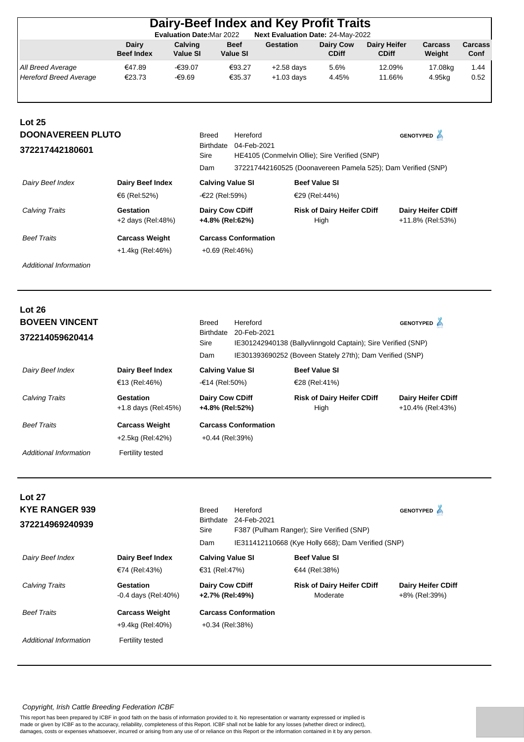# Dairy-Beef Index and Key Profit Traits

**Evaluation Date:** Mar 2022 **Next Evaluation Date:** 24-May-2022

| | Dairy Beef Index | Calving Value SI | Beef Value SI | Gestation | Dairy Cow CDiff | Dairy Heifer CDiff | Carcass Weight | Carcass Conf |
|---|---|---|---|---|---|---|---|---|
| *All Breed Average* | €47.89 | -€39.07 | €93.27 | +2.58 days | 5.6% | 12.09% | 17.08kg | 1.44 |
| *Hereford Breed Average* | €23.73 | -€9.69 | €35.37 | +1.03 days | 4.45% | 11.66% | 4.95kg | 0.52 |

## Lot 25

**DOONAVEREEN PLUTO**

**372217442180601**

GENOTYPED

| | |
|---|---|
| Breed | Hereford |
| Birthdate | 04-Feb-2021 |
| Sire | HE4105 (Conmelvin Ollie); Sire Verified (SNP) |
| Dam | 372217442160525 (Doonavereen Pamela 525); Dam Verified (SNP) |

| | | | | |
|---|---|---|---|---|
| *Dairy Beef Index* | **Dairy Beef Index** | **Calving Value SI** | **Beef Value SI** | |
| | €6 (Rel:52%) | -€22 (Rel:59%) | €29 (Rel:44%) | |
| *Calving Traits* | **Gestation** +2 days (Rel:48%) | **Dairy Cow CDiff** **+4.8% (Rel:62%)** | **Risk of Dairy Heifer CDiff** High | **Dairy Heifer CDiff** +11.8% (Rel:53%) |
| *Beef Traits* | **Carcass Weight** | **Carcass Conformation** | | |
| | +1.4kg (Rel:46%) | +0.69 (Rel:46%) | | |
| *Additional Information* | | | | |

## Lot 26

**BOVEEN VINCENT**

**372214059620414**

GENOTYPED

| | |
|---|---|
| Breed | Hereford |
| Birthdate | 20-Feb-2021 |
| Sire | IE301242940138 (Ballyvlinngold Captain); Sire Verified (SNP) |
| Dam | IE301393690252 (Boveen Stately 27th); Dam Verified (SNP) |

| | | | | |
|---|---|---|---|---|
| *Dairy Beef Index* | **Dairy Beef Index** | **Calving Value SI** | **Beef Value SI** | |
| | €13 (Rel:46%) | -€14 (Rel:50%) | €28 (Rel:41%) | |
| *Calving Traits* | **Gestation** +1.8 days (Rel:45%) | **Dairy Cow CDiff** **+4.8% (Rel:52%)** | **Risk of Dairy Heifer CDiff** High | **Dairy Heifer CDiff** +10.4% (Rel:43%) |
| *Beef Traits* | **Carcass Weight** | **Carcass Conformation** | | |
| | +2.5kg (Rel:42%) | +0.44 (Rel:39%) | | |
| *Additional Information* | Fertility tested | | | |

## Lot 27

**KYE RANGER 939**

**372214969240939**

GENOTYPED

| | |
|---|---|
| Breed | Hereford |
| Birthdate | 24-Feb-2021 |
| Sire | F387 (Pulham Ranger); Sire Verified (SNP) |
| Dam | IE311412110668 (Kye Holly 668); Dam Verified (SNP) |

| | | | | |
|---|---|---|---|---|
| *Dairy Beef Index* | **Dairy Beef Index** | **Calving Value SI** | **Beef Value SI** | |
| | €74 (Rel:43%) | €31 (Rel:47%) | €44 (Rel:38%) | |
| *Calving Traits* | **Gestation** -0.4 days (Rel:40%) | **Dairy Cow CDiff** **+2.7% (Rel:49%)** | **Risk of Dairy Heifer CDiff** Moderate | **Dairy Heifer CDiff** +8% (Rel:39%) |
| *Beef Traits* | **Carcass Weight** | **Carcass Conformation** | | |
| | +9.4kg (Rel:40%) | +0.34 (Rel:38%) | | |
| *Additional Information* | Fertility tested | | | |

*Copyright, Irish Cattle Breeding Federation ICBF*

This report has been prepared by ICBF in good faith on the basis of information provided to it. No representation or warranty expressed or implied is made or given by ICBF as to the accuracy, reliability, completeness of this Report. ICBF shall not be liable for any losses (whether direct or indirect), damages, costs or expenses whatsoever, incurred or arising from any use of or reliance on this Report or the information contained in it by any person.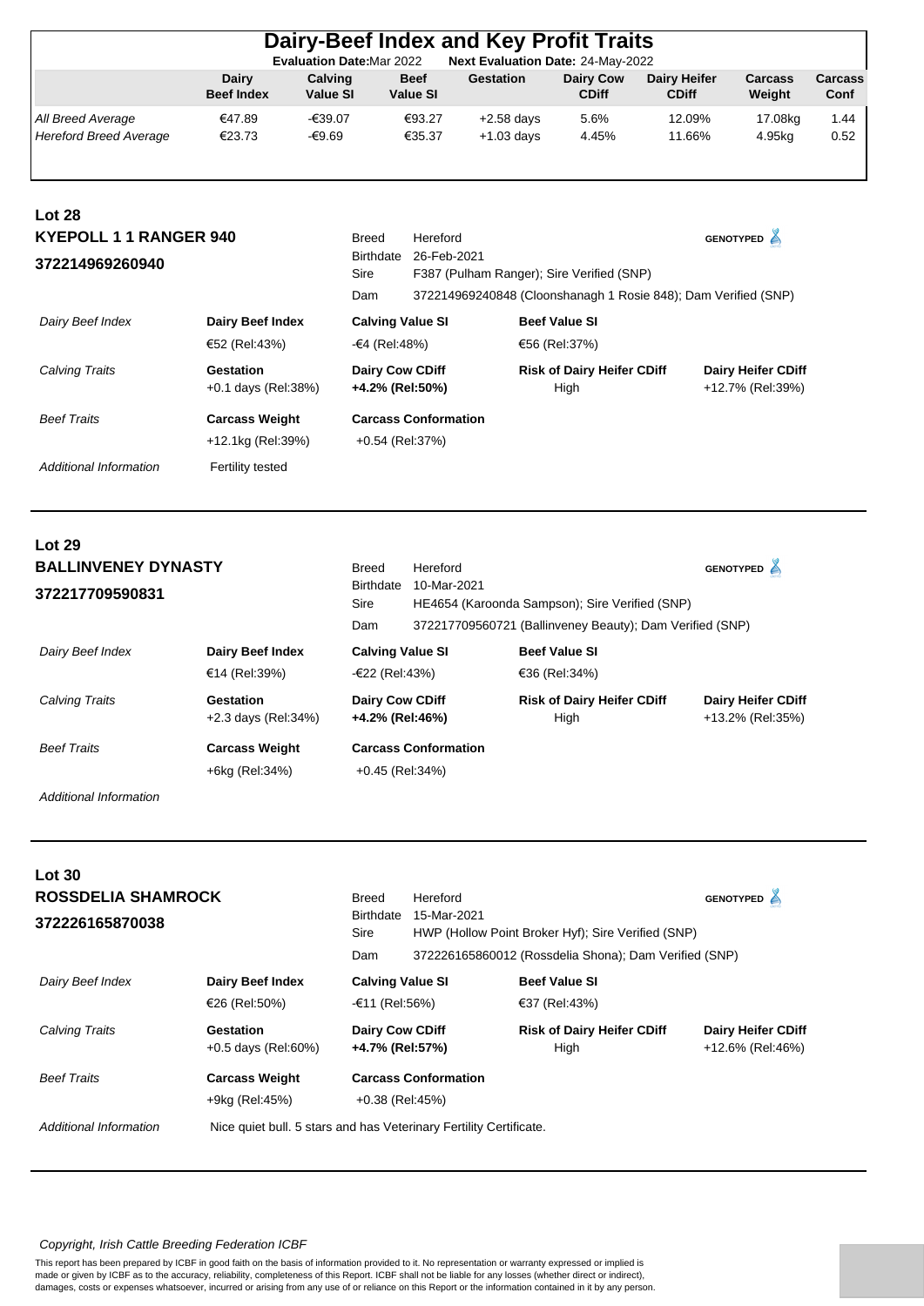# Dairy-Beef Index and Key Profit Traits

**Evaluation Date:** Mar 2022 **Next Evaluation Date:** 24-May-2022

| | Dairy Beef Index | Calving Value SI | Beef Value SI | Gestation | Dairy Cow CDiff | Dairy Heifer CDiff | Carcass Weight | Carcass Conf |
|---|---|---|---|---|---|---|---|---|
| *All Breed Average* | €47.89 | -€39.07 | €93.27 | +2.58 days | 5.6% | 12.09% | 17.08kg | 1.44 |
| *Hereford Breed Average* | €23.73 | -€9.69 | €35.37 | +1.03 days | 4.45% | 11.66% | 4.95kg | 0.52 |

## Lot 28

**KYEPOLL 1 1 RANGER 940**

**372214969260940**

GENOTYPED

| | |
|---|---|
| Breed | Hereford |
| Birthdate | 26-Feb-2021 |
| Sire | F387 (Pulham Ranger); Sire Verified (SNP) |
| Dam | 372214969240848 (Cloonshanagh 1 Rosie 848); Dam Verified (SNP) |

| | | | | |
|---|---|---|---|---|
| *Dairy Beef Index* | **Dairy Beef Index**<br>€52 (Rel:43%) | **Calving Value SI**<br>-€4 (Rel:48%) | **Beef Value SI**<br>€56 (Rel:37%) | |
| *Calving Traits* | **Gestation**<br>+0.1 days (Rel:38%) | **Dairy Cow CDiff**<br>**+4.2% (Rel:50%)** | **Risk of Dairy Heifer CDiff**<br>High | **Dairy Heifer CDiff**<br>+12.7% (Rel:39%) |
| *Beef Traits* | **Carcass Weight**<br>+12.1kg (Rel:39%) | **Carcass Conformation**<br>+0.54 (Rel:37%) | | |
| *Additional Information* | Fertility tested | | | |

## Lot 29

**BALLINVENEY DYNASTY**

**372217709590831**

GENOTYPED

| | |
|---|---|
| Breed | Hereford |
| Birthdate | 10-Mar-2021 |
| Sire | HE4654 (Karoonda Sampson); Sire Verified (SNP) |
| Dam | 372217709560721 (Ballinveney Beauty); Dam Verified (SNP) |

| | | | | |
|---|---|---|---|---|
| *Dairy Beef Index* | **Dairy Beef Index**<br>€14 (Rel:39%) | **Calving Value SI**<br>-€22 (Rel:43%) | **Beef Value SI**<br>€36 (Rel:34%) | |
| *Calving Traits* | **Gestation**<br>+2.3 days (Rel:34%) | **Dairy Cow CDiff**<br>**+4.2% (Rel:46%)** | **Risk of Dairy Heifer CDiff**<br>High | **Dairy Heifer CDiff**<br>+13.2% (Rel:35%) |
| *Beef Traits* | **Carcass Weight**<br>+6kg (Rel:34%) | **Carcass Conformation**<br>+0.45 (Rel:34%) | | |
| *Additional Information* | | | | |

## Lot 30

**ROSSDELIA SHAMROCK**

**372226165870038**

GENOTYPED

| | |
|---|---|
| Breed | Hereford |
| Birthdate | 15-Mar-2021 |
| Sire | HWP (Hollow Point Broker Hyf); Sire Verified (SNP) |
| Dam | 372226165860012 (Rossdelia Shona); Dam Verified (SNP) |

| | | | | |
|---|---|---|---|---|
| *Dairy Beef Index* | **Dairy Beef Index**<br>€26 (Rel:50%) | **Calving Value SI**<br>-€11 (Rel:56%) | **Beef Value SI**<br>€37 (Rel:43%) | |
| *Calving Traits* | **Gestation**<br>+0.5 days (Rel:60%) | **Dairy Cow CDiff**<br>**+4.7% (Rel:57%)** | **Risk of Dairy Heifer CDiff**<br>High | **Dairy Heifer CDiff**<br>+12.6% (Rel:46%) |
| *Beef Traits* | **Carcass Weight**<br>+9kg (Rel:45%) | **Carcass Conformation**<br>+0.38 (Rel:45%) | | |
| *Additional Information* | Nice quiet bull. 5 stars and has Veterinary Fertility Certificate. | | | |

*Copyright, Irish Cattle Breeding Federation ICBF*

This report has been prepared by ICBF in good faith on the basis of information provided to it. No representation or warranty expressed or implied is made or given by ICBF as to the accuracy, reliability, completeness of this Report. ICBF shall not be liable for any losses (whether direct or indirect), damages, costs or expenses whatsoever, incurred or arising from any use of or reliance on this Report or the information contained in it by any person.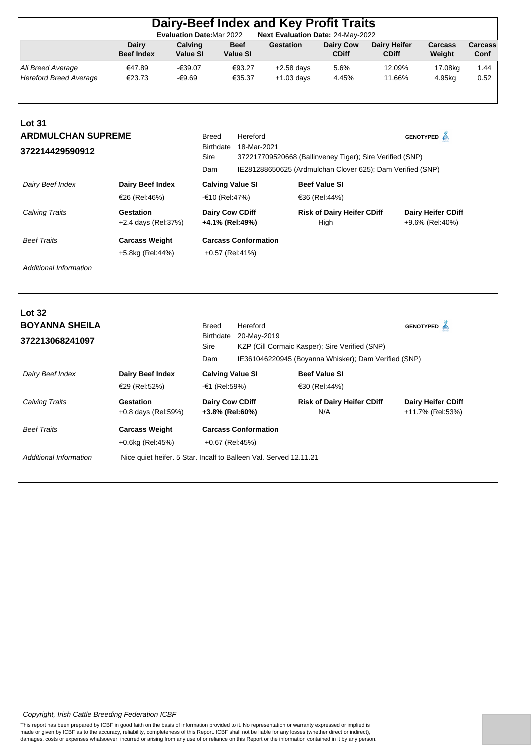# Dairy-Beef Index and Key Profit Traits

**Evaluation Date:** Mar 2022 **Next Evaluation Date:** 24-May-2022

| | Dairy Beef Index | Calving Value SI | Beef Value SI | Gestation | Dairy Cow CDiff | Dairy Heifer CDiff | Carcass Weight | Carcass Conf |
|---|---|---|---|---|---|---|---|---|
| *All Breed Average* | €47.89 | -€39.07 | €93.27 | +2.58 days | 5.6% | 12.09% | 17.08kg | 1.44 |
| *Hereford Breed Average* | €23.73 | -€9.69 | €35.37 | +1.03 days | 4.45% | 11.66% | 4.95kg | 0.52 |

## Lot 31

### ARDMULCHAN SUPREME

**372214429590912**

Breed: Hereford
Birthdate: 18-Mar-2021
Sire: 372217709520668 (Ballinveney Tiger); Sire Verified (SNP)
Dam: IE281288650625 (Ardmulchan Clover 625); Dam Verified (SNP)

GENOTYPED

| | | | | |
|---|---|---|---|---|
| *Dairy Beef Index* | **Dairy Beef Index** | **Calving Value SI** | **Beef Value SI** | |
| | €26 (Rel:46%) | -€10 (Rel:47%) | €36 (Rel:44%) | |
| *Calving Traits* | **Gestation** +2.4 days (Rel:37%) | **Dairy Cow CDiff** **+4.1% (Rel:49%)** | **Risk of Dairy Heifer CDiff** High | **Dairy Heifer CDiff** +9.6% (Rel:40%) |
| *Beef Traits* | **Carcass Weight** | **Carcass Conformation** | | |
| | +5.8kg (Rel:44%) | +0.57 (Rel:41%) | | |

*Additional Information*

## Lot 32

### BOYANNA SHEILA

**372213068241097**

Breed: Hereford
Birthdate: 20-May-2019
Sire: KZP (Cill Cormaic Kasper); Sire Verified (SNP)
Dam: IE361046220945 (Boyanna Whisker); Dam Verified (SNP)

GENOTYPED

| | | | | |
|---|---|---|---|---|
| *Dairy Beef Index* | **Dairy Beef Index** | **Calving Value SI** | **Beef Value SI** | |
| | €29 (Rel:52%) | -€1 (Rel:59%) | €30 (Rel:44%) | |
| *Calving Traits* | **Gestation** +0.8 days (Rel:59%) | **Dairy Cow CDiff** **+3.8% (Rel:60%)** | **Risk of Dairy Heifer CDiff** N/A | **Dairy Heifer CDiff** +11.7% (Rel:53%) |
| *Beef Traits* | **Carcass Weight** | **Carcass Conformation** | | |
| | +0.6kg (Rel:45%) | +0.67 (Rel:45%) | | |

*Additional Information* Nice quiet heifer. 5 Star. Incalf to Balleen Val. Served 12.11.21

*Copyright, Irish Cattle Breeding Federation ICBF*

This report has been prepared by ICBF in good faith on the basis of information provided to it. No representation or warranty expressed or implied is made or given by ICBF as to the accuracy, reliability, completeness of this Report. ICBF shall not be liable for any losses (whether direct or indirect), damages, costs or expenses whatsoever, incurred or arising from any use of or reliance on this Report or the information contained in it by any person.